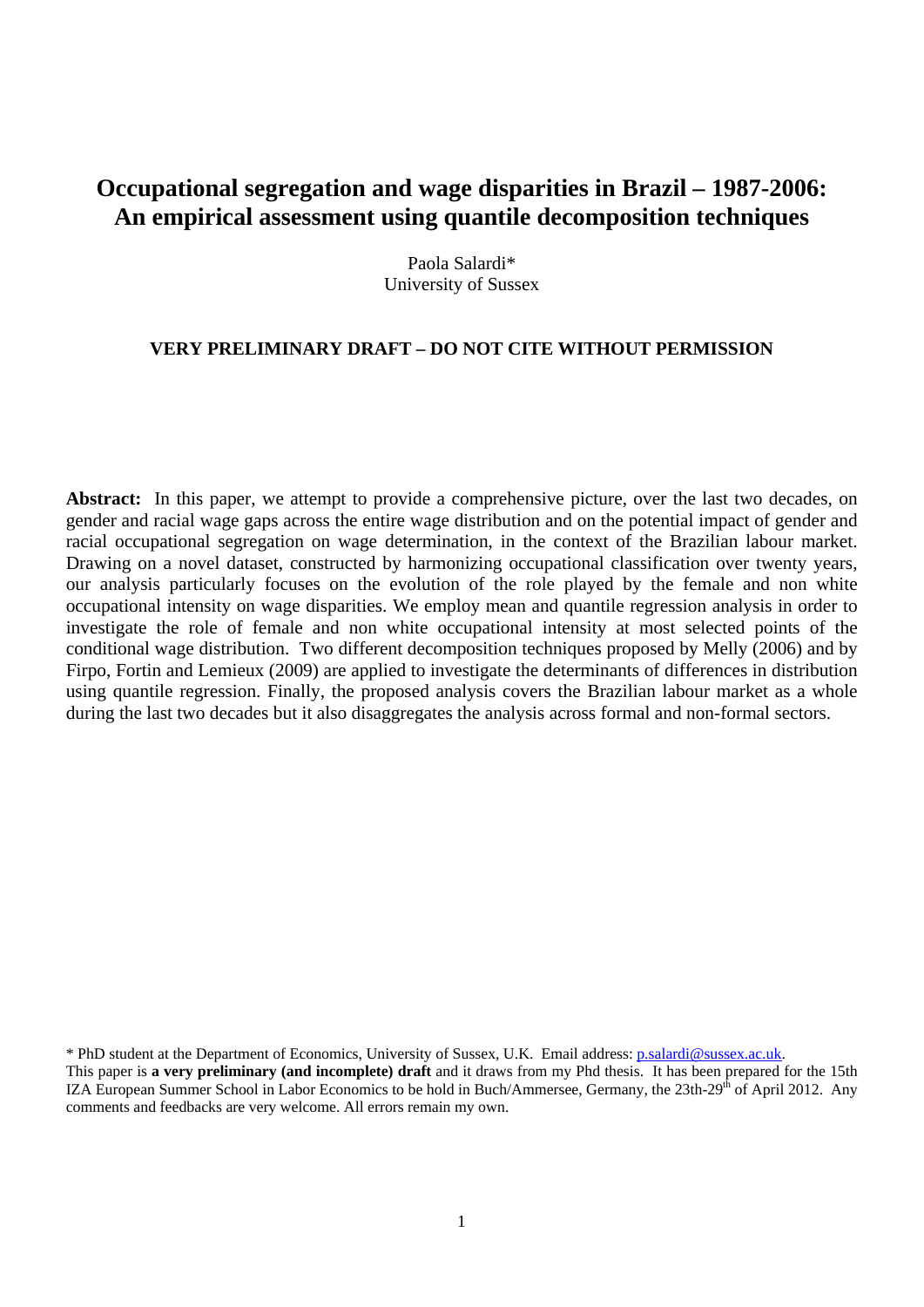# Occupational segregation and wage disparities in Brazil – 1987-2006: An empirical assessment using quantile decomposition techniques

Paola Salardi*
University of Sussex

**VERY PRELIMINARY DRAFT – DO NOT CITE WITHOUT PERMISSION**

**Abstract:** In this paper, we attempt to provide a comprehensive picture, over the last two decades, on gender and racial wage gaps across the entire wage distribution and on the potential impact of gender and racial occupational segregation on wage determination, in the context of the Brazilian labour market. Drawing on a novel dataset, constructed by harmonizing occupational classification over twenty years, our analysis particularly focuses on the evolution of the role played by the female and non white occupational intensity on wage disparities. We employ mean and quantile regression analysis in order to investigate the role of female and non white occupational intensity at most selected points of the conditional wage distribution. Two different decomposition techniques proposed by Melly (2006) and by Firpo, Fortin and Lemieux (2009) are applied to investigate the determinants of differences in distribution using quantile regression. Finally, the proposed analysis covers the Brazilian labour market as a whole during the last two decades but it also disaggregates the analysis across formal and non-formal sectors.

\* PhD student at the Department of Economics, University of Sussex, U.K. Email address: p.salardi@sussex.ac.uk.
This paper is **a very preliminary (and incomplete) draft** and it draws from my Phd thesis. It has been prepared for the 15th IZA European Summer School in Labor Economics to be hold in Buch/Ammersee, Germany, the 23th-29th of April 2012. Any comments and feedbacks are very welcome. All errors remain my own.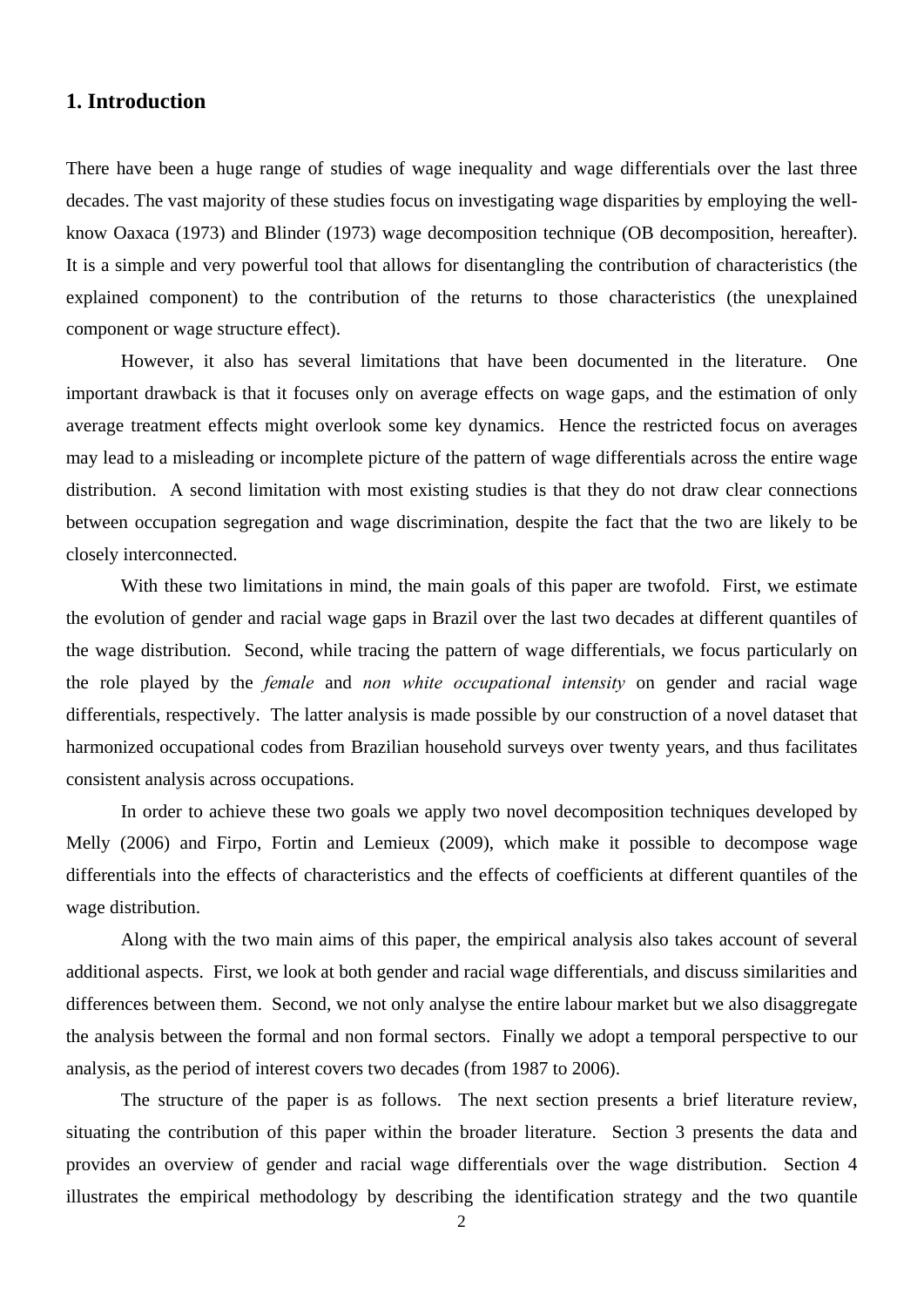## 1. Introduction

There have been a huge range of studies of wage inequality and wage differentials over the last three decades. The vast majority of these studies focus on investigating wage disparities by employing the well-know Oaxaca (1973) and Blinder (1973) wage decomposition technique (OB decomposition, hereafter). It is a simple and very powerful tool that allows for disentangling the contribution of characteristics (the explained component) to the contribution of the returns to those characteristics (the unexplained component or wage structure effect).

However, it also has several limitations that have been documented in the literature. One important drawback is that it focuses only on average effects on wage gaps, and the estimation of only average treatment effects might overlook some key dynamics. Hence the restricted focus on averages may lead to a misleading or incomplete picture of the pattern of wage differentials across the entire wage distribution. A second limitation with most existing studies is that they do not draw clear connections between occupation segregation and wage discrimination, despite the fact that the two are likely to be closely interconnected.

With these two limitations in mind, the main goals of this paper are twofold. First, we estimate the evolution of gender and racial wage gaps in Brazil over the last two decades at different quantiles of the wage distribution. Second, while tracing the pattern of wage differentials, we focus particularly on the role played by the *female* and *non white occupational intensity* on gender and racial wage differentials, respectively. The latter analysis is made possible by our construction of a novel dataset that harmonized occupational codes from Brazilian household surveys over twenty years, and thus facilitates consistent analysis across occupations.

In order to achieve these two goals we apply two novel decomposition techniques developed by Melly (2006) and Firpo, Fortin and Lemieux (2009), which make it possible to decompose wage differentials into the effects of characteristics and the effects of coefficients at different quantiles of the wage distribution.

Along with the two main aims of this paper, the empirical analysis also takes account of several additional aspects. First, we look at both gender and racial wage differentials, and discuss similarities and differences between them. Second, we not only analyse the entire labour market but we also disaggregate the analysis between the formal and non formal sectors. Finally we adopt a temporal perspective to our analysis, as the period of interest covers two decades (from 1987 to 2006).

The structure of the paper is as follows. The next section presents a brief literature review, situating the contribution of this paper within the broader literature. Section 3 presents the data and provides an overview of gender and racial wage differentials over the wage distribution. Section 4 illustrates the empirical methodology by describing the identification strategy and the two quantile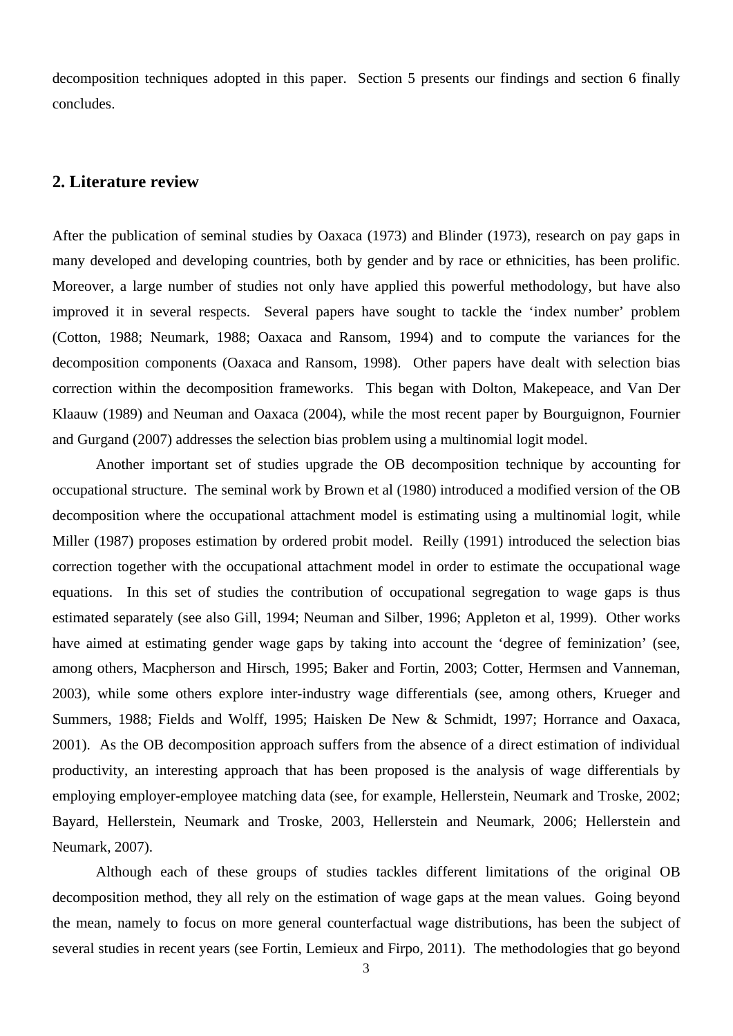decomposition techniques adopted in this paper. Section 5 presents our findings and section 6 finally concludes.

## 2. Literature review

After the publication of seminal studies by Oaxaca (1973) and Blinder (1973), research on pay gaps in many developed and developing countries, both by gender and by race or ethnicities, has been prolific. Moreover, a large number of studies not only have applied this powerful methodology, but have also improved it in several respects. Several papers have sought to tackle the 'index number' problem (Cotton, 1988; Neumark, 1988; Oaxaca and Ransom, 1994) and to compute the variances for the decomposition components (Oaxaca and Ransom, 1998). Other papers have dealt with selection bias correction within the decomposition frameworks. This began with Dolton, Makepeace, and Van Der Klaauw (1989) and Neuman and Oaxaca (2004), while the most recent paper by Bourguignon, Fournier and Gurgand (2007) addresses the selection bias problem using a multinomial logit model.

Another important set of studies upgrade the OB decomposition technique by accounting for occupational structure. The seminal work by Brown et al (1980) introduced a modified version of the OB decomposition where the occupational attachment model is estimating using a multinomial logit, while Miller (1987) proposes estimation by ordered probit model. Reilly (1991) introduced the selection bias correction together with the occupational attachment model in order to estimate the occupational wage equations. In this set of studies the contribution of occupational segregation to wage gaps is thus estimated separately (see also Gill, 1994; Neuman and Silber, 1996; Appleton et al, 1999). Other works have aimed at estimating gender wage gaps by taking into account the 'degree of feminization' (see, among others, Macpherson and Hirsch, 1995; Baker and Fortin, 2003; Cotter, Hermsen and Vanneman, 2003), while some others explore inter-industry wage differentials (see, among others, Krueger and Summers, 1988; Fields and Wolff, 1995; Haisken De New & Schmidt, 1997; Horrance and Oaxaca, 2001). As the OB decomposition approach suffers from the absence of a direct estimation of individual productivity, an interesting approach that has been proposed is the analysis of wage differentials by employing employer-employee matching data (see, for example, Hellerstein, Neumark and Troske, 2002; Bayard, Hellerstein, Neumark and Troske, 2003, Hellerstein and Neumark, 2006; Hellerstein and Neumark, 2007).

Although each of these groups of studies tackles different limitations of the original OB decomposition method, they all rely on the estimation of wage gaps at the mean values. Going beyond the mean, namely to focus on more general counterfactual wage distributions, has been the subject of several studies in recent years (see Fortin, Lemieux and Firpo, 2011). The methodologies that go beyond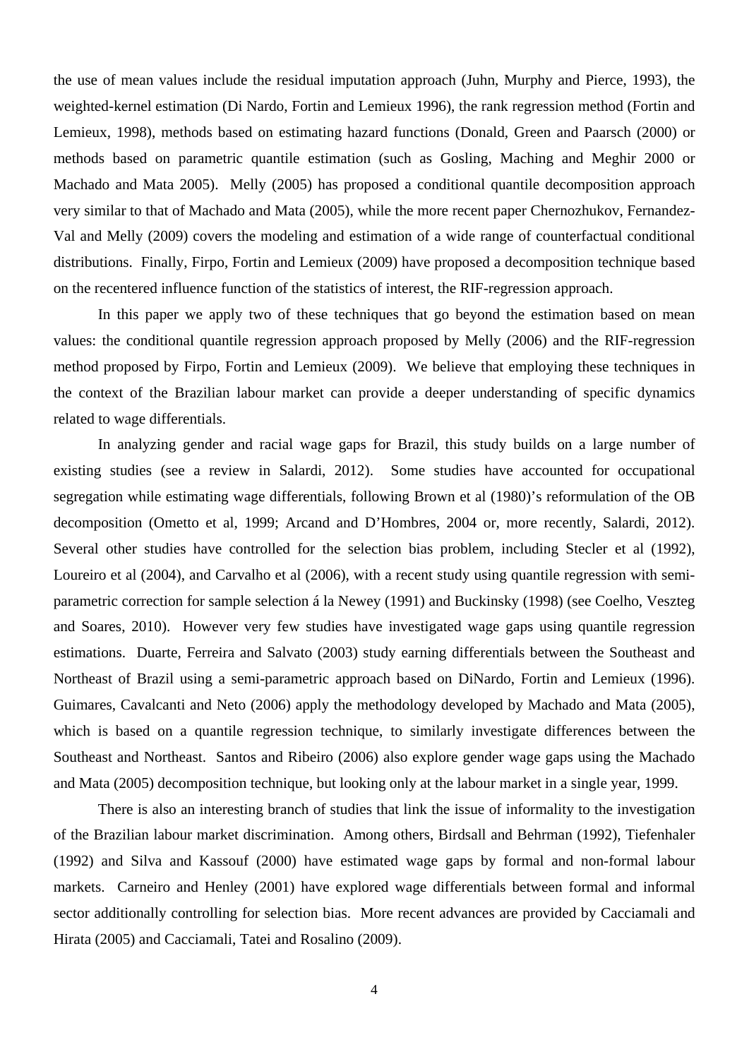the use of mean values include the residual imputation approach (Juhn, Murphy and Pierce, 1993), the weighted-kernel estimation (Di Nardo, Fortin and Lemieux 1996), the rank regression method (Fortin and Lemieux, 1998), methods based on estimating hazard functions (Donald, Green and Paarsch (2000) or methods based on parametric quantile estimation (such as Gosling, Maching and Meghir 2000 or Machado and Mata 2005). Melly (2005) has proposed a conditional quantile decomposition approach very similar to that of Machado and Mata (2005), while the more recent paper Chernozhukov, Fernandez-Val and Melly (2009) covers the modeling and estimation of a wide range of counterfactual conditional distributions. Finally, Firpo, Fortin and Lemieux (2009) have proposed a decomposition technique based on the recentered influence function of the statistics of interest, the RIF-regression approach.

In this paper we apply two of these techniques that go beyond the estimation based on mean values: the conditional quantile regression approach proposed by Melly (2006) and the RIF-regression method proposed by Firpo, Fortin and Lemieux (2009). We believe that employing these techniques in the context of the Brazilian labour market can provide a deeper understanding of specific dynamics related to wage differentials.

In analyzing gender and racial wage gaps for Brazil, this study builds on a large number of existing studies (see a review in Salardi, 2012). Some studies have accounted for occupational segregation while estimating wage differentials, following Brown et al (1980)'s reformulation of the OB decomposition (Ometto et al, 1999; Arcand and D'Hombres, 2004 or, more recently, Salardi, 2012). Several other studies have controlled for the selection bias problem, including Stecler et al (1992), Loureiro et al (2004), and Carvalho et al (2006), with a recent study using quantile regression with semi-parametric correction for sample selection á la Newey (1991) and Buckinsky (1998) (see Coelho, Veszteg and Soares, 2010). However very few studies have investigated wage gaps using quantile regression estimations. Duarte, Ferreira and Salvato (2003) study earning differentials between the Southeast and Northeast of Brazil using a semi-parametric approach based on DiNardo, Fortin and Lemieux (1996). Guimares, Cavalcanti and Neto (2006) apply the methodology developed by Machado and Mata (2005), which is based on a quantile regression technique, to similarly investigate differences between the Southeast and Northeast. Santos and Ribeiro (2006) also explore gender wage gaps using the Machado and Mata (2005) decomposition technique, but looking only at the labour market in a single year, 1999.

There is also an interesting branch of studies that link the issue of informality to the investigation of the Brazilian labour market discrimination. Among others, Birdsall and Behrman (1992), Tiefenhaler (1992) and Silva and Kassouf (2000) have estimated wage gaps by formal and non-formal labour markets. Carneiro and Henley (2001) have explored wage differentials between formal and informal sector additionally controlling for selection bias. More recent advances are provided by Cacciamali and Hirata (2005) and Cacciamali, Tatei and Rosalino (2009).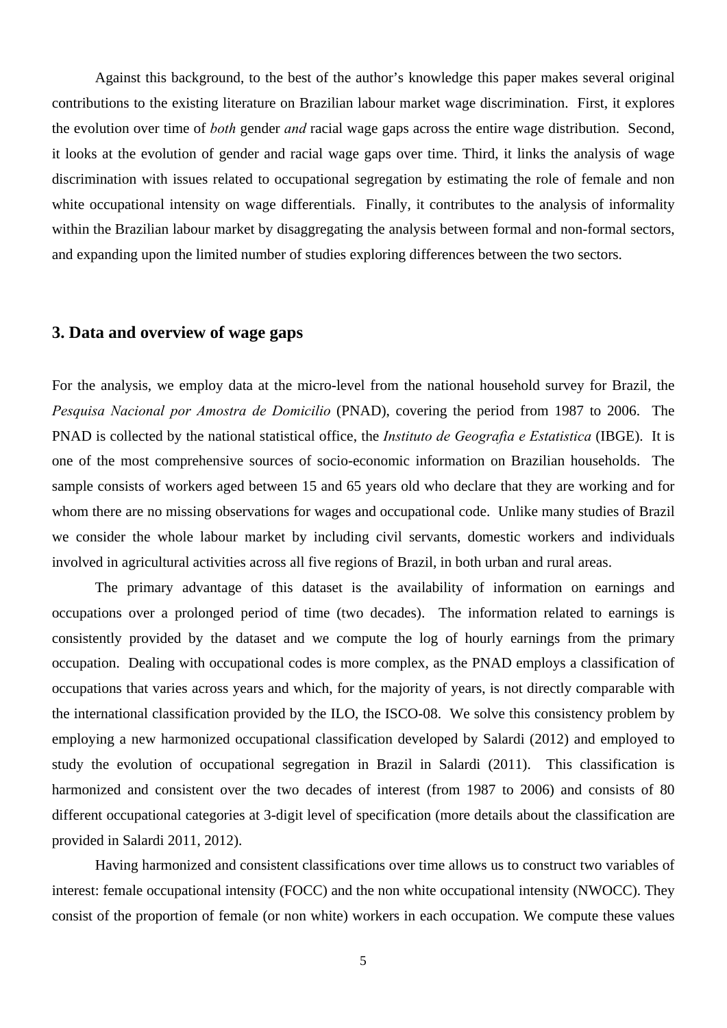Against this background, to the best of the author's knowledge this paper makes several original contributions to the existing literature on Brazilian labour market wage discrimination. First, it explores the evolution over time of *both* gender *and* racial wage gaps across the entire wage distribution. Second, it looks at the evolution of gender and racial wage gaps over time. Third, it links the analysis of wage discrimination with issues related to occupational segregation by estimating the role of female and non white occupational intensity on wage differentials. Finally, it contributes to the analysis of informality within the Brazilian labour market by disaggregating the analysis between formal and non-formal sectors, and expanding upon the limited number of studies exploring differences between the two sectors.

## 3. Data and overview of wage gaps

For the analysis, we employ data at the micro-level from the national household survey for Brazil, the *Pesquisa Nacional por Amostra de Domicilio* (PNAD), covering the period from 1987 to 2006. The PNAD is collected by the national statistical office, the *Instituto de Geografia e Estatistica* (IBGE). It is one of the most comprehensive sources of socio-economic information on Brazilian households. The sample consists of workers aged between 15 and 65 years old who declare that they are working and for whom there are no missing observations for wages and occupational code. Unlike many studies of Brazil we consider the whole labour market by including civil servants, domestic workers and individuals involved in agricultural activities across all five regions of Brazil, in both urban and rural areas.

The primary advantage of this dataset is the availability of information on earnings and occupations over a prolonged period of time (two decades). The information related to earnings is consistently provided by the dataset and we compute the log of hourly earnings from the primary occupation. Dealing with occupational codes is more complex, as the PNAD employs a classification of occupations that varies across years and which, for the majority of years, is not directly comparable with the international classification provided by the ILO, the ISCO-08. We solve this consistency problem by employing a new harmonized occupational classification developed by Salardi (2012) and employed to study the evolution of occupational segregation in Brazil in Salardi (2011). This classification is harmonized and consistent over the two decades of interest (from 1987 to 2006) and consists of 80 different occupational categories at 3-digit level of specification (more details about the classification are provided in Salardi 2011, 2012).

Having harmonized and consistent classifications over time allows us to construct two variables of interest: female occupational intensity (FOCC) and the non white occupational intensity (NWOCC). They consist of the proportion of female (or non white) workers in each occupation. We compute these values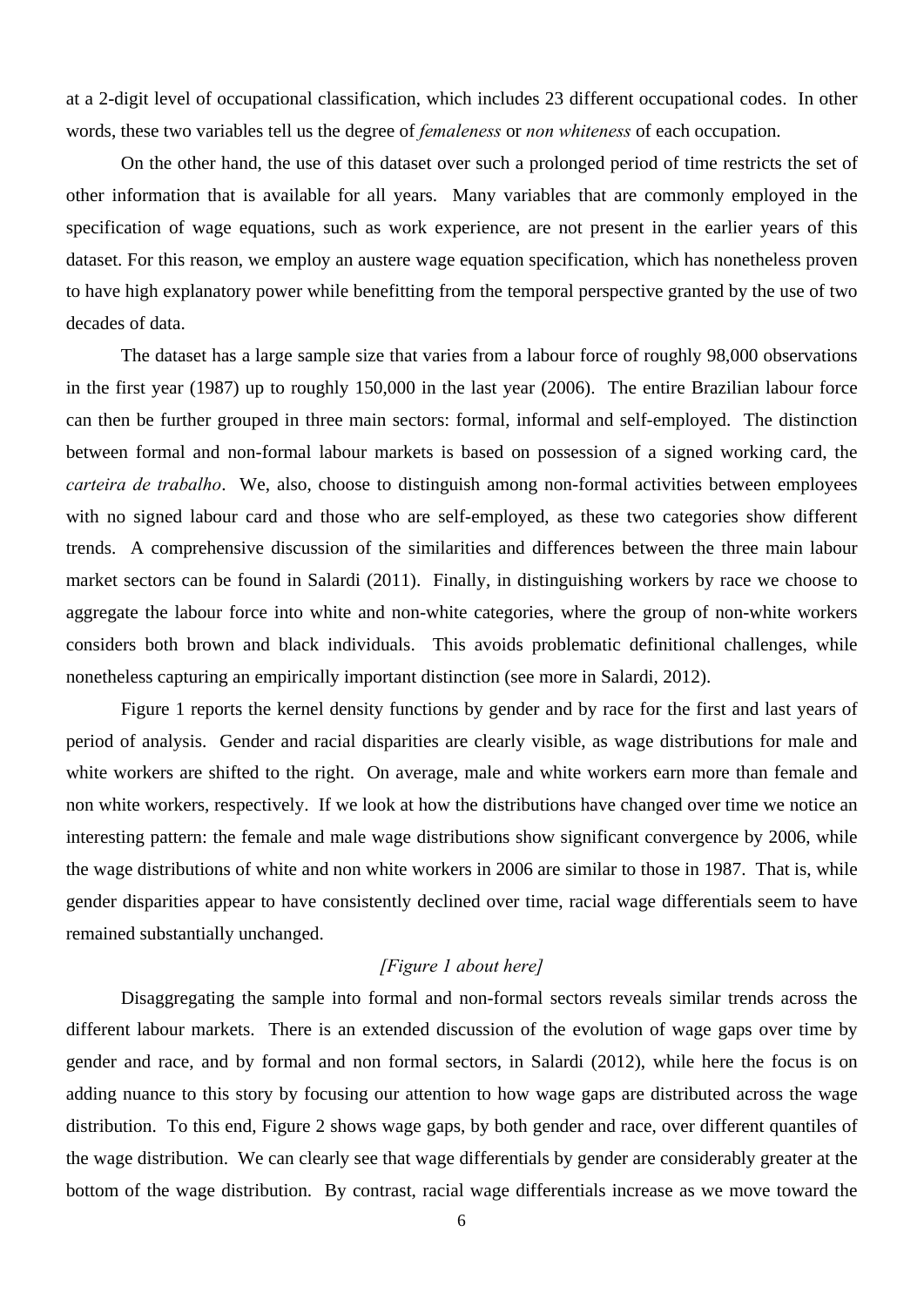at a 2-digit level of occupational classification, which includes 23 different occupational codes. In other words, these two variables tell us the degree of *femaleness* or *non whiteness* of each occupation.

On the other hand, the use of this dataset over such a prolonged period of time restricts the set of other information that is available for all years. Many variables that are commonly employed in the specification of wage equations, such as work experience, are not present in the earlier years of this dataset. For this reason, we employ an austere wage equation specification, which has nonetheless proven to have high explanatory power while benefitting from the temporal perspective granted by the use of two decades of data.

The dataset has a large sample size that varies from a labour force of roughly 98,000 observations in the first year (1987) up to roughly 150,000 in the last year (2006). The entire Brazilian labour force can then be further grouped in three main sectors: formal, informal and self-employed. The distinction between formal and non-formal labour markets is based on possession of a signed working card, the *carteira de trabalho*. We, also, choose to distinguish among non-formal activities between employees with no signed labour card and those who are self-employed, as these two categories show different trends. A comprehensive discussion of the similarities and differences between the three main labour market sectors can be found in Salardi (2011). Finally, in distinguishing workers by race we choose to aggregate the labour force into white and non-white categories, where the group of non-white workers considers both brown and black individuals. This avoids problematic definitional challenges, while nonetheless capturing an empirically important distinction (see more in Salardi, 2012).

Figure 1 reports the kernel density functions by gender and by race for the first and last years of period of analysis. Gender and racial disparities are clearly visible, as wage distributions for male and white workers are shifted to the right. On average, male and white workers earn more than female and non white workers, respectively. If we look at how the distributions have changed over time we notice an interesting pattern: the female and male wage distributions show significant convergence by 2006, while the wage distributions of white and non white workers in 2006 are similar to those in 1987. That is, while gender disparities appear to have consistently declined over time, racial wage differentials seem to have remained substantially unchanged.

*[Figure 1 about here]*

Disaggregating the sample into formal and non-formal sectors reveals similar trends across the different labour markets. There is an extended discussion of the evolution of wage gaps over time by gender and race, and by formal and non formal sectors, in Salardi (2012), while here the focus is on adding nuance to this story by focusing our attention to how wage gaps are distributed across the wage distribution. To this end, Figure 2 shows wage gaps, by both gender and race, over different quantiles of the wage distribution. We can clearly see that wage differentials by gender are considerably greater at the bottom of the wage distribution. By contrast, racial wage differentials increase as we move toward the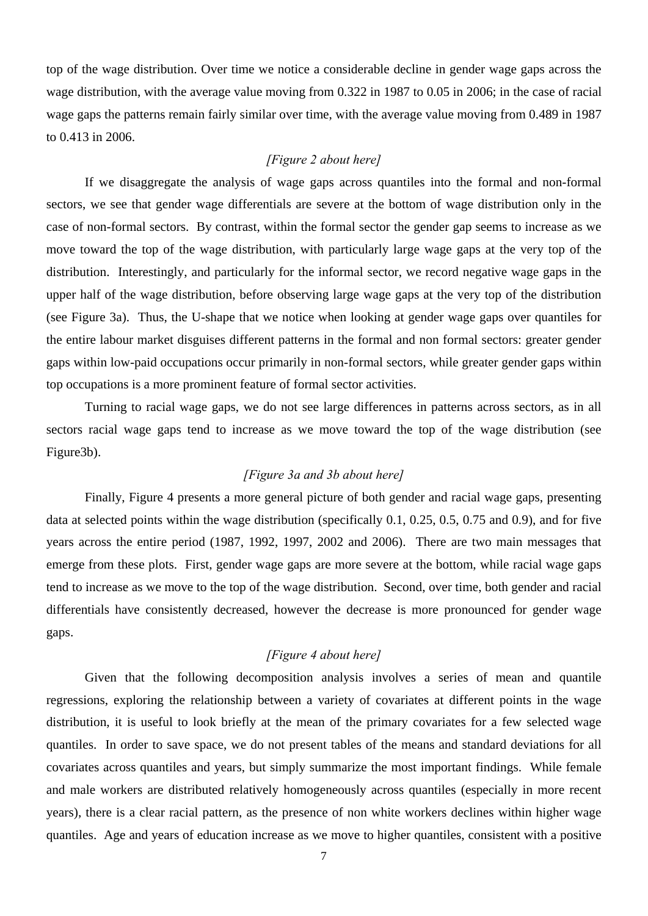top of the wage distribution. Over time we notice a considerable decline in gender wage gaps across the wage distribution, with the average value moving from 0.322 in 1987 to 0.05 in 2006; in the case of racial wage gaps the patterns remain fairly similar over time, with the average value moving from 0.489 in 1987 to 0.413 in 2006.

*[Figure 2 about here]*

If we disaggregate the analysis of wage gaps across quantiles into the formal and non-formal sectors, we see that gender wage differentials are severe at the bottom of wage distribution only in the case of non-formal sectors. By contrast, within the formal sector the gender gap seems to increase as we move toward the top of the wage distribution, with particularly large wage gaps at the very top of the distribution. Interestingly, and particularly for the informal sector, we record negative wage gaps in the upper half of the wage distribution, before observing large wage gaps at the very top of the distribution (see Figure 3a). Thus, the U-shape that we notice when looking at gender wage gaps over quantiles for the entire labour market disguises different patterns in the formal and non formal sectors: greater gender gaps within low-paid occupations occur primarily in non-formal sectors, while greater gender gaps within top occupations is a more prominent feature of formal sector activities.

Turning to racial wage gaps, we do not see large differences in patterns across sectors, as in all sectors racial wage gaps tend to increase as we move toward the top of the wage distribution (see Figure3b).

*[Figure 3a and 3b about here]*

Finally, Figure 4 presents a more general picture of both gender and racial wage gaps, presenting data at selected points within the wage distribution (specifically 0.1, 0.25, 0.5, 0.75 and 0.9), and for five years across the entire period (1987, 1992, 1997, 2002 and 2006). There are two main messages that emerge from these plots. First, gender wage gaps are more severe at the bottom, while racial wage gaps tend to increase as we move to the top of the wage distribution. Second, over time, both gender and racial differentials have consistently decreased, however the decrease is more pronounced for gender wage gaps.

*[Figure 4 about here]*

Given that the following decomposition analysis involves a series of mean and quantile regressions, exploring the relationship between a variety of covariates at different points in the wage distribution, it is useful to look briefly at the mean of the primary covariates for a few selected wage quantiles. In order to save space, we do not present tables of the means and standard deviations for all covariates across quantiles and years, but simply summarize the most important findings. While female and male workers are distributed relatively homogeneously across quantiles (especially in more recent years), there is a clear racial pattern, as the presence of non white workers declines within higher wage quantiles. Age and years of education increase as we move to higher quantiles, consistent with a positive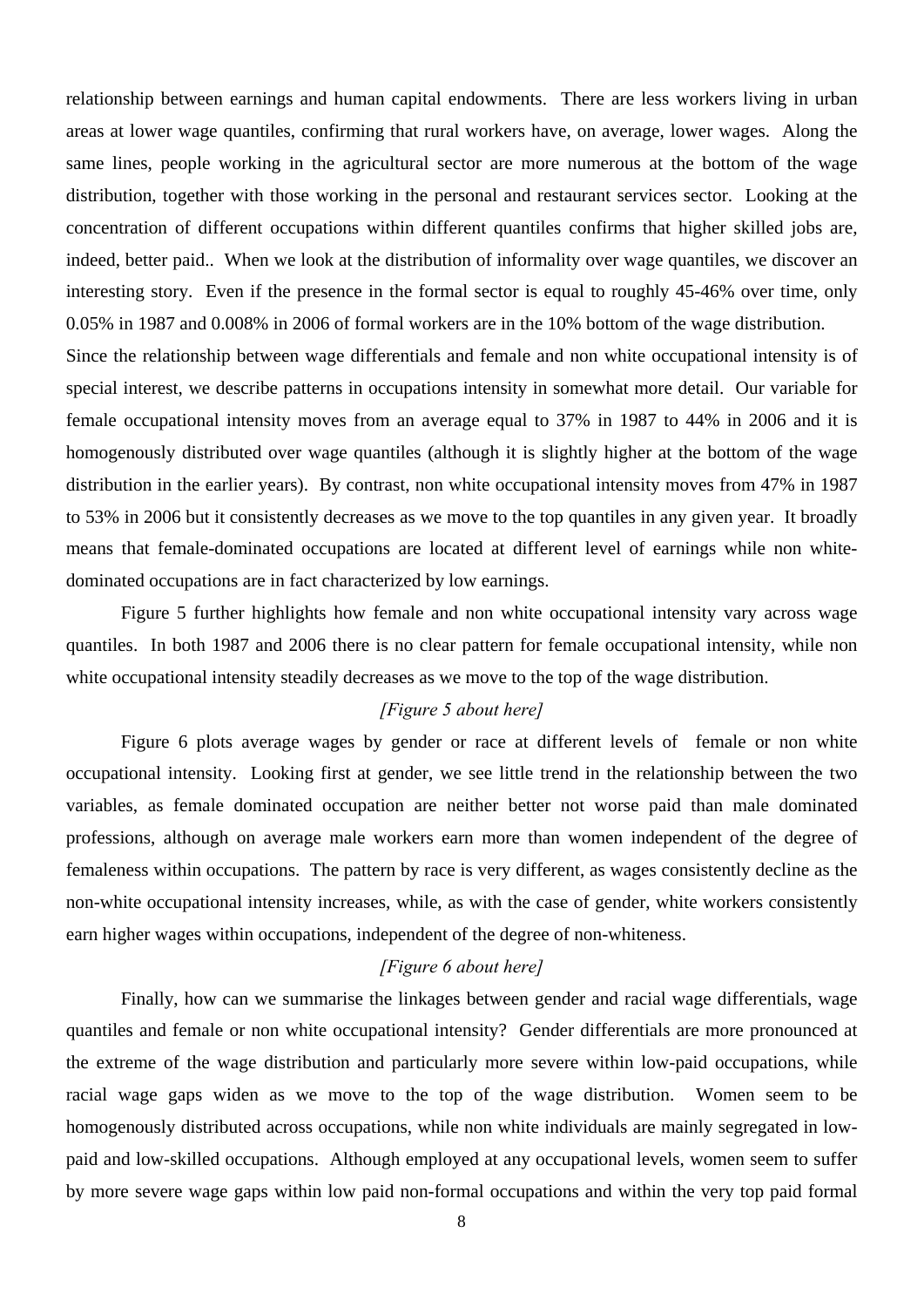relationship between earnings and human capital endowments. There are less workers living in urban areas at lower wage quantiles, confirming that rural workers have, on average, lower wages. Along the same lines, people working in the agricultural sector are more numerous at the bottom of the wage distribution, together with those working in the personal and restaurant services sector. Looking at the concentration of different occupations within different quantiles confirms that higher skilled jobs are, indeed, better paid.. When we look at the distribution of informality over wage quantiles, we discover an interesting story. Even if the presence in the formal sector is equal to roughly 45-46% over time, only 0.05% in 1987 and 0.008% in 2006 of formal workers are in the 10% bottom of the wage distribution.

Since the relationship between wage differentials and female and non white occupational intensity is of special interest, we describe patterns in occupations intensity in somewhat more detail. Our variable for female occupational intensity moves from an average equal to 37% in 1987 to 44% in 2006 and it is homogenously distributed over wage quantiles (although it is slightly higher at the bottom of the wage distribution in the earlier years). By contrast, non white occupational intensity moves from 47% in 1987 to 53% in 2006 but it consistently decreases as we move to the top quantiles in any given year. It broadly means that female-dominated occupations are located at different level of earnings while non white-dominated occupations are in fact characterized by low earnings.

Figure 5 further highlights how female and non white occupational intensity vary across wage quantiles. In both 1987 and 2006 there is no clear pattern for female occupational intensity, while non white occupational intensity steadily decreases as we move to the top of the wage distribution.

*[Figure 5 about here]*

Figure 6 plots average wages by gender or race at different levels of female or non white occupational intensity. Looking first at gender, we see little trend in the relationship between the two variables, as female dominated occupation are neither better not worse paid than male dominated professions, although on average male workers earn more than women independent of the degree of femaleness within occupations. The pattern by race is very different, as wages consistently decline as the non-white occupational intensity increases, while, as with the case of gender, white workers consistently earn higher wages within occupations, independent of the degree of non-whiteness.

*[Figure 6 about here]*

Finally, how can we summarise the linkages between gender and racial wage differentials, wage quantiles and female or non white occupational intensity? Gender differentials are more pronounced at the extreme of the wage distribution and particularly more severe within low-paid occupations, while racial wage gaps widen as we move to the top of the wage distribution. Women seem to be homogenously distributed across occupations, while non white individuals are mainly segregated in low-paid and low-skilled occupations. Although employed at any occupational levels, women seem to suffer by more severe wage gaps within low paid non-formal occupations and within the very top paid formal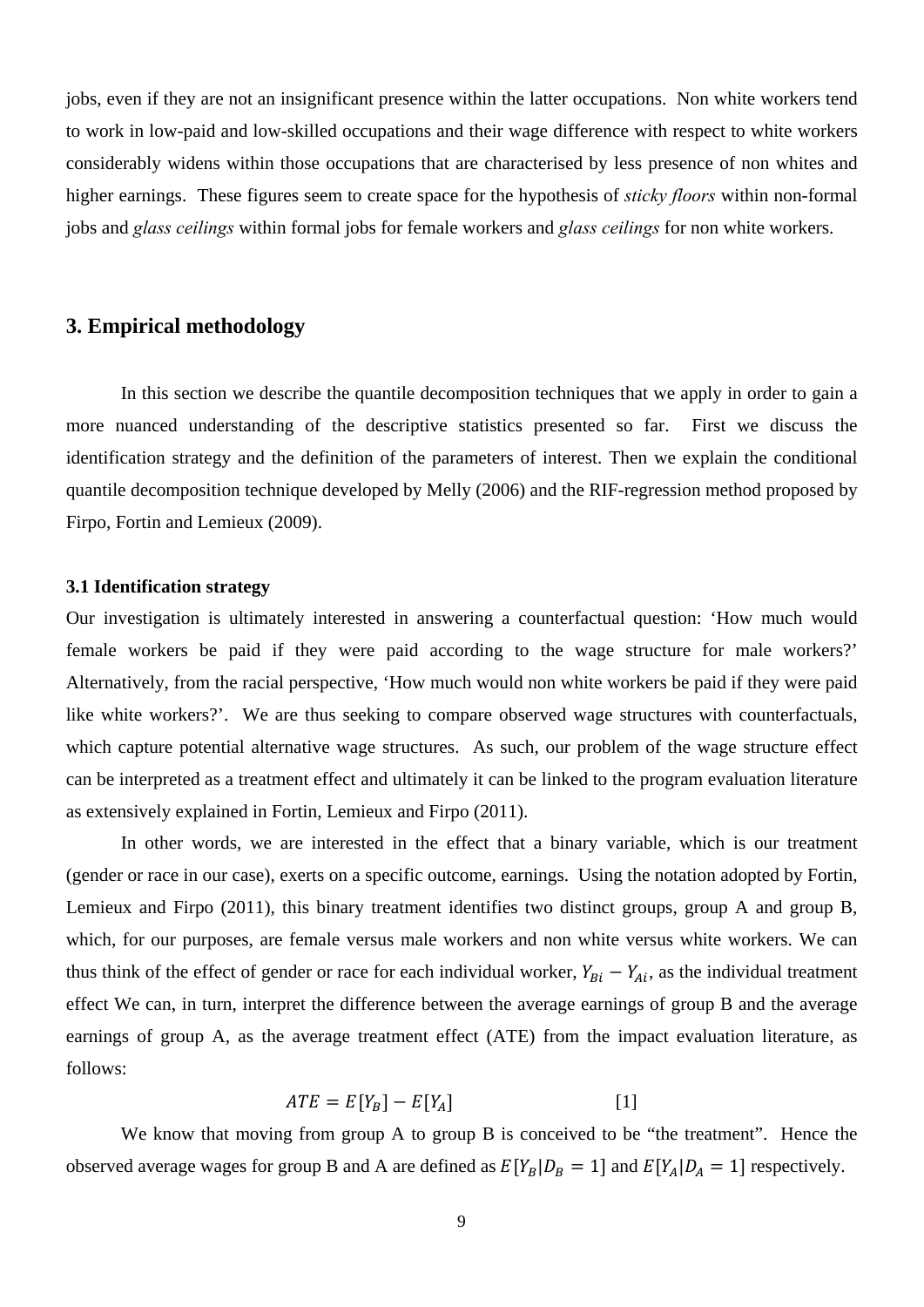jobs, even if they are not an insignificant presence within the latter occupations. Non white workers tend to work in low-paid and low-skilled occupations and their wage difference with respect to white workers considerably widens within those occupations that are characterised by less presence of non whites and higher earnings. These figures seem to create space for the hypothesis of *sticky floors* within non-formal jobs and *glass ceilings* within formal jobs for female workers and *glass ceilings* for non white workers.

## 3. Empirical methodology

In this section we describe the quantile decomposition techniques that we apply in order to gain a more nuanced understanding of the descriptive statistics presented so far. First we discuss the identification strategy and the definition of the parameters of interest. Then we explain the conditional quantile decomposition technique developed by Melly (2006) and the RIF-regression method proposed by Firpo, Fortin and Lemieux (2009).

### 3.1 Identification strategy

Our investigation is ultimately interested in answering a counterfactual question: 'How much would female workers be paid if they were paid according to the wage structure for male workers?' Alternatively, from the racial perspective, 'How much would non white workers be paid if they were paid like white workers?'. We are thus seeking to compare observed wage structures with counterfactuals, which capture potential alternative wage structures. As such, our problem of the wage structure effect can be interpreted as a treatment effect and ultimately it can be linked to the program evaluation literature as extensively explained in Fortin, Lemieux and Firpo (2011).

In other words, we are interested in the effect that a binary variable, which is our treatment (gender or race in our case), exerts on a specific outcome, earnings. Using the notation adopted by Fortin, Lemieux and Firpo (2011), this binary treatment identifies two distinct groups, group A and group B, which, for our purposes, are female versus male workers and non white versus white workers. We can thus think of the effect of gender or race for each individual worker, $Y_{Bi} - Y_{Ai}$, as the individual treatment effect We can, in turn, interpret the difference between the average earnings of group B and the average earnings of group A, as the average treatment effect (ATE) from the impact evaluation literature, as follows:

$$ATE = E[Y_B] - E[Y_A] \qquad [1]$$

We know that moving from group A to group B is conceived to be "the treatment". Hence the observed average wages for group B and A are defined as $E[Y_B|D_B = 1]$ and $E[Y_A|D_A = 1]$ respectively.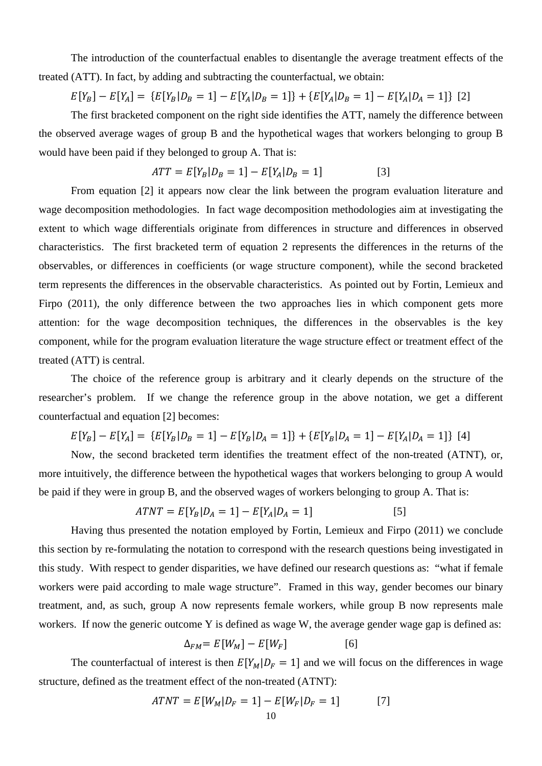The introduction of the counterfactual enables to disentangle the average treatment effects of the treated (ATT). In fact, by adding and subtracting the counterfactual, we obtain:

$$E[Y_B] - E[Y_A] = \{E[Y_B|D_B = 1] - E[Y_A|D_B = 1]\} + \{E[Y_A|D_B = 1] - E[Y_A|D_A = 1]\} \quad [2]$$

The first bracketed component on the right side identifies the ATT, namely the difference between the observed average wages of group B and the hypothetical wages that workers belonging to group B would have been paid if they belonged to group A. That is:

$$ATT = E[Y_B|D_B = 1] - E[Y_A|D_B = 1] \quad [3]$$

From equation [2] it appears now clear the link between the program evaluation literature and wage decomposition methodologies. In fact wage decomposition methodologies aim at investigating the extent to which wage differentials originate from differences in structure and differences in observed characteristics. The first bracketed term of equation 2 represents the differences in the returns of the observables, or differences in coefficients (or wage structure component), while the second bracketed term represents the differences in the observable characteristics. As pointed out by Fortin, Lemieux and Firpo (2011), the only difference between the two approaches lies in which component gets more attention: for the wage decomposition techniques, the differences in the observables is the key component, while for the program evaluation literature the wage structure effect or treatment effect of the treated (ATT) is central.

The choice of the reference group is arbitrary and it clearly depends on the structure of the researcher's problem. If we change the reference group in the above notation, we get a different counterfactual and equation [2] becomes:

$$E[Y_B] - E[Y_A] = \{E[Y_B|D_B = 1] - E[Y_B|D_A = 1]\} + \{E[Y_B|D_A = 1] - E[Y_A|D_A = 1]\} \quad [4]$$

Now, the second bracketed term identifies the treatment effect of the non-treated (ATNT), or, more intuitively, the difference between the hypothetical wages that workers belonging to group A would be paid if they were in group B, and the observed wages of workers belonging to group A. That is:

$$ATNT = E[Y_B|D_A = 1] - E[Y_A|D_A = 1] \quad [5]$$

Having thus presented the notation employed by Fortin, Lemieux and Firpo (2011) we conclude this section by re-formulating the notation to correspond with the research questions being investigated in this study. With respect to gender disparities, we have defined our research questions as: "what if female workers were paid according to male wage structure". Framed in this way, gender becomes our binary treatment, and, as such, group A now represents female workers, while group B now represents male workers. If now the generic outcome Y is defined as wage W, the average gender wage gap is defined as:

$$\Delta_{FM} = E[W_M] - E[W_F] \quad [6]$$

The counterfactual of interest is then $E[Y_M|D_F = 1]$ and we will focus on the differences in wage structure, defined as the treatment effect of the non-treated (ATNT):

$$ATNT = E[W_M|D_F = 1] - E[W_F|D_F = 1] \quad [7]$$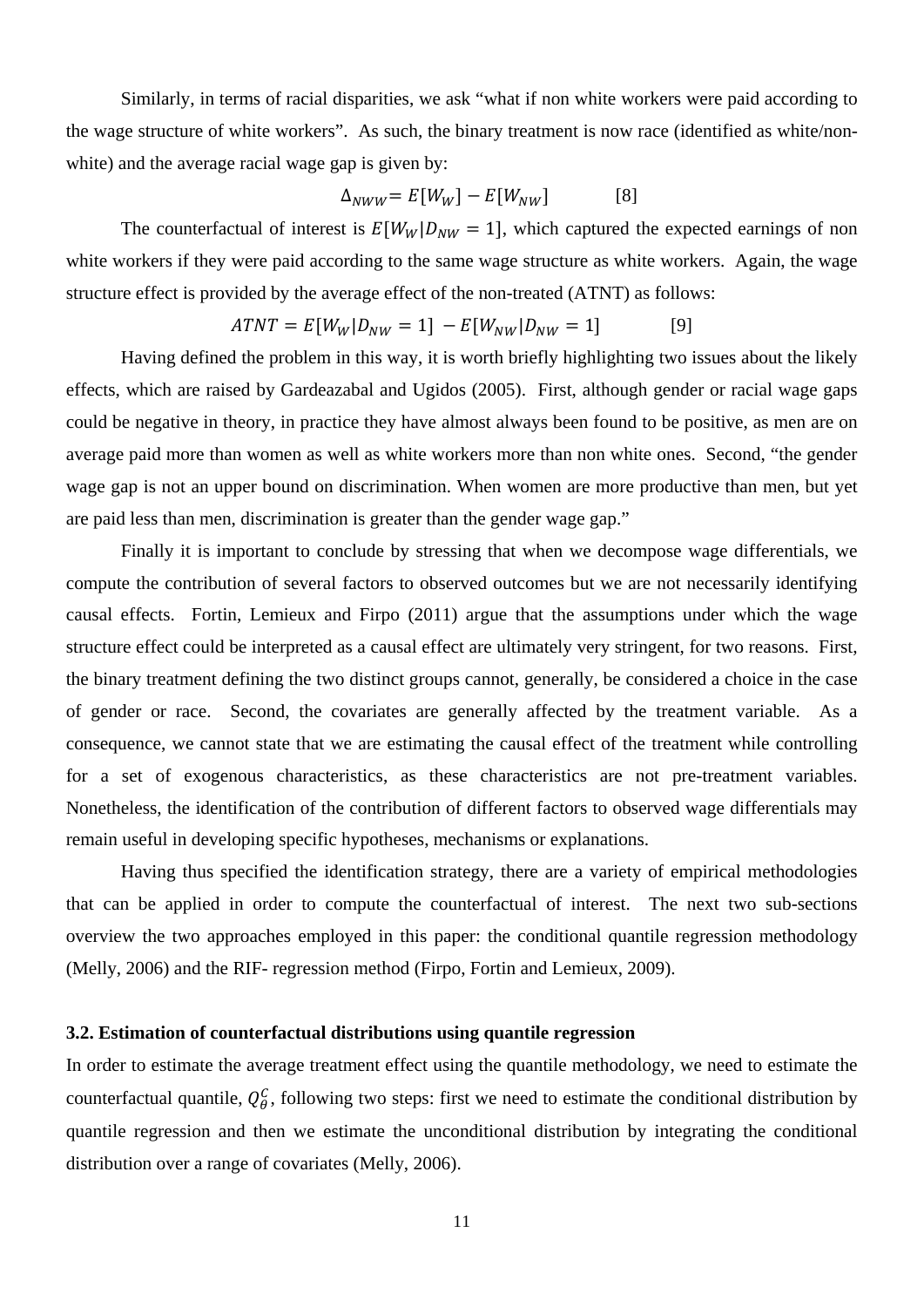Similarly, in terms of racial disparities, we ask "what if non white workers were paid according to the wage structure of white workers". As such, the binary treatment is now race (identified as white/non-white) and the average racial wage gap is given by:

$$\Delta_{NWW} = E[W_W] - E[W_{NW}] \qquad [8]$$

The counterfactual of interest is $E[W_W|D_{NW} = 1]$, which captured the expected earnings of non white workers if they were paid according to the same wage structure as white workers. Again, the wage structure effect is provided by the average effect of the non-treated (ATNT) as follows:

$$ATNT = E[W_W|D_{NW} = 1] - E[W_{NW}|D_{NW} = 1] \qquad [9]$$

Having defined the problem in this way, it is worth briefly highlighting two issues about the likely effects, which are raised by Gardeazabal and Ugidos (2005). First, although gender or racial wage gaps could be negative in theory, in practice they have almost always been found to be positive, as men are on average paid more than women as well as white workers more than non white ones. Second, "the gender wage gap is not an upper bound on discrimination. When women are more productive than men, but yet are paid less than men, discrimination is greater than the gender wage gap."

Finally it is important to conclude by stressing that when we decompose wage differentials, we compute the contribution of several factors to observed outcomes but we are not necessarily identifying causal effects. Fortin, Lemieux and Firpo (2011) argue that the assumptions under which the wage structure effect could be interpreted as a causal effect are ultimately very stringent, for two reasons. First, the binary treatment defining the two distinct groups cannot, generally, be considered a choice in the case of gender or race. Second, the covariates are generally affected by the treatment variable. As a consequence, we cannot state that we are estimating the causal effect of the treatment while controlling for a set of exogenous characteristics, as these characteristics are not pre-treatment variables. Nonetheless, the identification of the contribution of different factors to observed wage differentials may remain useful in developing specific hypotheses, mechanisms or explanations.

Having thus specified the identification strategy, there are a variety of empirical methodologies that can be applied in order to compute the counterfactual of interest. The next two sub-sections overview the two approaches employed in this paper: the conditional quantile regression methodology (Melly, 2006) and the RIF- regression method (Firpo, Fortin and Lemieux, 2009).

### 3.2. Estimation of counterfactual distributions using quantile regression

In order to estimate the average treatment effect using the quantile methodology, we need to estimate the counterfactual quantile, $Q_\theta^C$, following two steps: first we need to estimate the conditional distribution by quantile regression and then we estimate the unconditional distribution by integrating the conditional distribution over a range of covariates (Melly, 2006).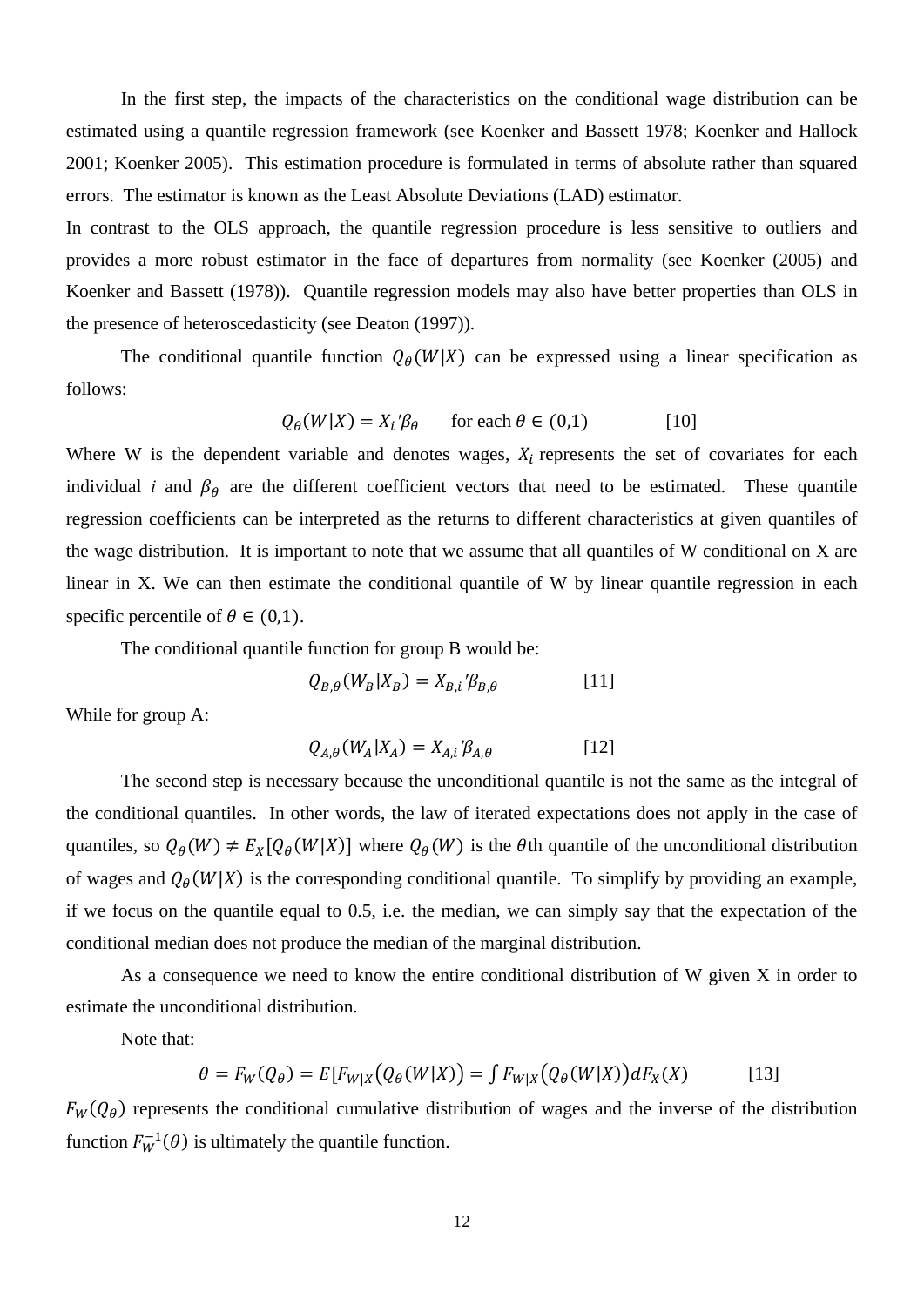In the first step, the impacts of the characteristics on the conditional wage distribution can be estimated using a quantile regression framework (see Koenker and Bassett 1978; Koenker and Hallock 2001; Koenker 2005). This estimation procedure is formulated in terms of absolute rather than squared errors. The estimator is known as the Least Absolute Deviations (LAD) estimator.

In contrast to the OLS approach, the quantile regression procedure is less sensitive to outliers and provides a more robust estimator in the face of departures from normality (see Koenker (2005) and Koenker and Bassett (1978)). Quantile regression models may also have better properties than OLS in the presence of heteroscedasticity (see Deaton (1997)).

The conditional quantile function $Q_\theta(W|X)$ can be expressed using a linear specification as follows:

$$Q_\theta(W|X) = X_i{}'\beta_\theta \qquad \text{for each } \theta \in (0,1) \qquad [10]$$

Where W is the dependent variable and denotes wages, $X_i$ represents the set of covariates for each individual $i$ and $\beta_\theta$ are the different coefficient vectors that need to be estimated. These quantile regression coefficients can be interpreted as the returns to different characteristics at given quantiles of the wage distribution. It is important to note that we assume that all quantiles of W conditional on X are linear in X. We can then estimate the conditional quantile of W by linear quantile regression in each specific percentile of $\theta \in (0,1)$.

The conditional quantile function for group B would be:

$$Q_{B,\theta}(W_B|X_B) = X_{B,i}{}'\beta_{B,\theta} \qquad [11]$$

While for group A:

$$Q_{A,\theta}(W_A|X_A) = X_{A,i}{}'\beta_{A,\theta} \qquad [12]$$

The second step is necessary because the unconditional quantile is not the same as the integral of the conditional quantiles. In other words, the law of iterated expectations does not apply in the case of quantiles, so $Q_\theta(W) \neq E_X[Q_\theta(W|X)]$ where $Q_\theta(W)$ is the $\theta$th quantile of the unconditional distribution of wages and $Q_\theta(W|X)$ is the corresponding conditional quantile. To simplify by providing an example, if we focus on the quantile equal to 0.5, i.e. the median, we can simply say that the expectation of the conditional median does not produce the median of the marginal distribution.

As a consequence we need to know the entire conditional distribution of W given X in order to estimate the unconditional distribution.

Note that:

$$\theta = F_W(Q_\theta) = E[F_{W|X}\big(Q_\theta(W|X)\big) = \int F_{W|X}\big(Q_\theta(W|X)\big)dF_X(X) \qquad [13]$$

$F_W(Q_\theta)$ represents the conditional cumulative distribution of wages and the inverse of the distribution function $F_W^{-1}(\theta)$ is ultimately the quantile function.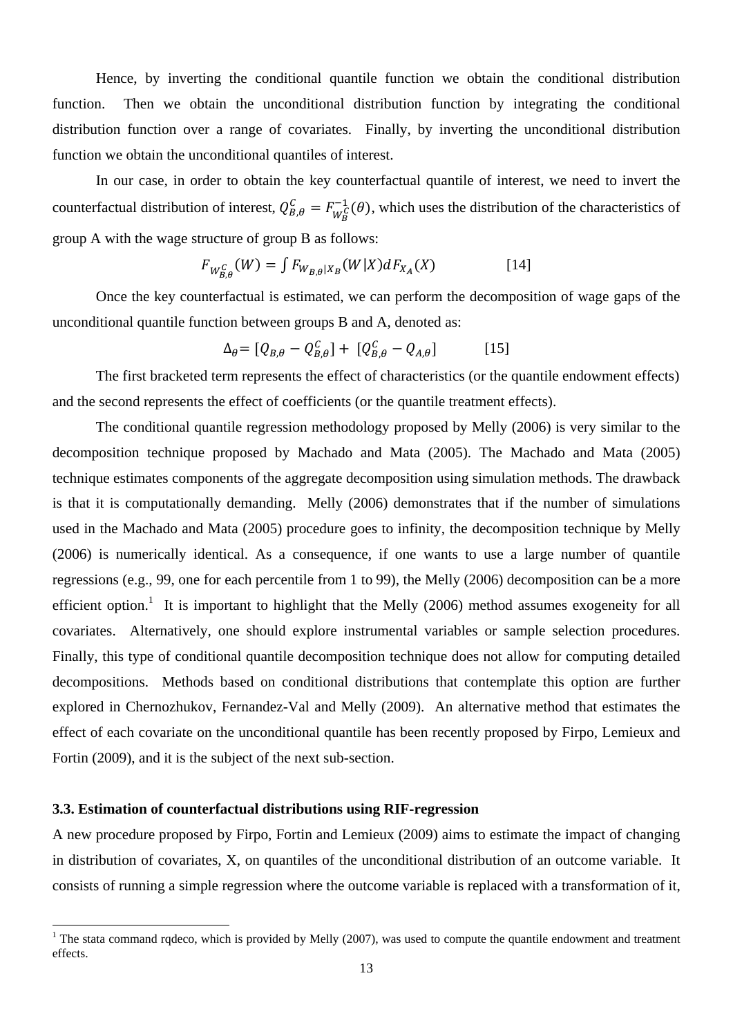Hence, by inverting the conditional quantile function we obtain the conditional distribution function. Then we obtain the unconditional distribution function by integrating the conditional distribution function over a range of covariates. Finally, by inverting the unconditional distribution function we obtain the unconditional quantiles of interest.

In our case, in order to obtain the key counterfactual quantile of interest, we need to invert the counterfactual distribution of interest, $Q_{B,\theta}^{C} = F_{W_B^C}^{-1}(\theta)$, which uses the distribution of the characteristics of group A with the wage structure of group B as follows:

$$F_{W_{B,\theta}^{C}}(W) = \int F_{W_{B,\theta}|X_B}(W|X)dF_{X_A}(X) \qquad [14]$$

Once the key counterfactual is estimated, we can perform the decomposition of wage gaps of the unconditional quantile function between groups B and A, denoted as:

$$\Delta_{\theta} = [Q_{B,\theta} - Q_{B,\theta}^{C}] + [Q_{B,\theta}^{C} - Q_{A,\theta}] \qquad [15]$$

The first bracketed term represents the effect of characteristics (or the quantile endowment effects) and the second represents the effect of coefficients (or the quantile treatment effects).

The conditional quantile regression methodology proposed by Melly (2006) is very similar to the decomposition technique proposed by Machado and Mata (2005). The Machado and Mata (2005) technique estimates components of the aggregate decomposition using simulation methods. The drawback is that it is computationally demanding. Melly (2006) demonstrates that if the number of simulations used in the Machado and Mata (2005) procedure goes to infinity, the decomposition technique by Melly (2006) is numerically identical. As a consequence, if one wants to use a large number of quantile regressions (e.g., 99, one for each percentile from 1 to 99), the Melly (2006) decomposition can be a more efficient option.[1] It is important to highlight that the Melly (2006) method assumes exogeneity for all covariates. Alternatively, one should explore instrumental variables or sample selection procedures. Finally, this type of conditional quantile decomposition technique does not allow for computing detailed decompositions. Methods based on conditional distributions that contemplate this option are further explored in Chernozhukov, Fernandez-Val and Melly (2009). An alternative method that estimates the effect of each covariate on the unconditional quantile has been recently proposed by Firpo, Lemieux and Fortin (2009), and it is the subject of the next sub-section.

### 3.3. Estimation of counterfactual distributions using RIF-regression

A new procedure proposed by Firpo, Fortin and Lemieux (2009) aims to estimate the impact of changing in distribution of covariates, X, on quantiles of the unconditional distribution of an outcome variable. It consists of running a simple regression where the outcome variable is replaced with a transformation of it,

[1] The stata command rqdeco, which is provided by Melly (2007), was used to compute the quantile endowment and treatment effects.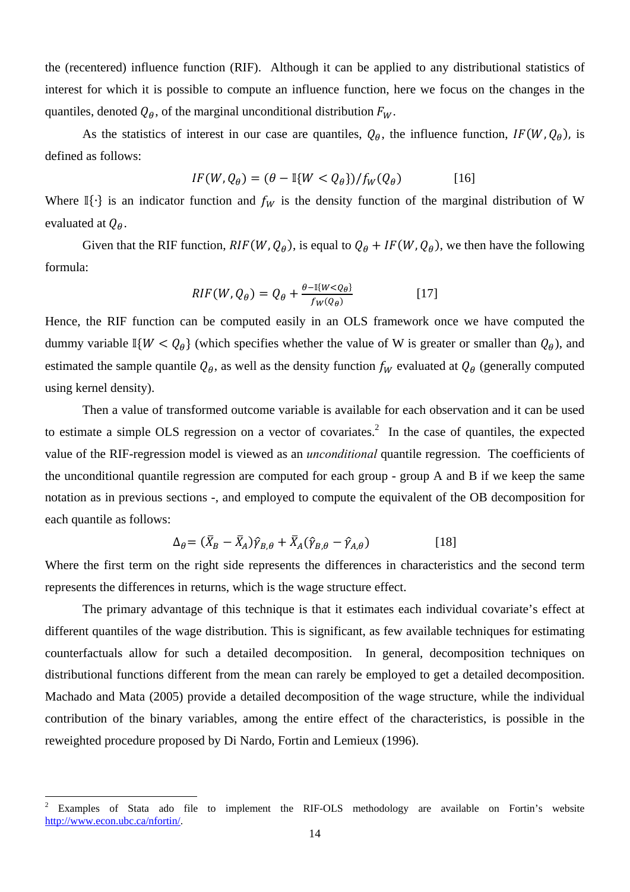the (recentered) influence function (RIF). Although it can be applied to any distributional statistics of interest for which it is possible to compute an influence function, here we focus on the changes in the quantiles, denoted $Q_{\theta}$, of the marginal unconditional distribution $F_W$.

As the statistics of interest in our case are quantiles, $Q_{\theta}$, the influence function, $IF(W, Q_{\theta})$, is defined as follows:

$$IF(W, Q_{\theta}) = (\theta - \mathbb{I}\{W < Q_{\theta}\})/f_W(Q_{\theta}) \qquad [16]$$

Where $\mathbb{I}\{\cdot\}$ is an indicator function and $f_W$ is the density function of the marginal distribution of W evaluated at $Q_{\theta}$.

Given that the RIF function, $RIF(W, Q_{\theta})$, is equal to $Q_{\theta} + IF(W, Q_{\theta})$, we then have the following formula:

$$RIF(W, Q_{\theta}) = Q_{\theta} + \frac{\theta - \mathbb{I}\{W < Q_{\theta}\}}{f_W(Q_{\theta})} \qquad [17]$$

Hence, the RIF function can be computed easily in an OLS framework once we have computed the dummy variable $\mathbb{I}\{W < Q_{\theta}\}$ (which specifies whether the value of W is greater or smaller than $Q_{\theta}$), and estimated the sample quantile $Q_{\theta}$, as well as the density function $f_W$ evaluated at $Q_{\theta}$ (generally computed using kernel density).

Then a value of transformed outcome variable is available for each observation and it can be used to estimate a simple OLS regression on a vector of covariates.[2] In the case of quantiles, the expected value of the RIF-regression model is viewed as an *unconditional* quantile regression. The coefficients of the unconditional quantile regression are computed for each group - group A and B if we keep the same notation as in previous sections -, and employed to compute the equivalent of the OB decomposition for each quantile as follows:

$$\Delta_{\theta} = (\bar{X}_B - \bar{X}_A)\hat{\gamma}_{B,\theta} + \bar{X}_A(\hat{\gamma}_{B,\theta} - \hat{\gamma}_{A,\theta}) \qquad [18]$$

Where the first term on the right side represents the differences in characteristics and the second term represents the differences in returns, which is the wage structure effect.

The primary advantage of this technique is that it estimates each individual covariate's effect at different quantiles of the wage distribution. This is significant, as few available techniques for estimating counterfactuals allow for such a detailed decomposition. In general, decomposition techniques on distributional functions different from the mean can rarely be employed to get a detailed decomposition. Machado and Mata (2005) provide a detailed decomposition of the wage structure, while the individual contribution of the binary variables, among the entire effect of the characteristics, is possible in the reweighted procedure proposed by Di Nardo, Fortin and Lemieux (1996).

[2] Examples of Stata ado file to implement the RIF-OLS methodology are available on Fortin's website http://www.econ.ubc.ca/nfortin/.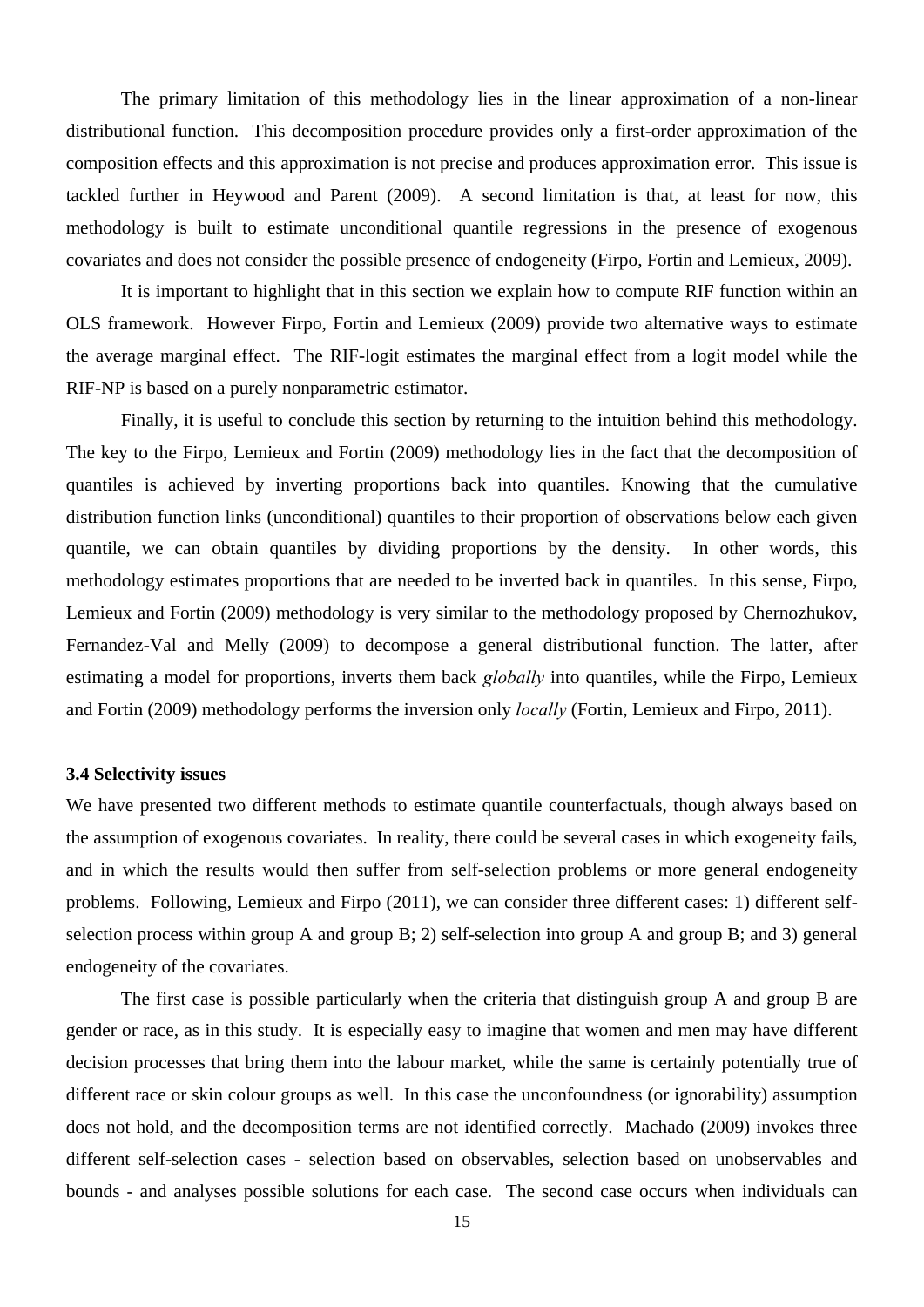The primary limitation of this methodology lies in the linear approximation of a non-linear distributional function. This decomposition procedure provides only a first-order approximation of the composition effects and this approximation is not precise and produces approximation error. This issue is tackled further in Heywood and Parent (2009). A second limitation is that, at least for now, this methodology is built to estimate unconditional quantile regressions in the presence of exogenous covariates and does not consider the possible presence of endogeneity (Firpo, Fortin and Lemieux, 2009).

It is important to highlight that in this section we explain how to compute RIF function within an OLS framework. However Firpo, Fortin and Lemieux (2009) provide two alternative ways to estimate the average marginal effect. The RIF-logit estimates the marginal effect from a logit model while the RIF-NP is based on a purely nonparametric estimator.

Finally, it is useful to conclude this section by returning to the intuition behind this methodology. The key to the Firpo, Lemieux and Fortin (2009) methodology lies in the fact that the decomposition of quantiles is achieved by inverting proportions back into quantiles. Knowing that the cumulative distribution function links (unconditional) quantiles to their proportion of observations below each given quantile, we can obtain quantiles by dividing proportions by the density. In other words, this methodology estimates proportions that are needed to be inverted back in quantiles. In this sense, Firpo, Lemieux and Fortin (2009) methodology is very similar to the methodology proposed by Chernozhukov, Fernandez-Val and Melly (2009) to decompose a general distributional function. The latter, after estimating a model for proportions, inverts them back *globally* into quantiles, while the Firpo, Lemieux and Fortin (2009) methodology performs the inversion only *locally* (Fortin, Lemieux and Firpo, 2011).

### 3.4 Selectivity issues

We have presented two different methods to estimate quantile counterfactuals, though always based on the assumption of exogenous covariates. In reality, there could be several cases in which exogeneity fails, and in which the results would then suffer from self-selection problems or more general endogeneity problems. Following, Lemieux and Firpo (2011), we can consider three different cases: 1) different self-selection process within group A and group B; 2) self-selection into group A and group B; and 3) general endogeneity of the covariates.

The first case is possible particularly when the criteria that distinguish group A and group B are gender or race, as in this study. It is especially easy to imagine that women and men may have different decision processes that bring them into the labour market, while the same is certainly potentially true of different race or skin colour groups as well. In this case the unconfoundness (or ignorability) assumption does not hold, and the decomposition terms are not identified correctly. Machado (2009) invokes three different self-selection cases - selection based on observables, selection based on unobservables and bounds - and analyses possible solutions for each case. The second case occurs when individuals can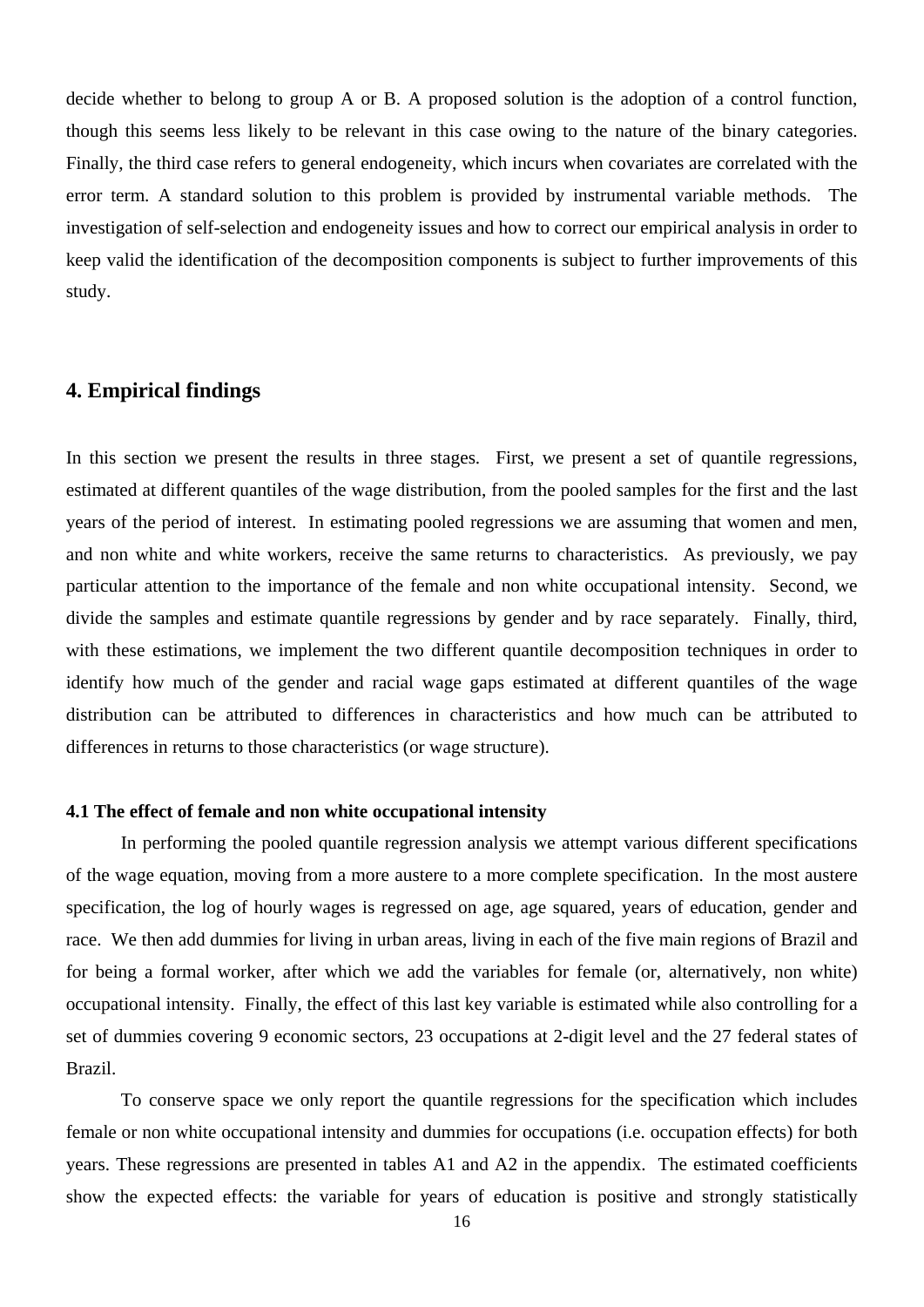decide whether to belong to group A or B. A proposed solution is the adoption of a control function, though this seems less likely to be relevant in this case owing to the nature of the binary categories. Finally, the third case refers to general endogeneity, which incurs when covariates are correlated with the error term. A standard solution to this problem is provided by instrumental variable methods. The investigation of self-selection and endogeneity issues and how to correct our empirical analysis in order to keep valid the identification of the decomposition components is subject to further improvements of this study.

## 4. Empirical findings

In this section we present the results in three stages. First, we present a set of quantile regressions, estimated at different quantiles of the wage distribution, from the pooled samples for the first and the last years of the period of interest. In estimating pooled regressions we are assuming that women and men, and non white and white workers, receive the same returns to characteristics. As previously, we pay particular attention to the importance of the female and non white occupational intensity. Second, we divide the samples and estimate quantile regressions by gender and by race separately. Finally, third, with these estimations, we implement the two different quantile decomposition techniques in order to identify how much of the gender and racial wage gaps estimated at different quantiles of the wage distribution can be attributed to differences in characteristics and how much can be attributed to differences in returns to those characteristics (or wage structure).

### 4.1 The effect of female and non white occupational intensity

In performing the pooled quantile regression analysis we attempt various different specifications of the wage equation, moving from a more austere to a more complete specification. In the most austere specification, the log of hourly wages is regressed on age, age squared, years of education, gender and race. We then add dummies for living in urban areas, living in each of the five main regions of Brazil and for being a formal worker, after which we add the variables for female (or, alternatively, non white) occupational intensity. Finally, the effect of this last key variable is estimated while also controlling for a set of dummies covering 9 economic sectors, 23 occupations at 2-digit level and the 27 federal states of Brazil.

To conserve space we only report the quantile regressions for the specification which includes female or non white occupational intensity and dummies for occupations (i.e. occupation effects) for both years. These regressions are presented in tables A1 and A2 in the appendix. The estimated coefficients show the expected effects: the variable for years of education is positive and strongly statistically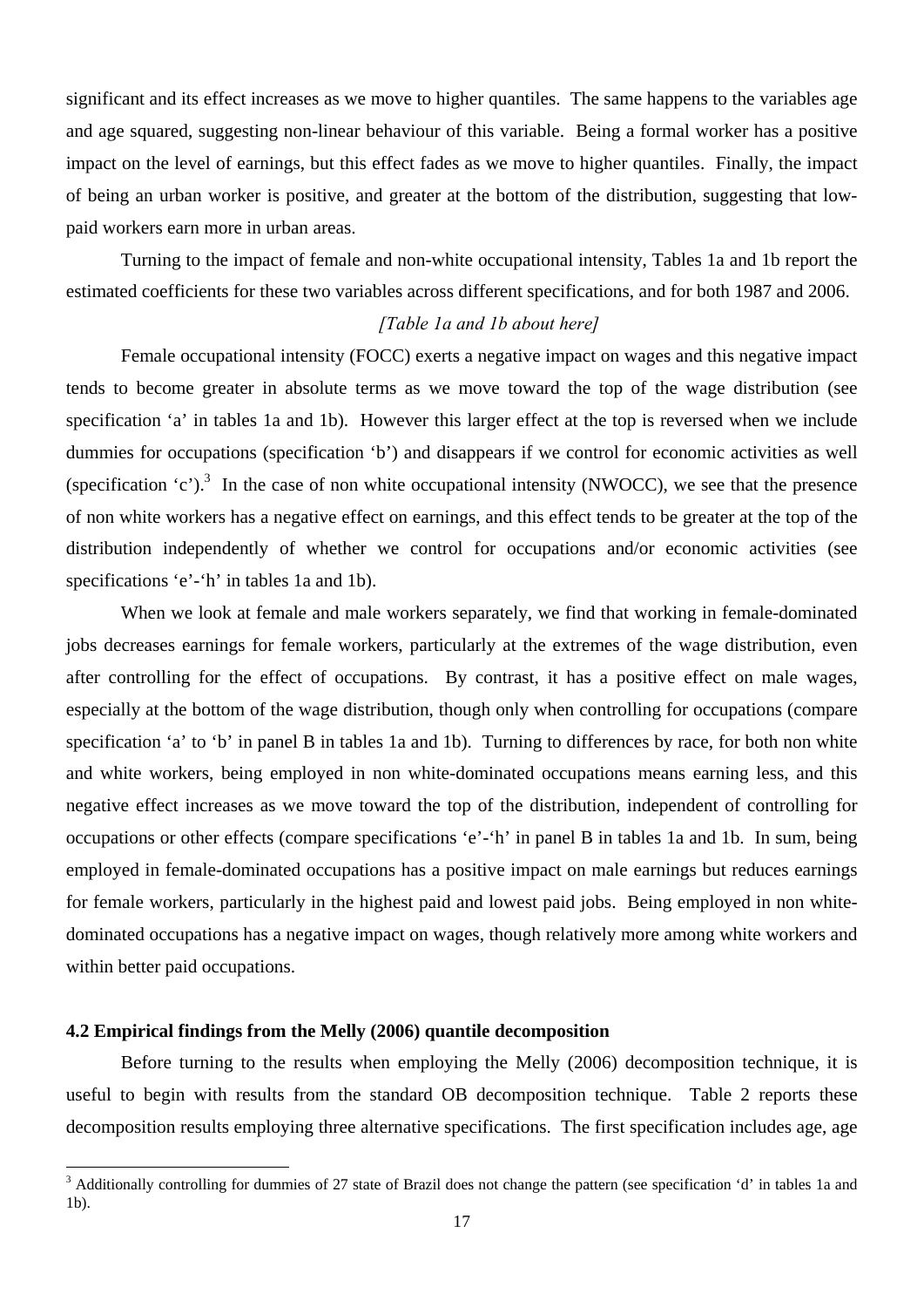significant and its effect increases as we move to higher quantiles. The same happens to the variables age and age squared, suggesting non-linear behaviour of this variable. Being a formal worker has a positive impact on the level of earnings, but this effect fades as we move to higher quantiles. Finally, the impact of being an urban worker is positive, and greater at the bottom of the distribution, suggesting that low-paid workers earn more in urban areas.

Turning to the impact of female and non-white occupational intensity, Tables 1a and 1b report the estimated coefficients for these two variables across different specifications, and for both 1987 and 2006.

*[Table 1a and 1b about here]*

Female occupational intensity (FOCC) exerts a negative impact on wages and this negative impact tends to become greater in absolute terms as we move toward the top of the wage distribution (see specification 'a' in tables 1a and 1b). However this larger effect at the top is reversed when we include dummies for occupations (specification 'b') and disappears if we control for economic activities as well (specification 'c').[3] In the case of non white occupational intensity (NWOCC), we see that the presence of non white workers has a negative effect on earnings, and this effect tends to be greater at the top of the distribution independently of whether we control for occupations and/or economic activities (see specifications 'e'-'h' in tables 1a and 1b).

When we look at female and male workers separately, we find that working in female-dominated jobs decreases earnings for female workers, particularly at the extremes of the wage distribution, even after controlling for the effect of occupations. By contrast, it has a positive effect on male wages, especially at the bottom of the wage distribution, though only when controlling for occupations (compare specification 'a' to 'b' in panel B in tables 1a and 1b). Turning to differences by race, for both non white and white workers, being employed in non white-dominated occupations means earning less, and this negative effect increases as we move toward the top of the distribution, independent of controlling for occupations or other effects (compare specifications 'e'-'h' in panel B in tables 1a and 1b. In sum, being employed in female-dominated occupations has a positive impact on male earnings but reduces earnings for female workers, particularly in the highest paid and lowest paid jobs. Being employed in non white-dominated occupations has a negative impact on wages, though relatively more among white workers and within better paid occupations.

### 4.2 Empirical findings from the Melly (2006) quantile decomposition

Before turning to the results when employing the Melly (2006) decomposition technique, it is useful to begin with results from the standard OB decomposition technique. Table 2 reports these decomposition results employing three alternative specifications. The first specification includes age, age

[3] Additionally controlling for dummies of 27 state of Brazil does not change the pattern (see specification 'd' in tables 1a and 1b).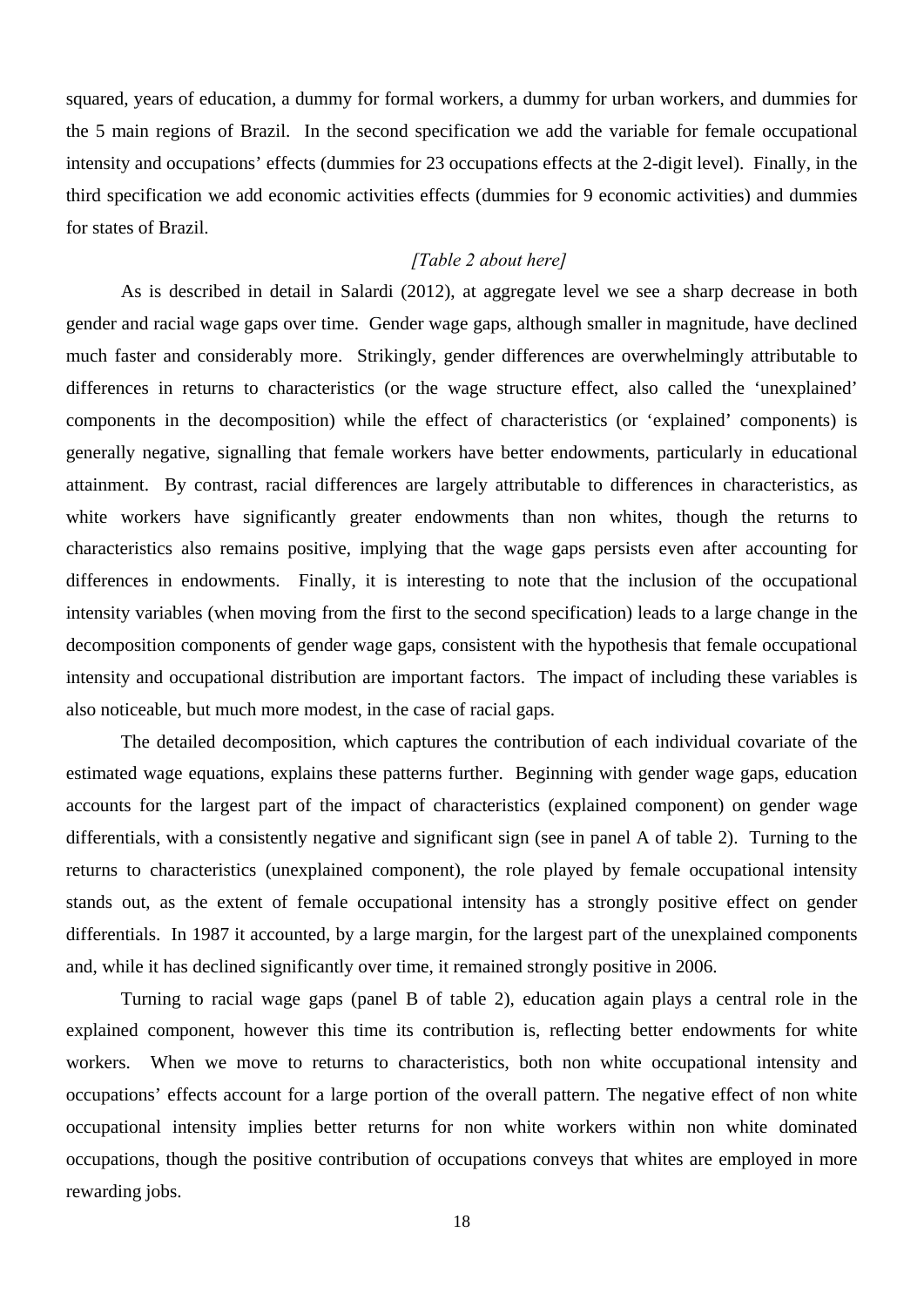squared, years of education, a dummy for formal workers, a dummy for urban workers, and dummies for the 5 main regions of Brazil. In the second specification we add the variable for female occupational intensity and occupations' effects (dummies for 23 occupations effects at the 2-digit level). Finally, in the third specification we add economic activities effects (dummies for 9 economic activities) and dummies for states of Brazil.

*[Table 2 about here]*

As is described in detail in Salardi (2012), at aggregate level we see a sharp decrease in both gender and racial wage gaps over time. Gender wage gaps, although smaller in magnitude, have declined much faster and considerably more. Strikingly, gender differences are overwhelmingly attributable to differences in returns to characteristics (or the wage structure effect, also called the 'unexplained' components in the decomposition) while the effect of characteristics (or 'explained' components) is generally negative, signalling that female workers have better endowments, particularly in educational attainment. By contrast, racial differences are largely attributable to differences in characteristics, as white workers have significantly greater endowments than non whites, though the returns to characteristics also remains positive, implying that the wage gaps persists even after accounting for differences in endowments. Finally, it is interesting to note that the inclusion of the occupational intensity variables (when moving from the first to the second specification) leads to a large change in the decomposition components of gender wage gaps, consistent with the hypothesis that female occupational intensity and occupational distribution are important factors. The impact of including these variables is also noticeable, but much more modest, in the case of racial gaps.

The detailed decomposition, which captures the contribution of each individual covariate of the estimated wage equations, explains these patterns further. Beginning with gender wage gaps, education accounts for the largest part of the impact of characteristics (explained component) on gender wage differentials, with a consistently negative and significant sign (see in panel A of table 2). Turning to the returns to characteristics (unexplained component), the role played by female occupational intensity stands out, as the extent of female occupational intensity has a strongly positive effect on gender differentials. In 1987 it accounted, by a large margin, for the largest part of the unexplained components and, while it has declined significantly over time, it remained strongly positive in 2006.

Turning to racial wage gaps (panel B of table 2), education again plays a central role in the explained component, however this time its contribution is, reflecting better endowments for white workers. When we move to returns to characteristics, both non white occupational intensity and occupations' effects account for a large portion of the overall pattern. The negative effect of non white occupational intensity implies better returns for non white workers within non white dominated occupations, though the positive contribution of occupations conveys that whites are employed in more rewarding jobs.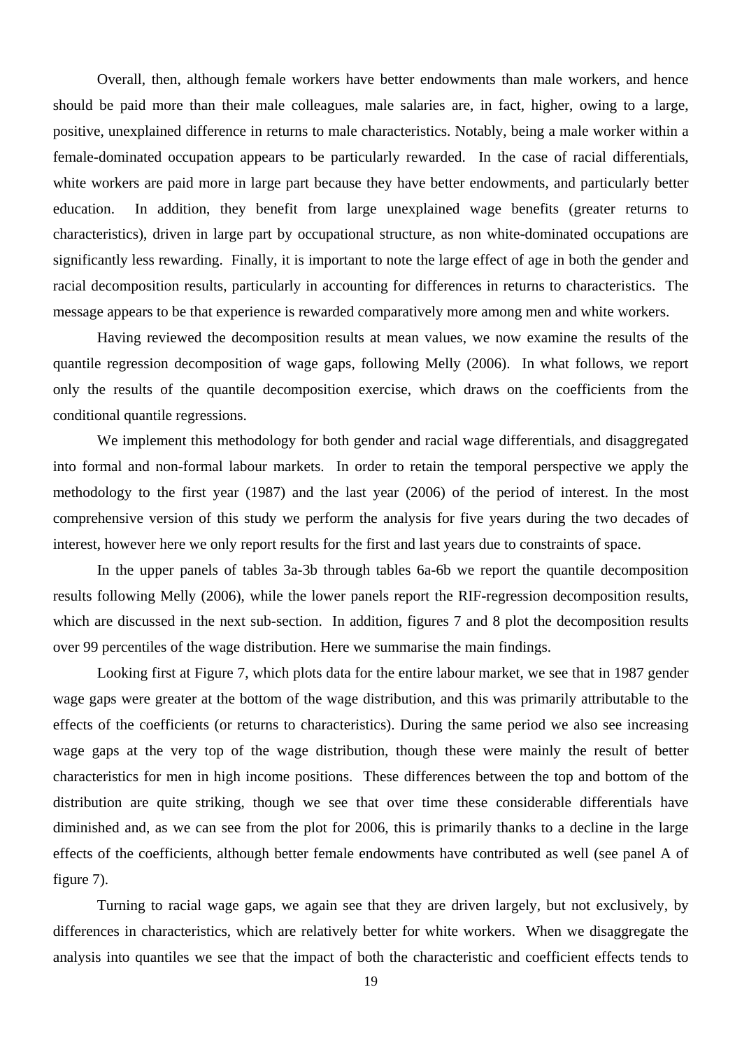Overall, then, although female workers have better endowments than male workers, and hence should be paid more than their male colleagues, male salaries are, in fact, higher, owing to a large, positive, unexplained difference in returns to male characteristics. Notably, being a male worker within a female-dominated occupation appears to be particularly rewarded. In the case of racial differentials, white workers are paid more in large part because they have better endowments, and particularly better education. In addition, they benefit from large unexplained wage benefits (greater returns to characteristics), driven in large part by occupational structure, as non white-dominated occupations are significantly less rewarding. Finally, it is important to note the large effect of age in both the gender and racial decomposition results, particularly in accounting for differences in returns to characteristics. The message appears to be that experience is rewarded comparatively more among men and white workers.

Having reviewed the decomposition results at mean values, we now examine the results of the quantile regression decomposition of wage gaps, following Melly (2006). In what follows, we report only the results of the quantile decomposition exercise, which draws on the coefficients from the conditional quantile regressions.

We implement this methodology for both gender and racial wage differentials, and disaggregated into formal and non-formal labour markets. In order to retain the temporal perspective we apply the methodology to the first year (1987) and the last year (2006) of the period of interest. In the most comprehensive version of this study we perform the analysis for five years during the two decades of interest, however here we only report results for the first and last years due to constraints of space.

In the upper panels of tables 3a-3b through tables 6a-6b we report the quantile decomposition results following Melly (2006), while the lower panels report the RIF-regression decomposition results, which are discussed in the next sub-section. In addition, figures 7 and 8 plot the decomposition results over 99 percentiles of the wage distribution. Here we summarise the main findings.

Looking first at Figure 7, which plots data for the entire labour market, we see that in 1987 gender wage gaps were greater at the bottom of the wage distribution, and this was primarily attributable to the effects of the coefficients (or returns to characteristics). During the same period we also see increasing wage gaps at the very top of the wage distribution, though these were mainly the result of better characteristics for men in high income positions. These differences between the top and bottom of the distribution are quite striking, though we see that over time these considerable differentials have diminished and, as we can see from the plot for 2006, this is primarily thanks to a decline in the large effects of the coefficients, although better female endowments have contributed as well (see panel A of figure 7).

Turning to racial wage gaps, we again see that they are driven largely, but not exclusively, by differences in characteristics, which are relatively better for white workers. When we disaggregate the analysis into quantiles we see that the impact of both the characteristic and coefficient effects tends to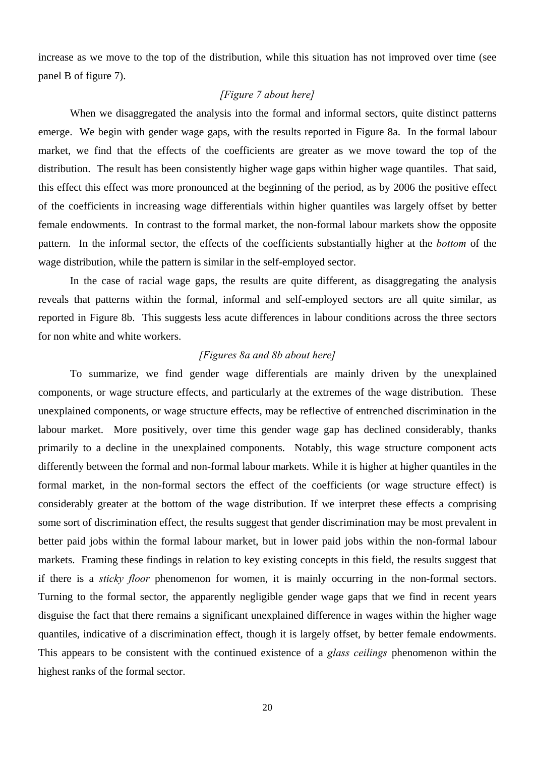increase as we move to the top of the distribution, while this situation has not improved over time (see panel B of figure 7).

*[Figure 7 about here]*

When we disaggregated the analysis into the formal and informal sectors, quite distinct patterns emerge. We begin with gender wage gaps, with the results reported in Figure 8a. In the formal labour market, we find that the effects of the coefficients are greater as we move toward the top of the distribution. The result has been consistently higher wage gaps within higher wage quantiles. That said, this effect this effect was more pronounced at the beginning of the period, as by 2006 the positive effect of the coefficients in increasing wage differentials within higher quantiles was largely offset by better female endowments. In contrast to the formal market, the non-formal labour markets show the opposite pattern. In the informal sector, the effects of the coefficients substantially higher at the *bottom* of the wage distribution, while the pattern is similar in the self-employed sector.

In the case of racial wage gaps, the results are quite different, as disaggregating the analysis reveals that patterns within the formal, informal and self-employed sectors are all quite similar, as reported in Figure 8b. This suggests less acute differences in labour conditions across the three sectors for non white and white workers.

*[Figures 8a and 8b about here]*

To summarize, we find gender wage differentials are mainly driven by the unexplained components, or wage structure effects, and particularly at the extremes of the wage distribution. These unexplained components, or wage structure effects, may be reflective of entrenched discrimination in the labour market. More positively, over time this gender wage gap has declined considerably, thanks primarily to a decline in the unexplained components. Notably, this wage structure component acts differently between the formal and non-formal labour markets. While it is higher at higher quantiles in the formal market, in the non-formal sectors the effect of the coefficients (or wage structure effect) is considerably greater at the bottom of the wage distribution. If we interpret these effects a comprising some sort of discrimination effect, the results suggest that gender discrimination may be most prevalent in better paid jobs within the formal labour market, but in lower paid jobs within the non-formal labour markets. Framing these findings in relation to key existing concepts in this field, the results suggest that if there is a *sticky floor* phenomenon for women, it is mainly occurring in the non-formal sectors. Turning to the formal sector, the apparently negligible gender wage gaps that we find in recent years disguise the fact that there remains a significant unexplained difference in wages within the higher wage quantiles, indicative of a discrimination effect, though it is largely offset, by better female endowments. This appears to be consistent with the continued existence of a *glass ceilings* phenomenon within the highest ranks of the formal sector.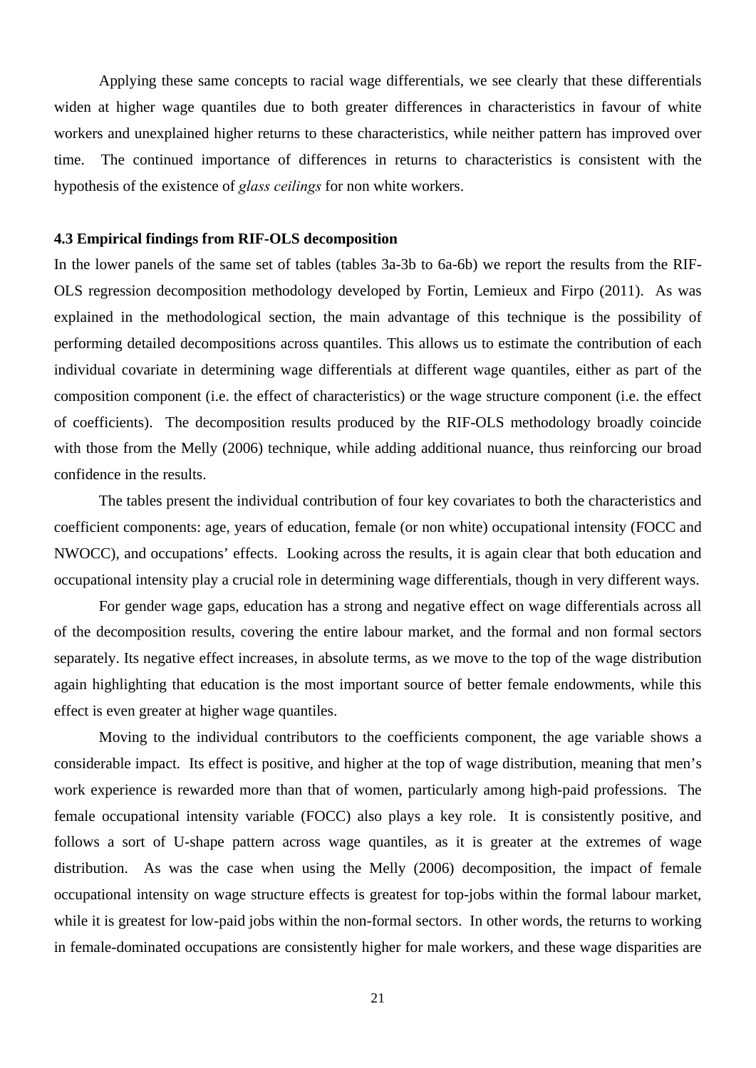Applying these same concepts to racial wage differentials, we see clearly that these differentials widen at higher wage quantiles due to both greater differences in characteristics in favour of white workers and unexplained higher returns to these characteristics, while neither pattern has improved over time. The continued importance of differences in returns to characteristics is consistent with the hypothesis of the existence of *glass ceilings* for non white workers.

### 4.3 Empirical findings from RIF-OLS decomposition

In the lower panels of the same set of tables (tables 3a-3b to 6a-6b) we report the results from the RIF-OLS regression decomposition methodology developed by Fortin, Lemieux and Firpo (2011). As was explained in the methodological section, the main advantage of this technique is the possibility of performing detailed decompositions across quantiles. This allows us to estimate the contribution of each individual covariate in determining wage differentials at different wage quantiles, either as part of the composition component (i.e. the effect of characteristics) or the wage structure component (i.e. the effect of coefficients). The decomposition results produced by the RIF-OLS methodology broadly coincide with those from the Melly (2006) technique, while adding additional nuance, thus reinforcing our broad confidence in the results.

The tables present the individual contribution of four key covariates to both the characteristics and coefficient components: age, years of education, female (or non white) occupational intensity (FOCC and NWOCC), and occupations' effects. Looking across the results, it is again clear that both education and occupational intensity play a crucial role in determining wage differentials, though in very different ways.

For gender wage gaps, education has a strong and negative effect on wage differentials across all of the decomposition results, covering the entire labour market, and the formal and non formal sectors separately. Its negative effect increases, in absolute terms, as we move to the top of the wage distribution again highlighting that education is the most important source of better female endowments, while this effect is even greater at higher wage quantiles.

Moving to the individual contributors to the coefficients component, the age variable shows a considerable impact. Its effect is positive, and higher at the top of wage distribution, meaning that men's work experience is rewarded more than that of women, particularly among high-paid professions. The female occupational intensity variable (FOCC) also plays a key role. It is consistently positive, and follows a sort of U-shape pattern across wage quantiles, as it is greater at the extremes of wage distribution. As was the case when using the Melly (2006) decomposition, the impact of female occupational intensity on wage structure effects is greatest for top-jobs within the formal labour market, while it is greatest for low-paid jobs within the non-formal sectors. In other words, the returns to working in female-dominated occupations are consistently higher for male workers, and these wage disparities are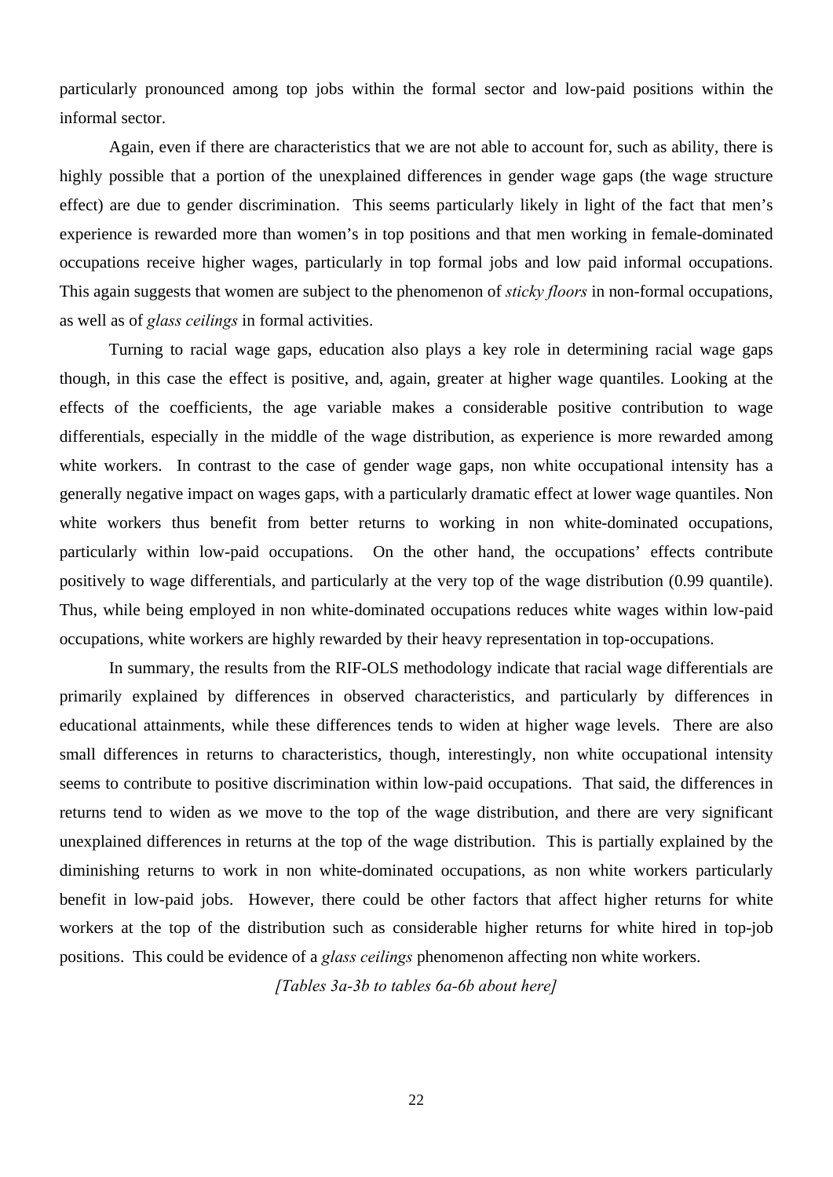particularly pronounced among top jobs within the formal sector and low-paid positions within the informal sector.

Again, even if there are characteristics that we are not able to account for, such as ability, there is highly possible that a portion of the unexplained differences in gender wage gaps (the wage structure effect) are due to gender discrimination. This seems particularly likely in light of the fact that men's experience is rewarded more than women's in top positions and that men working in female-dominated occupations receive higher wages, particularly in top formal jobs and low paid informal occupations. This again suggests that women are subject to the phenomenon of *sticky floors* in non-formal occupations, as well as of *glass ceilings* in formal activities.

Turning to racial wage gaps, education also plays a key role in determining racial wage gaps though, in this case the effect is positive, and, again, greater at higher wage quantiles. Looking at the effects of the coefficients, the age variable makes a considerable positive contribution to wage differentials, especially in the middle of the wage distribution, as experience is more rewarded among white workers. In contrast to the case of gender wage gaps, non white occupational intensity has a generally negative impact on wages gaps, with a particularly dramatic effect at lower wage quantiles. Non white workers thus benefit from better returns to working in non white-dominated occupations, particularly within low-paid occupations. On the other hand, the occupations' effects contribute positively to wage differentials, and particularly at the very top of the wage distribution (0.99 quantile). Thus, while being employed in non white-dominated occupations reduces white wages within low-paid occupations, white workers are highly rewarded by their heavy representation in top-occupations.

In summary, the results from the RIF-OLS methodology indicate that racial wage differentials are primarily explained by differences in observed characteristics, and particularly by differences in educational attainments, while these differences tends to widen at higher wage levels. There are also small differences in returns to characteristics, though, interestingly, non white occupational intensity seems to contribute to positive discrimination within low-paid occupations. That said, the differences in returns tend to widen as we move to the top of the wage distribution, and there are very significant unexplained differences in returns at the top of the wage distribution. This is partially explained by the diminishing returns to work in non white-dominated occupations, as non white workers particularly benefit in low-paid jobs. However, there could be other factors that affect higher returns for white workers at the top of the distribution such as considerable higher returns for white hired in top-job positions. This could be evidence of a *glass ceilings* phenomenon affecting non white workers.

*[Tables 3a-3b to tables 6a-6b about here]*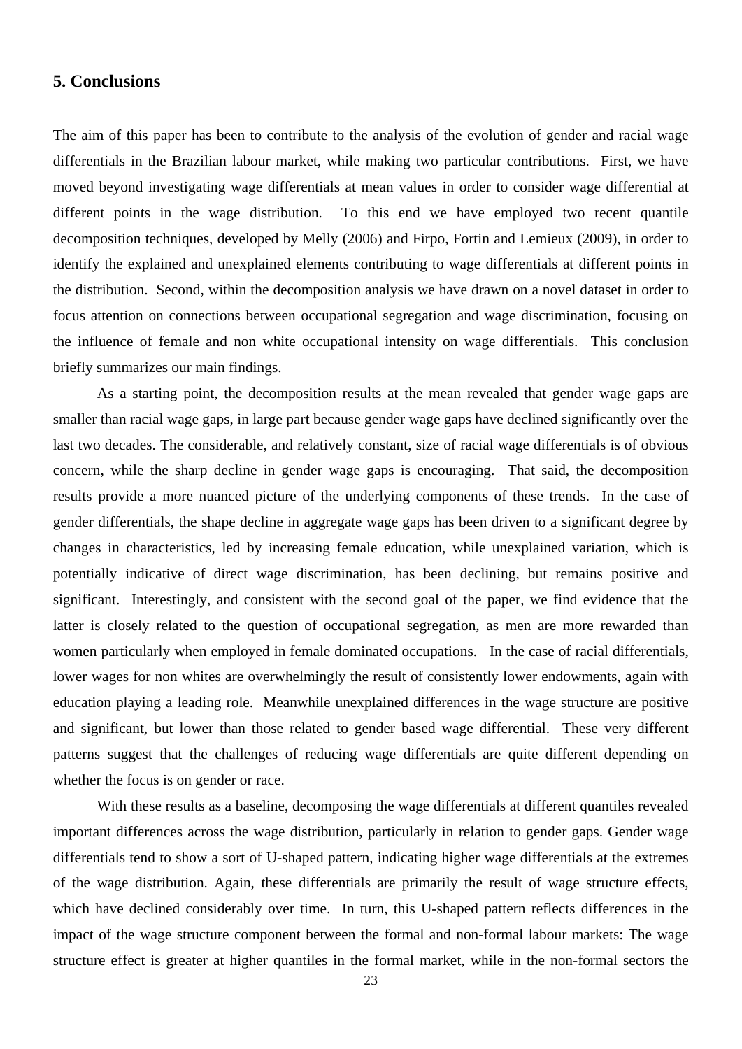## 5. Conclusions

The aim of this paper has been to contribute to the analysis of the evolution of gender and racial wage differentials in the Brazilian labour market, while making two particular contributions. First, we have moved beyond investigating wage differentials at mean values in order to consider wage differential at different points in the wage distribution. To this end we have employed two recent quantile decomposition techniques, developed by Melly (2006) and Firpo, Fortin and Lemieux (2009), in order to identify the explained and unexplained elements contributing to wage differentials at different points in the distribution. Second, within the decomposition analysis we have drawn on a novel dataset in order to focus attention on connections between occupational segregation and wage discrimination, focusing on the influence of female and non white occupational intensity on wage differentials. This conclusion briefly summarizes our main findings.

As a starting point, the decomposition results at the mean revealed that gender wage gaps are smaller than racial wage gaps, in large part because gender wage gaps have declined significantly over the last two decades. The considerable, and relatively constant, size of racial wage differentials is of obvious concern, while the sharp decline in gender wage gaps is encouraging. That said, the decomposition results provide a more nuanced picture of the underlying components of these trends. In the case of gender differentials, the shape decline in aggregate wage gaps has been driven to a significant degree by changes in characteristics, led by increasing female education, while unexplained variation, which is potentially indicative of direct wage discrimination, has been declining, but remains positive and significant. Interestingly, and consistent with the second goal of the paper, we find evidence that the latter is closely related to the question of occupational segregation, as men are more rewarded than women particularly when employed in female dominated occupations. In the case of racial differentials, lower wages for non whites are overwhelmingly the result of consistently lower endowments, again with education playing a leading role. Meanwhile unexplained differences in the wage structure are positive and significant, but lower than those related to gender based wage differential. These very different patterns suggest that the challenges of reducing wage differentials are quite different depending on whether the focus is on gender or race.

With these results as a baseline, decomposing the wage differentials at different quantiles revealed important differences across the wage distribution, particularly in relation to gender gaps. Gender wage differentials tend to show a sort of U-shaped pattern, indicating higher wage differentials at the extremes of the wage distribution. Again, these differentials are primarily the result of wage structure effects, which have declined considerably over time. In turn, this U-shaped pattern reflects differences in the impact of the wage structure component between the formal and non-formal labour markets: The wage structure effect is greater at higher quantiles in the formal market, while in the non-formal sectors the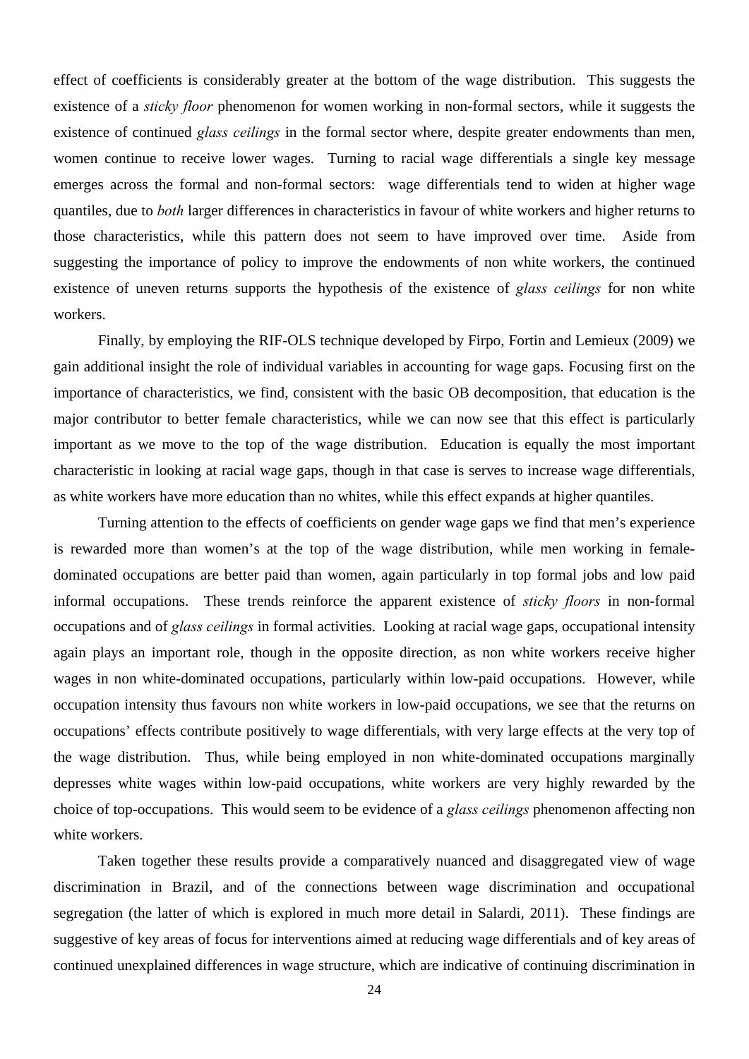effect of coefficients is considerably greater at the bottom of the wage distribution. This suggests the existence of a *sticky floor* phenomenon for women working in non-formal sectors, while it suggests the existence of continued *glass ceilings* in the formal sector where, despite greater endowments than men, women continue to receive lower wages. Turning to racial wage differentials a single key message emerges across the formal and non-formal sectors: wage differentials tend to widen at higher wage quantiles, due to *both* larger differences in characteristics in favour of white workers and higher returns to those characteristics, while this pattern does not seem to have improved over time. Aside from suggesting the importance of policy to improve the endowments of non white workers, the continued existence of uneven returns supports the hypothesis of the existence of *glass ceilings* for non white workers.

Finally, by employing the RIF-OLS technique developed by Firpo, Fortin and Lemieux (2009) we gain additional insight the role of individual variables in accounting for wage gaps. Focusing first on the importance of characteristics, we find, consistent with the basic OB decomposition, that education is the major contributor to better female characteristics, while we can now see that this effect is particularly important as we move to the top of the wage distribution. Education is equally the most important characteristic in looking at racial wage gaps, though in that case is serves to increase wage differentials, as white workers have more education than no whites, while this effect expands at higher quantiles.

Turning attention to the effects of coefficients on gender wage gaps we find that men's experience is rewarded more than women's at the top of the wage distribution, while men working in female-dominated occupations are better paid than women, again particularly in top formal jobs and low paid informal occupations. These trends reinforce the apparent existence of *sticky floors* in non-formal occupations and of *glass ceilings* in formal activities. Looking at racial wage gaps, occupational intensity again plays an important role, though in the opposite direction, as non white workers receive higher wages in non white-dominated occupations, particularly within low-paid occupations. However, while occupation intensity thus favours non white workers in low-paid occupations, we see that the returns on occupations' effects contribute positively to wage differentials, with very large effects at the very top of the wage distribution. Thus, while being employed in non white-dominated occupations marginally depresses white wages within low-paid occupations, white workers are very highly rewarded by the choice of top-occupations. This would seem to be evidence of a *glass ceilings* phenomenon affecting non white workers.

Taken together these results provide a comparatively nuanced and disaggregated view of wage discrimination in Brazil, and of the connections between wage discrimination and occupational segregation (the latter of which is explored in much more detail in Salardi, 2011). These findings are suggestive of key areas of focus for interventions aimed at reducing wage differentials and of key areas of continued unexplained differences in wage structure, which are indicative of continuing discrimination in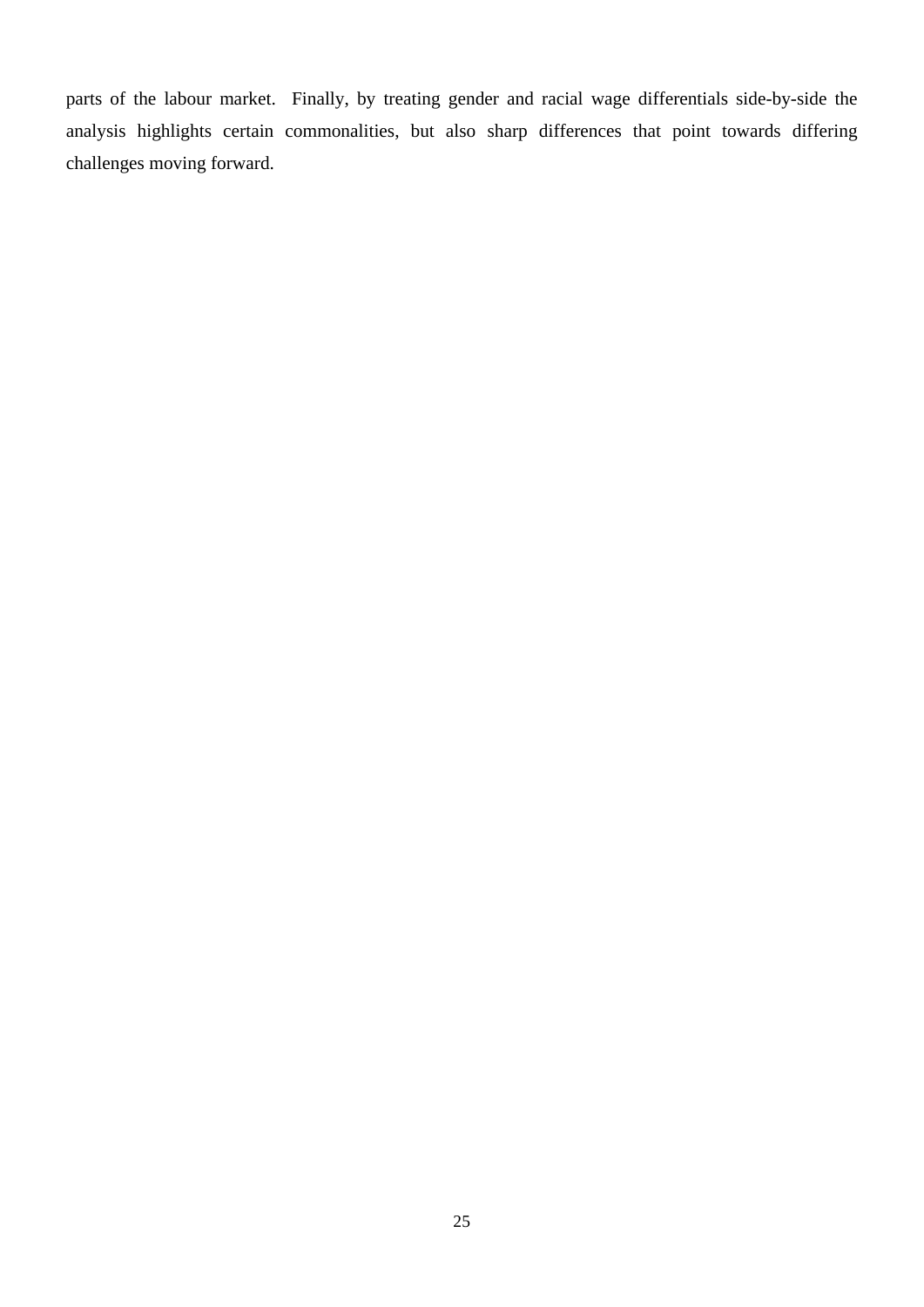parts of the labour market. Finally, by treating gender and racial wage differentials side-by-side the analysis highlights certain commonalities, but also sharp differences that point towards differing challenges moving forward.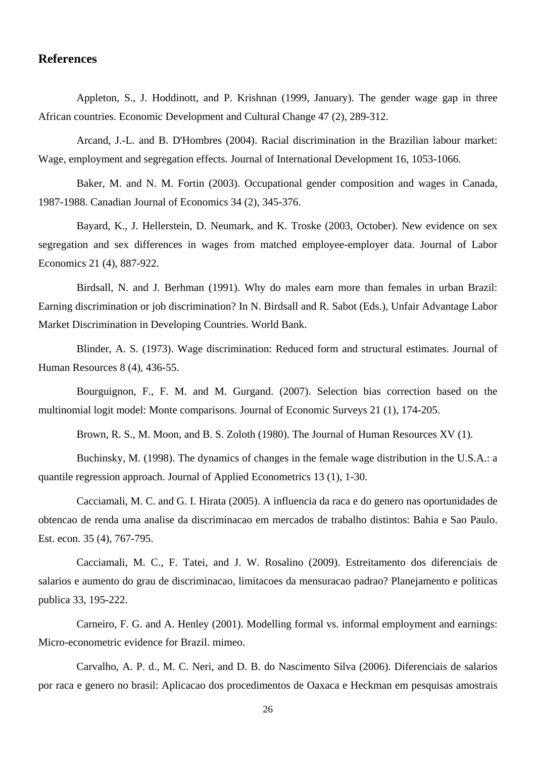## References

Appleton, S., J. Hoddinott, and P. Krishnan (1999, January). The gender wage gap in three African countries. Economic Development and Cultural Change 47 (2), 289-312.

Arcand, J.-L. and B. D'Hombres (2004). Racial discrimination in the Brazilian labour market: Wage, employment and segregation effects. Journal of International Development 16, 1053-1066.

Baker, M. and N. M. Fortin (2003). Occupational gender composition and wages in Canada, 1987-1988. Canadian Journal of Economics 34 (2), 345-376.

Bayard, K., J. Hellerstein, D. Neumark, and K. Troske (2003, October). New evidence on sex segregation and sex differences in wages from matched employee-employer data. Journal of Labor Economics 21 (4), 887-922.

Birdsall, N. and J. Berhman (1991). Why do males earn more than females in urban Brazil: Earning discrimination or job discrimination? In N. Birdsall and R. Sabot (Eds.), Unfair Advantage Labor Market Discrimination in Developing Countries. World Bank.

Blinder, A. S. (1973). Wage discrimination: Reduced form and structural estimates. Journal of Human Resources 8 (4), 436-55.

Bourguignon, F., F. M. and M. Gurgand. (2007). Selection bias correction based on the multinomial logit model: Monte comparisons. Journal of Economic Surveys 21 (1), 174-205.

Brown, R. S., M. Moon, and B. S. Zoloth (1980). The Journal of Human Resources XV (1).

Buchinsky, M. (1998). The dynamics of changes in the female wage distribution in the U.S.A.: a quantile regression approach. Journal of Applied Econometrics 13 (1), 1-30.

Cacciamali, M. C. and G. I. Hirata (2005). A influencia da raca e do genero nas oportunidades de obtencao de renda uma analise da discriminacao em mercados de trabalho distintos: Bahia e Sao Paulo. Est. econ. 35 (4), 767-795.

Cacciamali, M. C., F. Tatei, and J. W. Rosalino (2009). Estreitamento dos diferenciais de salarios e aumento do grau de discriminacao, limitacoes da mensuracao padrao? Planejamento e politicas publica 33, 195-222.

Carneiro, F. G. and A. Henley (2001). Modelling formal vs. informal employment and earnings: Micro-econometric evidence for Brazil. mimeo.

Carvalho, A. P. d., M. C. Neri, and D. B. do Nascimento Silva (2006). Diferenciais de salarios por raca e genero no brasil: Aplicacao dos procedimentos de Oaxaca e Heckman em pesquisas amostrais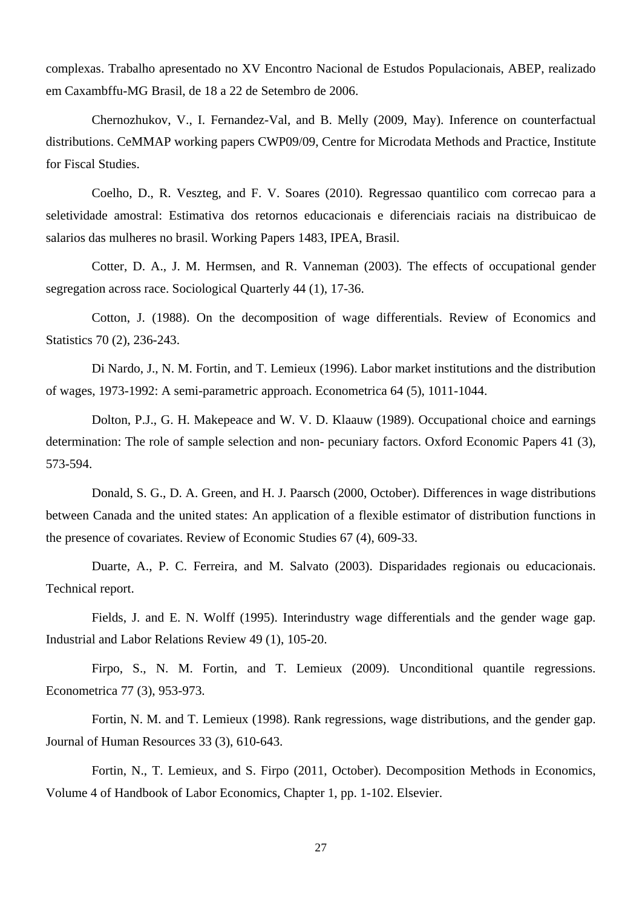complexas. Trabalho apresentado no XV Encontro Nacional de Estudos Populacionais, ABEP, realizado em Caxambffu-MG Brasil, de 18 a 22 de Setembro de 2006.

Chernozhukov, V., I. Fernandez-Val, and B. Melly (2009, May). Inference on counterfactual distributions. CeMMAP working papers CWP09/09, Centre for Microdata Methods and Practice, Institute for Fiscal Studies.

Coelho, D., R. Veszteg, and F. V. Soares (2010). Regressao quantilico com correcao para a seletividade amostral: Estimativa dos retornos educacionais e diferenciais raciais na distribuicao de salarios das mulheres no brasil. Working Papers 1483, IPEA, Brasil.

Cotter, D. A., J. M. Hermsen, and R. Vanneman (2003). The effects of occupational gender segregation across race. Sociological Quarterly 44 (1), 17-36.

Cotton, J. (1988). On the decomposition of wage differentials. Review of Economics and Statistics 70 (2), 236-243.

Di Nardo, J., N. M. Fortin, and T. Lemieux (1996). Labor market institutions and the distribution of wages, 1973-1992: A semi-parametric approach. Econometrica 64 (5), 1011-1044.

Dolton, P.J., G. H. Makepeace and W. V. D. Klaauw (1989). Occupational choice and earnings determination: The role of sample selection and non- pecuniary factors. Oxford Economic Papers 41 (3), 573-594.

Donald, S. G., D. A. Green, and H. J. Paarsch (2000, October). Differences in wage distributions between Canada and the united states: An application of a flexible estimator of distribution functions in the presence of covariates. Review of Economic Studies 67 (4), 609-33.

Duarte, A., P. C. Ferreira, and M. Salvato (2003). Disparidades regionais ou educacionais. Technical report.

Fields, J. and E. N. Wolff (1995). Interindustry wage differentials and the gender wage gap. Industrial and Labor Relations Review 49 (1), 105-20.

Firpo, S., N. M. Fortin, and T. Lemieux (2009). Unconditional quantile regressions. Econometrica 77 (3), 953-973.

Fortin, N. M. and T. Lemieux (1998). Rank regressions, wage distributions, and the gender gap. Journal of Human Resources 33 (3), 610-643.

Fortin, N., T. Lemieux, and S. Firpo (2011, October). Decomposition Methods in Economics, Volume 4 of Handbook of Labor Economics, Chapter 1, pp. 1-102. Elsevier.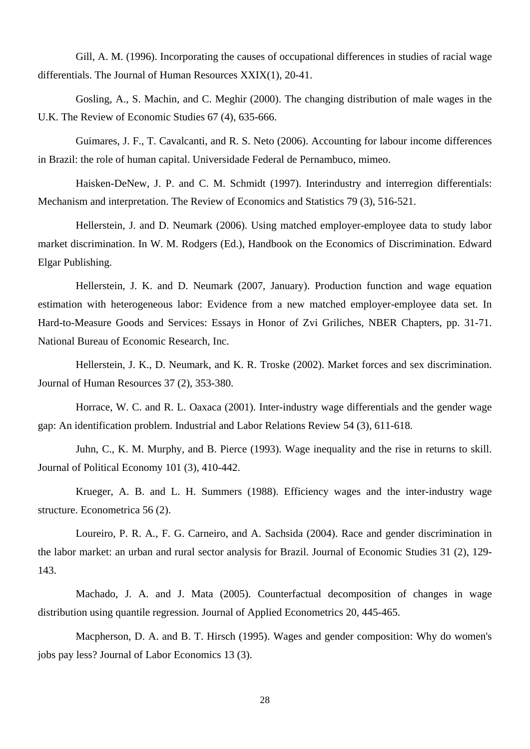Gill, A. M. (1996). Incorporating the causes of occupational differences in studies of racial wage differentials. The Journal of Human Resources XXIX(1), 20-41.

Gosling, A., S. Machin, and C. Meghir (2000). The changing distribution of male wages in the U.K. The Review of Economic Studies 67 (4), 635-666.

Guimares, J. F., T. Cavalcanti, and R. S. Neto (2006). Accounting for labour income differences in Brazil: the role of human capital. Universidade Federal de Pernambuco, mimeo.

Haisken-DeNew, J. P. and C. M. Schmidt (1997). Interindustry and interregion differentials: Mechanism and interpretation. The Review of Economics and Statistics 79 (3), 516-521.

Hellerstein, J. and D. Neumark (2006). Using matched employer-employee data to study labor market discrimination. In W. M. Rodgers (Ed.), Handbook on the Economics of Discrimination. Edward Elgar Publishing.

Hellerstein, J. K. and D. Neumark (2007, January). Production function and wage equation estimation with heterogeneous labor: Evidence from a new matched employer-employee data set. In Hard-to-Measure Goods and Services: Essays in Honor of Zvi Griliches, NBER Chapters, pp. 31-71. National Bureau of Economic Research, Inc.

Hellerstein, J. K., D. Neumark, and K. R. Troske (2002). Market forces and sex discrimination. Journal of Human Resources 37 (2), 353-380.

Horrace, W. C. and R. L. Oaxaca (2001). Inter-industry wage differentials and the gender wage gap: An identification problem. Industrial and Labor Relations Review 54 (3), 611-618.

Juhn, C., K. M. Murphy, and B. Pierce (1993). Wage inequality and the rise in returns to skill. Journal of Political Economy 101 (3), 410-442.

Krueger, A. B. and L. H. Summers (1988). Efficiency wages and the inter-industry wage structure. Econometrica 56 (2).

Loureiro, P. R. A., F. G. Carneiro, and A. Sachsida (2004). Race and gender discrimination in the labor market: an urban and rural sector analysis for Brazil. Journal of Economic Studies 31 (2), 129-143.

Machado, J. A. and J. Mata (2005). Counterfactual decomposition of changes in wage distribution using quantile regression. Journal of Applied Econometrics 20, 445-465.

Macpherson, D. A. and B. T. Hirsch (1995). Wages and gender composition: Why do women's jobs pay less? Journal of Labor Economics 13 (3).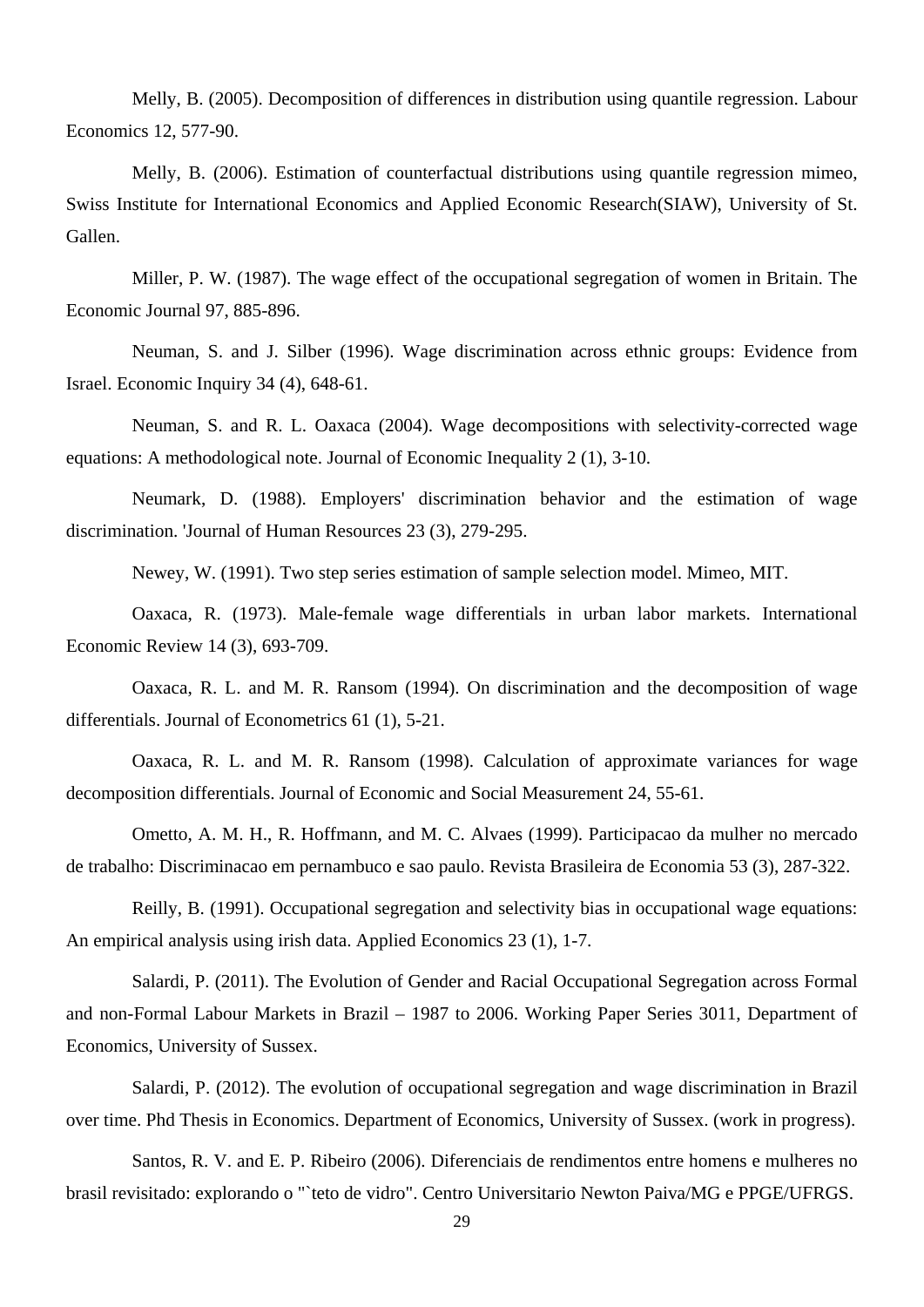Melly, B. (2005). Decomposition of differences in distribution using quantile regression. Labour Economics 12, 577-90.

Melly, B. (2006). Estimation of counterfactual distributions using quantile regression mimeo, Swiss Institute for International Economics and Applied Economic Research(SIAW), University of St. Gallen.

Miller, P. W. (1987). The wage effect of the occupational segregation of women in Britain. The Economic Journal 97, 885-896.

Neuman, S. and J. Silber (1996). Wage discrimination across ethnic groups: Evidence from Israel. Economic Inquiry 34 (4), 648-61.

Neuman, S. and R. L. Oaxaca (2004). Wage decompositions with selectivity-corrected wage equations: A methodological note. Journal of Economic Inequality 2 (1), 3-10.

Neumark, D. (1988). Employers' discrimination behavior and the estimation of wage discrimination. 'Journal of Human Resources 23 (3), 279-295.

Newey, W. (1991). Two step series estimation of sample selection model. Mimeo, MIT.

Oaxaca, R. (1973). Male-female wage differentials in urban labor markets. International Economic Review 14 (3), 693-709.

Oaxaca, R. L. and M. R. Ransom (1994). On discrimination and the decomposition of wage differentials. Journal of Econometrics 61 (1), 5-21.

Oaxaca, R. L. and M. R. Ransom (1998). Calculation of approximate variances for wage decomposition differentials. Journal of Economic and Social Measurement 24, 55-61.

Ometto, A. M. H., R. Hoffmann, and M. C. Alvaes (1999). Participacao da mulher no mercado de trabalho: Discriminacao em pernambuco e sao paulo. Revista Brasileira de Economia 53 (3), 287-322.

Reilly, B. (1991). Occupational segregation and selectivity bias in occupational wage equations: An empirical analysis using irish data. Applied Economics 23 (1), 1-7.

Salardi, P. (2011). The Evolution of Gender and Racial Occupational Segregation across Formal and non-Formal Labour Markets in Brazil – 1987 to 2006. Working Paper Series 3011, Department of Economics, University of Sussex.

Salardi, P. (2012). The evolution of occupational segregation and wage discrimination in Brazil over time. Phd Thesis in Economics. Department of Economics, University of Sussex. (work in progress).

Santos, R. V. and E. P. Ribeiro (2006). Diferenciais de rendimentos entre homens e mulheres no brasil revisitado: explorando o "`teto de vidro". Centro Universitario Newton Paiva/MG e PPGE/UFRGS.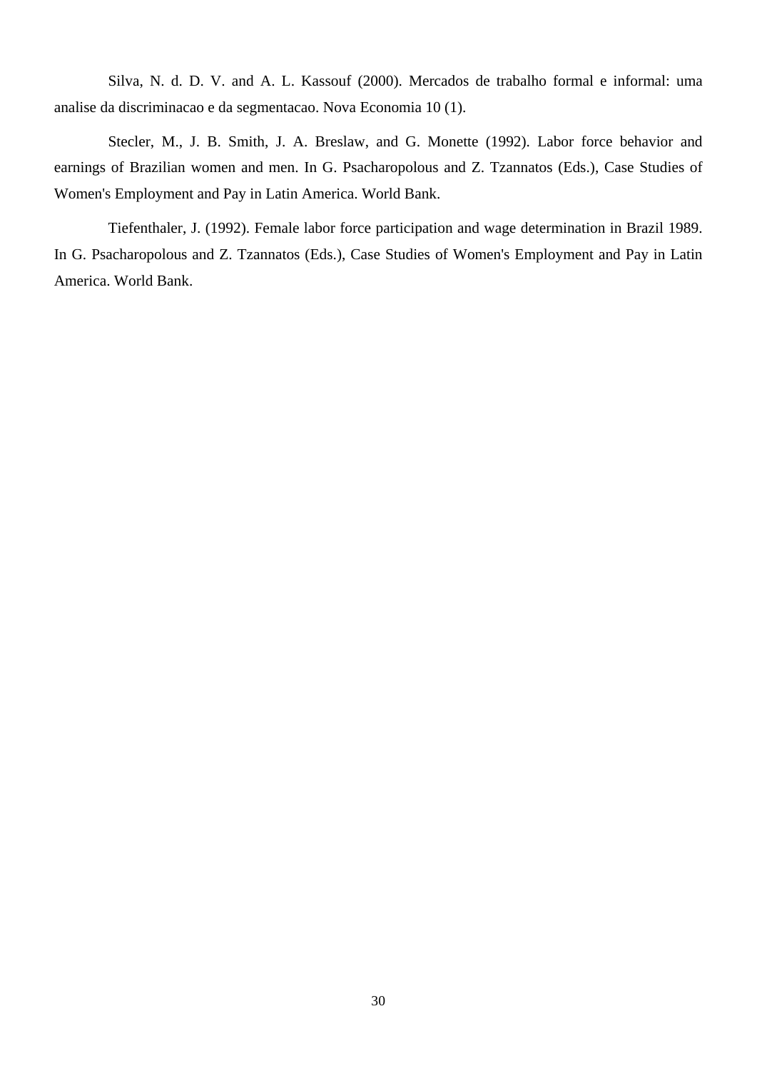Silva, N. d. D. V. and A. L. Kassouf (2000). Mercados de trabalho formal e informal: uma analise da discriminacao e da segmentacao. Nova Economia 10 (1).

Stecler, M., J. B. Smith, J. A. Breslaw, and G. Monette (1992). Labor force behavior and earnings of Brazilian women and men. In G. Psacharopolous and Z. Tzannatos (Eds.), Case Studies of Women's Employment and Pay in Latin America. World Bank.

Tiefenthaler, J. (1992). Female labor force participation and wage determination in Brazil 1989. In G. Psacharopolous and Z. Tzannatos (Eds.), Case Studies of Women's Employment and Pay in Latin America. World Bank.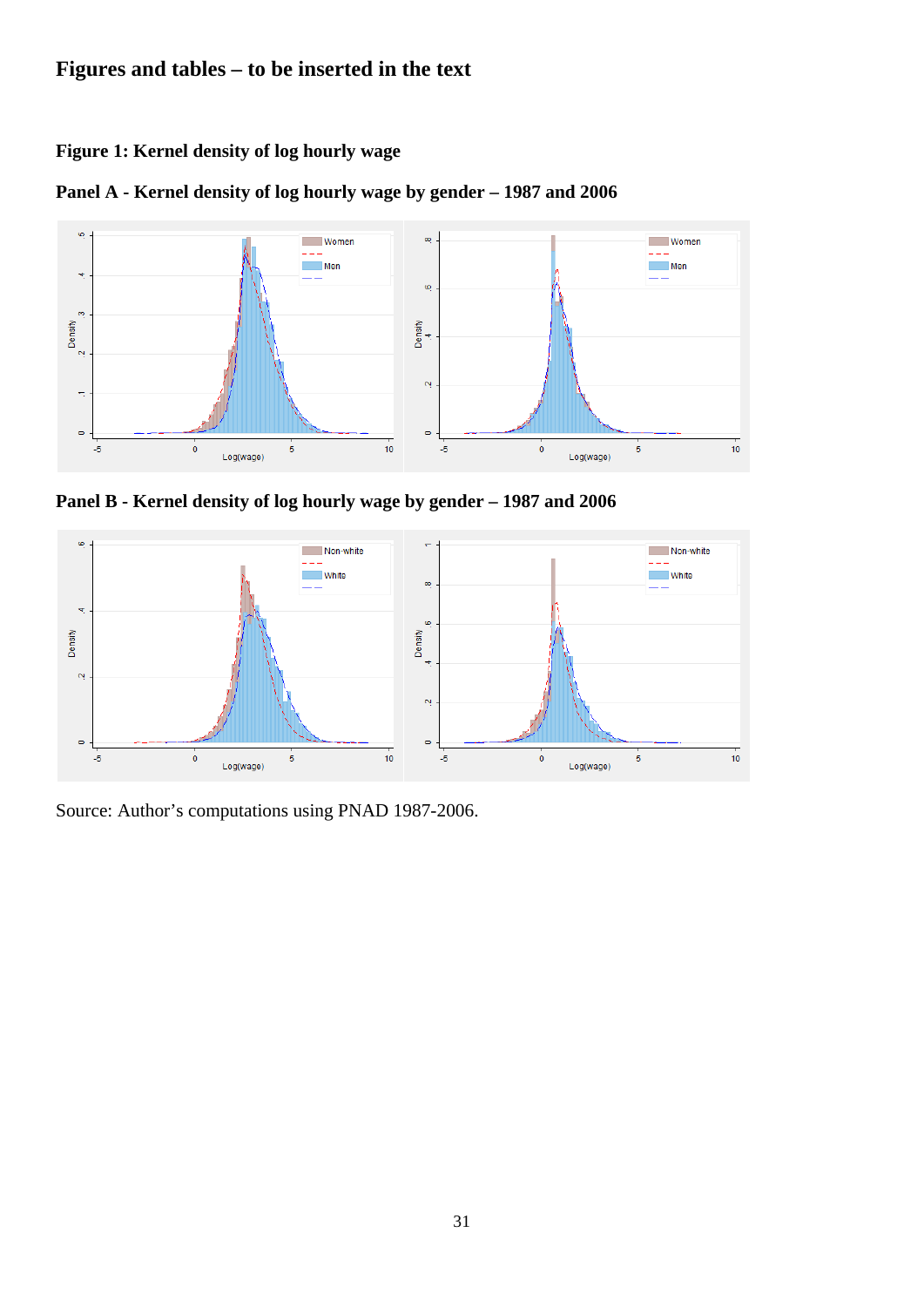# Figures and tables – to be inserted in the text

**Figure 1: Kernel density of log hourly wage**

**Panel A - Kernel density of log hourly wage by gender – 1987 and 2006**

**Panel B - Kernel density of log hourly wage by gender – 1987 and 2006**

Source: Author's computations using PNAD 1987-2006.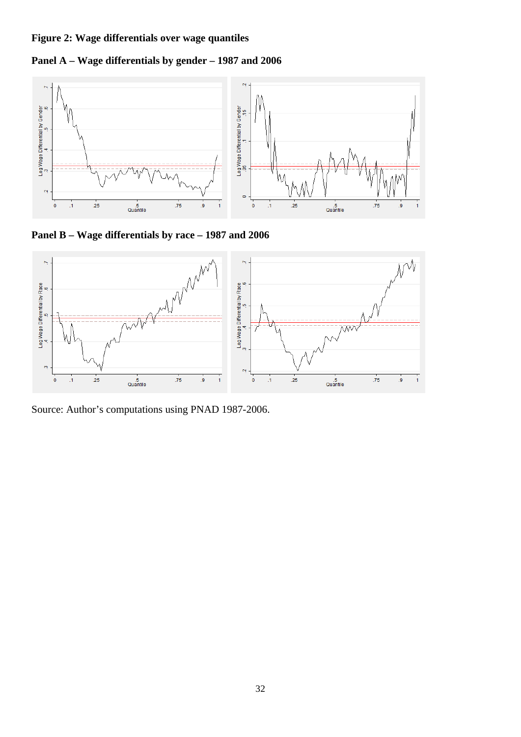**Figure 2: Wage differentials over wage quantiles**

**Panel A – Wage differentials by gender – 1987 and 2006**

**Panel B – Wage differentials by race – 1987 and 2006**

Source: Author's computations using PNAD 1987-2006.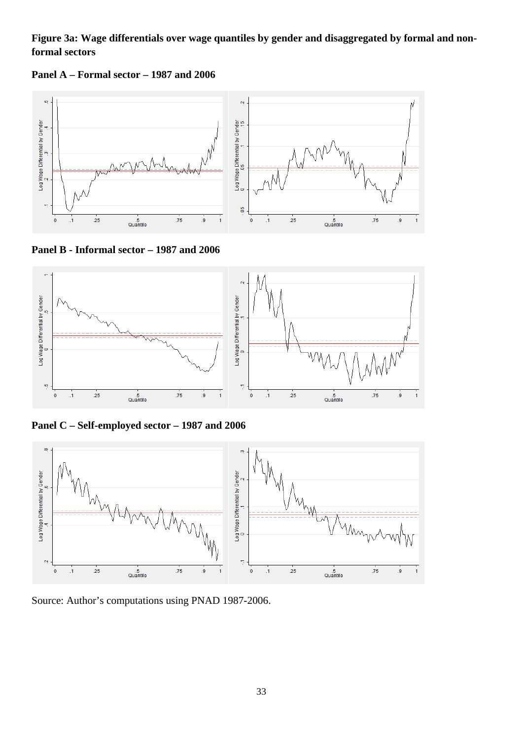**Figure 3a: Wage differentials over wage quantiles by gender and disaggregated by formal and non-formal sectors**

**Panel A – Formal sector – 1987 and 2006**

**Panel B - Informal sector – 1987 and 2006**

**Panel C – Self-employed sector – 1987 and 2006**

Source: Author's computations using PNAD 1987-2006.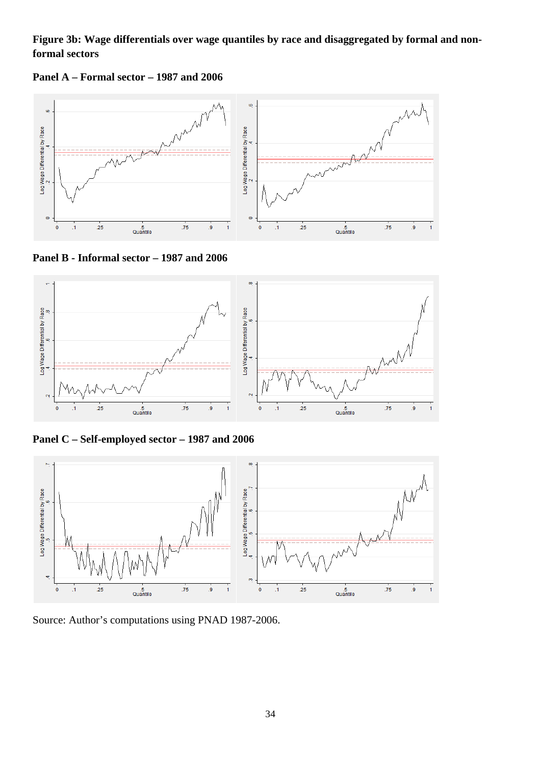**Figure 3b: Wage differentials over wage quantiles by race and disaggregated by formal and non-formal sectors**

**Panel A – Formal sector – 1987 and 2006**

**Panel B - Informal sector – 1987 and 2006**

**Panel C – Self-employed sector – 1987 and 2006**

Source: Author's computations using PNAD 1987-2006.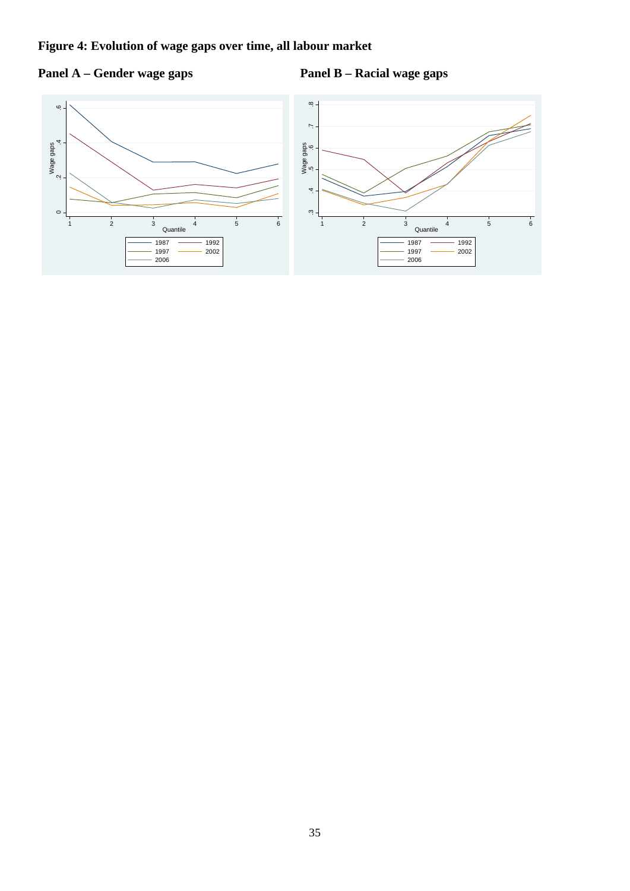**Figure 4: Evolution of wage gaps over time, all labour market**

**Panel A – Gender wage gaps**

**Panel B – Racial wage gaps**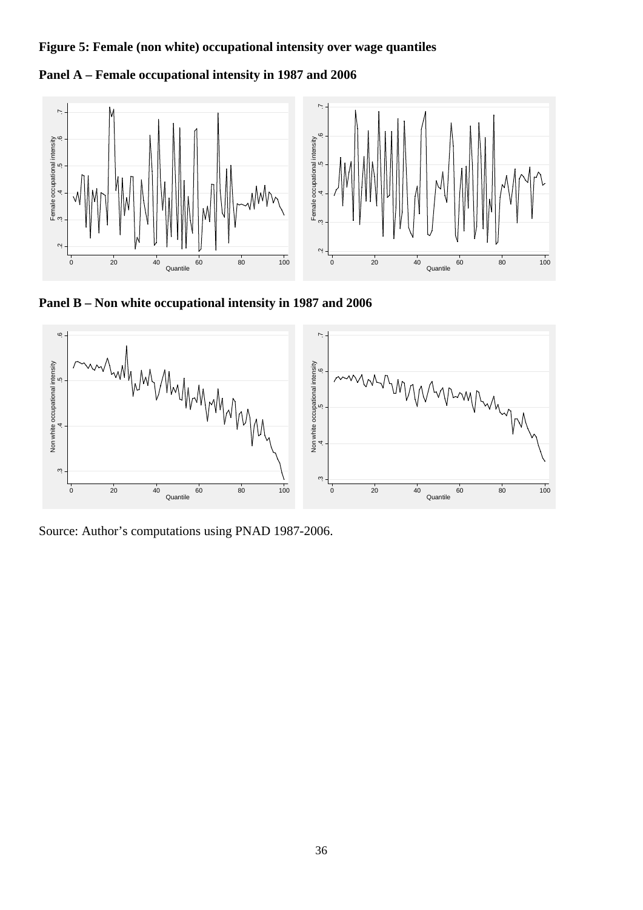**Figure 5: Female (non white) occupational intensity over wage quantiles**

**Panel A – Female occupational intensity in 1987 and 2006**

**Panel B – Non white occupational intensity in 1987 and 2006**

Source: Author's computations using PNAD 1987-2006.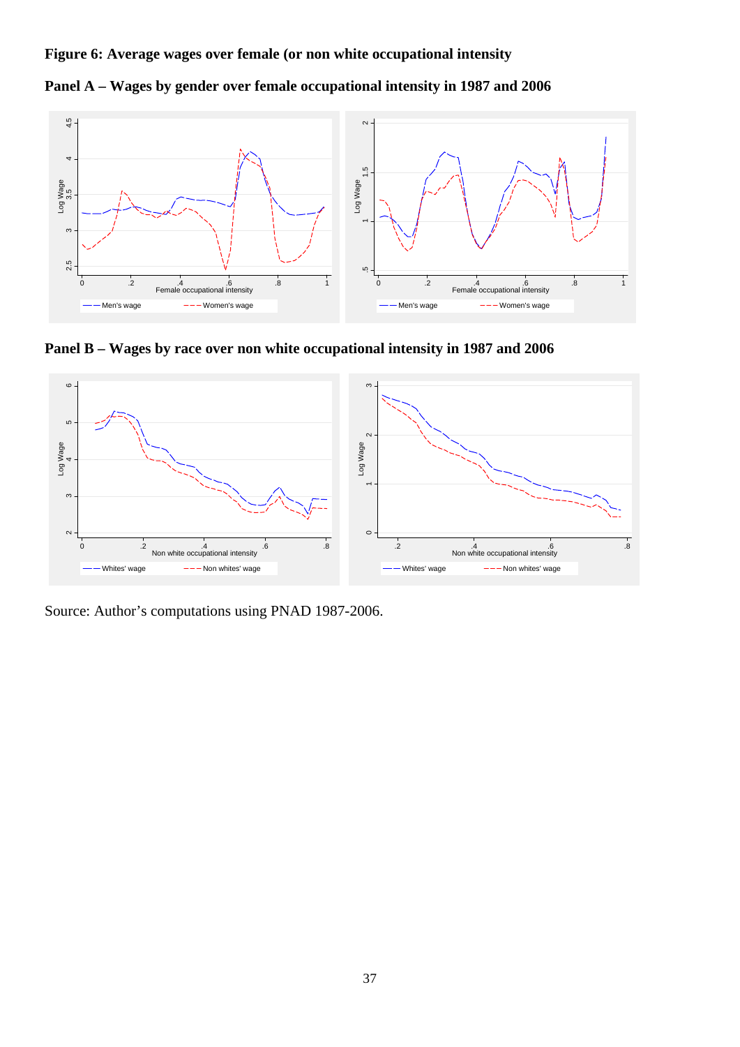**Figure 6: Average wages over female (or non white occupational intensity**

**Panel A – Wages by gender over female occupational intensity in 1987 and 2006**

**Panel B – Wages by race over non white occupational intensity in 1987 and 2006**

Source: Author's computations using PNAD 1987-2006.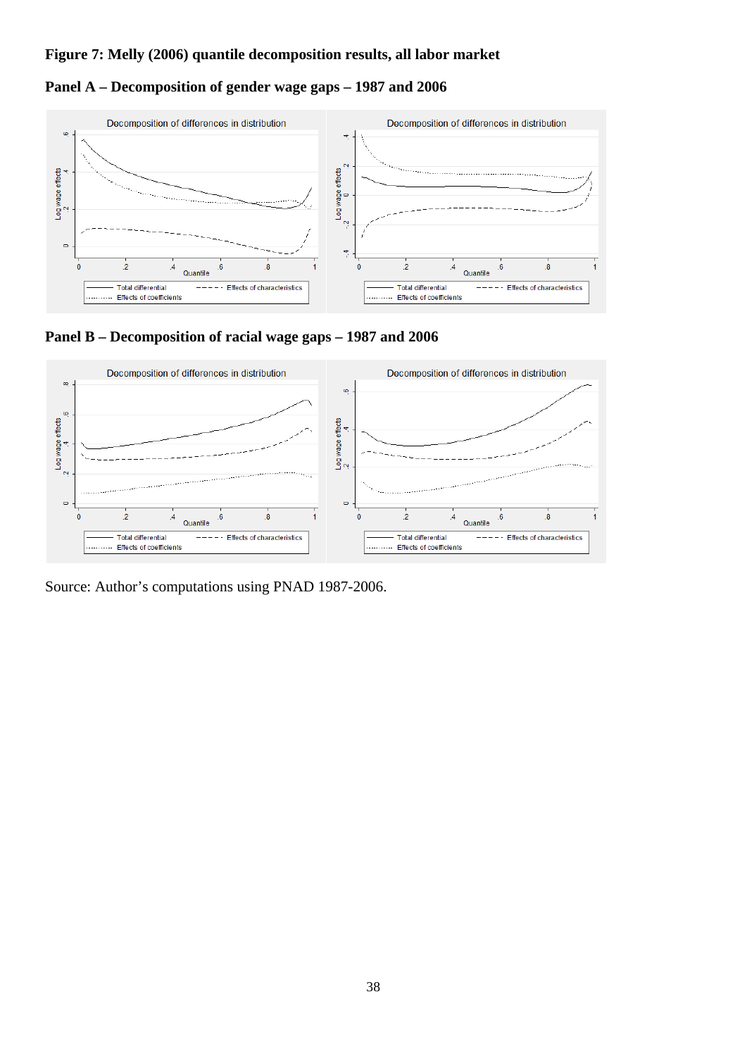**Figure 7: Melly (2006) quantile decomposition results, all labor market**

**Panel A – Decomposition of gender wage gaps – 1987 and 2006**

**Panel B – Decomposition of racial wage gaps – 1987 and 2006**

Source: Author's computations using PNAD 1987-2006.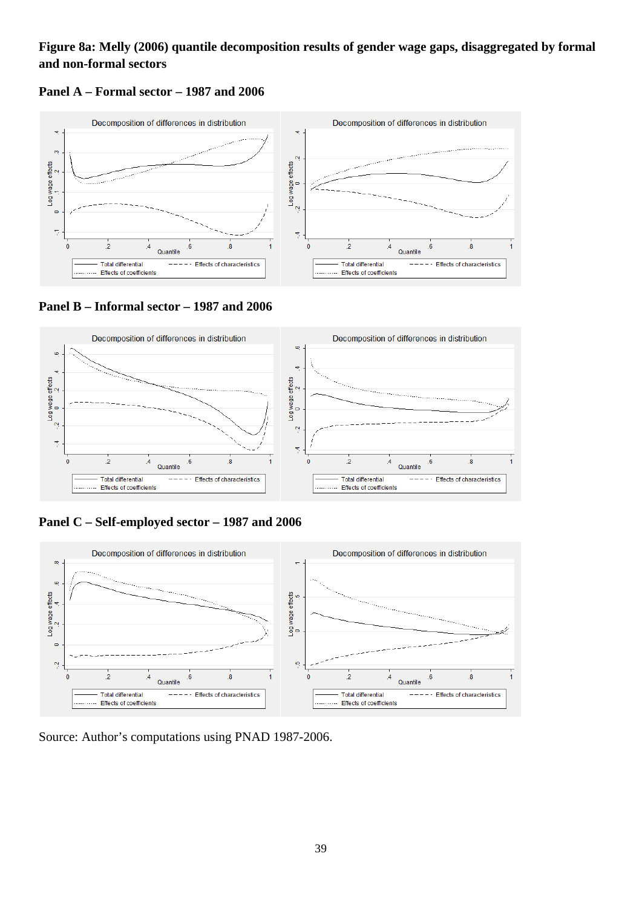**Figure 8a: Melly (2006) quantile decomposition results of gender wage gaps, disaggregated by formal and non-formal sectors**

**Panel A – Formal sector – 1987 and 2006**

**Panel B – Informal sector – 1987 and 2006**

**Panel C – Self-employed sector – 1987 and 2006**

Source: Author's computations using PNAD 1987-2006.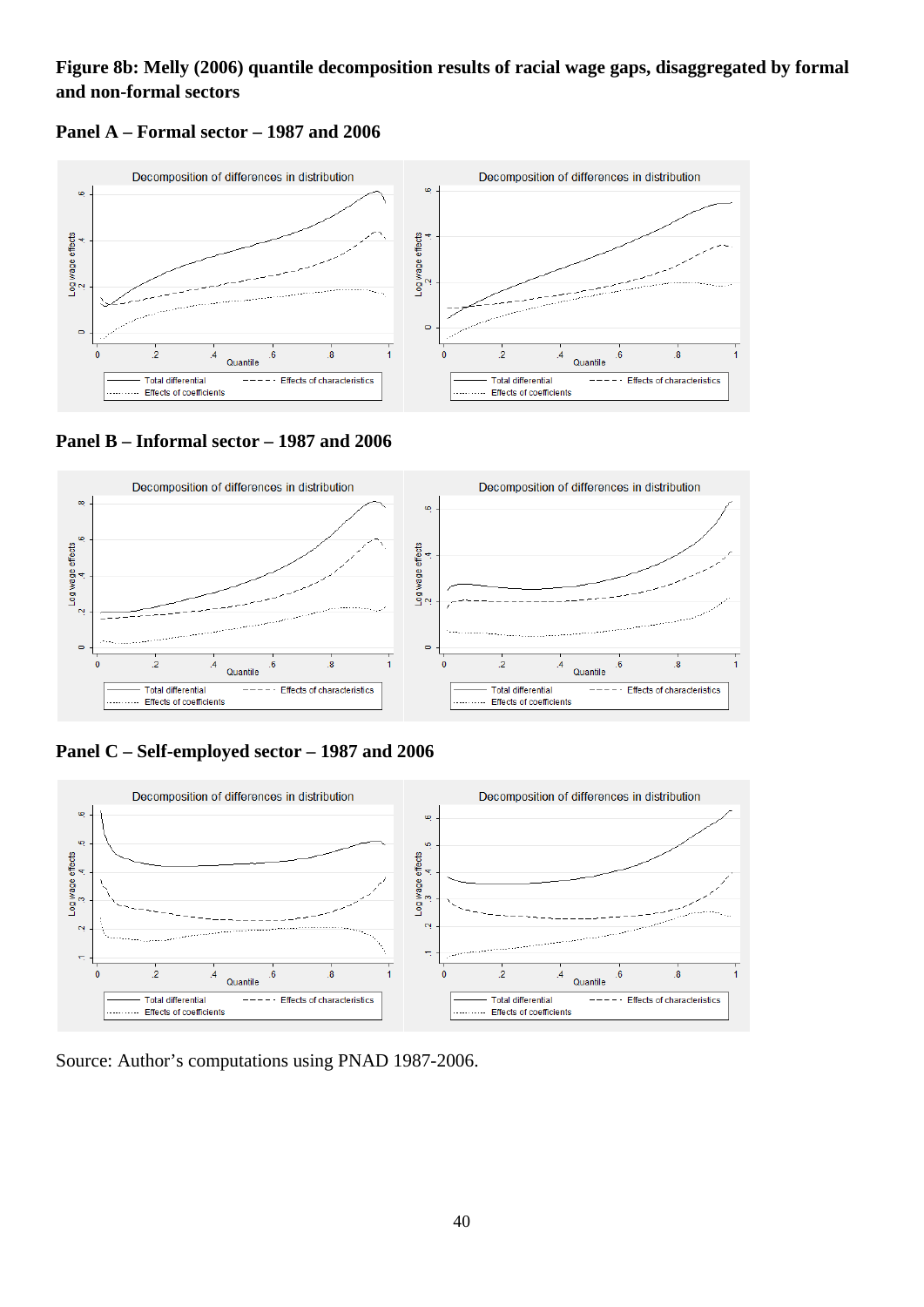**Figure 8b: Melly (2006) quantile decomposition results of racial wage gaps, disaggregated by formal and non-formal sectors**

**Panel A – Formal sector – 1987 and 2006**

**Panel B – Informal sector – 1987 and 2006**

**Panel C – Self-employed sector – 1987 and 2006**

Source: Author's computations using PNAD 1987-2006.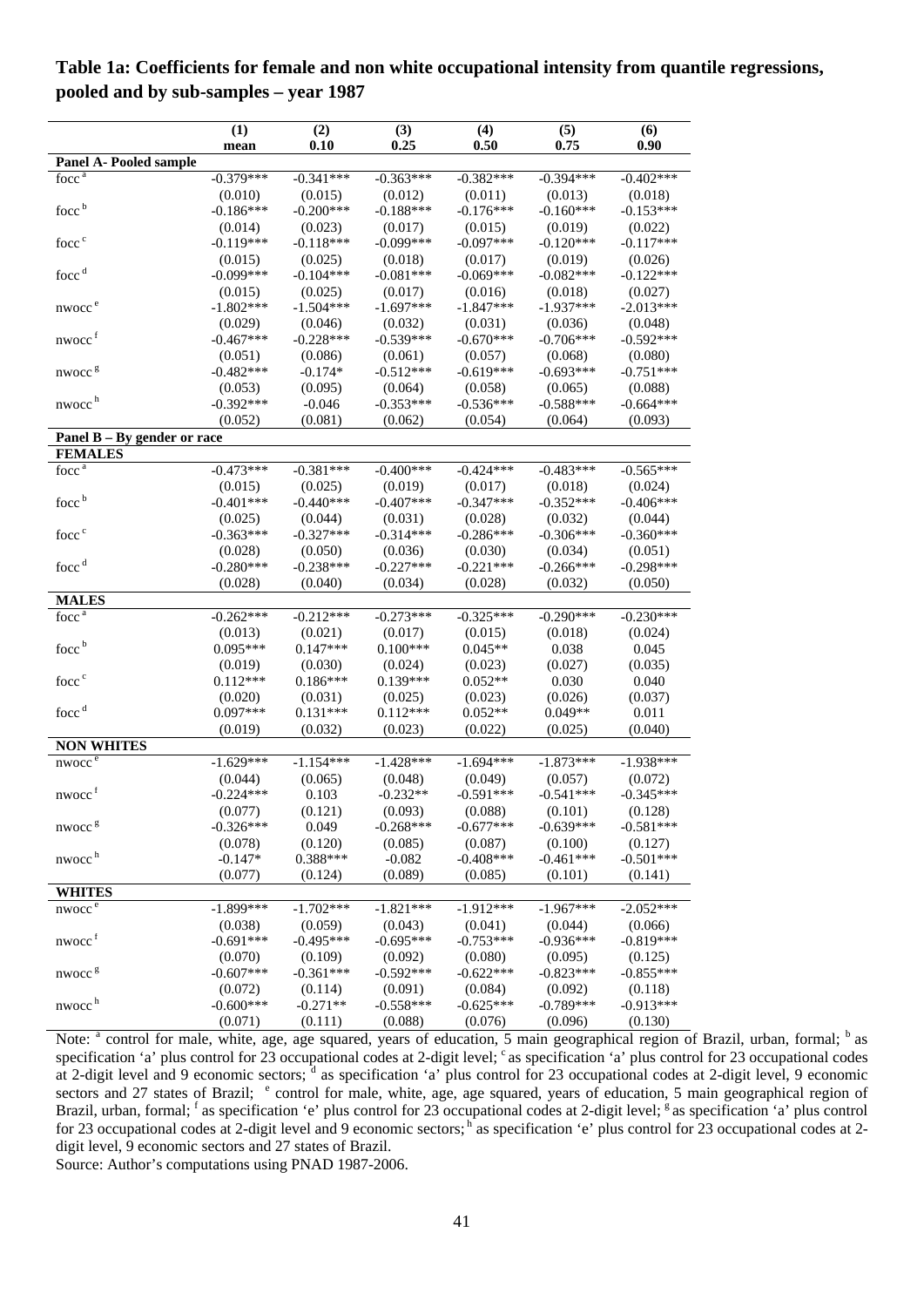**Table 1a: Coefficients for female and non white occupational intensity from quantile regressions, pooled and by sub-samples – year 1987**

| | (1) mean | (2) 0.10 | (3) 0.25 | (4) 0.50 | (5) 0.75 | (6) 0.90 |
|---|---|---|---|---|---|---|
| **Panel A- Pooled sample** | | | | | | |
| focc [a] | -0.379*** | -0.341*** | -0.363*** | -0.382*** | -0.394*** | -0.402*** |
| | (0.010) | (0.015) | (0.012) | (0.011) | (0.013) | (0.018) |
| focc [b] | -0.186*** | -0.200*** | -0.188*** | -0.176*** | -0.160*** | -0.153*** |
| | (0.014) | (0.023) | (0.017) | (0.015) | (0.019) | (0.022) |
| focc [c] | -0.119*** | -0.118*** | -0.099*** | -0.097*** | -0.120*** | -0.117*** |
| | (0.015) | (0.025) | (0.018) | (0.017) | (0.019) | (0.026) |
| focc [d] | -0.099*** | -0.104*** | -0.081*** | -0.069*** | -0.082*** | -0.122*** |
| | (0.015) | (0.025) | (0.017) | (0.016) | (0.018) | (0.027) |
| nwocc [e] | -1.802*** | -1.504*** | -1.697*** | -1.847*** | -1.937*** | -2.013*** |
| | (0.029) | (0.046) | (0.032) | (0.031) | (0.036) | (0.048) |
| nwocc [f] | -0.467*** | -0.228*** | -0.539*** | -0.670*** | -0.706*** | -0.592*** |
| | (0.051) | (0.086) | (0.061) | (0.057) | (0.068) | (0.080) |
| nwocc [g] | -0.482*** | -0.174* | -0.512*** | -0.619*** | -0.693*** | -0.751*** |
| | (0.053) | (0.095) | (0.064) | (0.058) | (0.065) | (0.088) |
| nwocc [h] | -0.392*** | -0.046 | -0.353*** | -0.536*** | -0.588*** | -0.664*** |
| | (0.052) | (0.081) | (0.062) | (0.054) | (0.064) | (0.093) |
| **Panel B – By gender or race** | | | | | | |
| **FEMALES** | | | | | | |
| focc [a] | -0.473*** | -0.381*** | -0.400*** | -0.424*** | -0.483*** | -0.565*** |
| | (0.015) | (0.025) | (0.019) | (0.017) | (0.018) | (0.024) |
| focc [b] | -0.401*** | -0.440*** | -0.407*** | -0.347*** | -0.352*** | -0.406*** |
| | (0.025) | (0.044) | (0.031) | (0.028) | (0.032) | (0.044) |
| focc [c] | -0.363*** | -0.327*** | -0.314*** | -0.286*** | -0.306*** | -0.360*** |
| | (0.028) | (0.050) | (0.036) | (0.030) | (0.034) | (0.051) |
| focc [d] | -0.280*** | -0.238*** | -0.227*** | -0.221*** | -0.266*** | -0.298*** |
| | (0.028) | (0.040) | (0.034) | (0.028) | (0.032) | (0.050) |
| **MALES** | | | | | | |
| focc [a] | -0.262*** | -0.212*** | -0.273*** | -0.325*** | -0.290*** | -0.230*** |
| | (0.013) | (0.021) | (0.017) | (0.015) | (0.018) | (0.024) |
| focc [b] | 0.095*** | 0.147*** | 0.100*** | 0.045** | 0.038 | 0.045 |
| | (0.019) | (0.030) | (0.024) | (0.023) | (0.027) | (0.035) |
| focc [c] | 0.112*** | 0.186*** | 0.139*** | 0.052** | 0.030 | 0.040 |
| | (0.020) | (0.031) | (0.025) | (0.023) | (0.026) | (0.037) |
| focc [d] | 0.097*** | 0.131*** | 0.112*** | 0.052** | 0.049** | 0.011 |
| | (0.019) | (0.032) | (0.023) | (0.022) | (0.025) | (0.040) |
| **NON WHITES** | | | | | | |
| nwocc [e] | -1.629*** | -1.154*** | -1.428*** | -1.694*** | -1.873*** | -1.938*** |
| | (0.044) | (0.065) | (0.048) | (0.049) | (0.057) | (0.072) |
| nwocc [f] | -0.224*** | 0.103 | -0.232** | -0.591*** | -0.541*** | -0.345*** |
| | (0.077) | (0.121) | (0.093) | (0.088) | (0.101) | (0.128) |
| nwocc [g] | -0.326*** | 0.049 | -0.268*** | -0.677*** | -0.639*** | -0.581*** |
| | (0.078) | (0.120) | (0.085) | (0.087) | (0.100) | (0.127) |
| nwocc [h] | -0.147* | 0.388*** | -0.082 | -0.408*** | -0.461*** | -0.501*** |
| | (0.077) | (0.124) | (0.089) | (0.085) | (0.101) | (0.141) |
| **WHITES** | | | | | | |
| nwocc [e] | -1.899*** | -1.702*** | -1.821*** | -1.912*** | -1.967*** | -2.052*** |
| | (0.038) | (0.059) | (0.043) | (0.041) | (0.044) | (0.066) |
| nwocc [f] | -0.691*** | -0.495*** | -0.695*** | -0.753*** | -0.936*** | -0.819*** |
| | (0.070) | (0.109) | (0.092) | (0.080) | (0.095) | (0.125) |
| nwocc [g] | -0.607*** | -0.361*** | -0.592*** | -0.622*** | -0.823*** | -0.855*** |
| | (0.072) | (0.114) | (0.091) | (0.084) | (0.092) | (0.118) |
| nwocc [h] | -0.600*** | -0.271** | -0.558*** | -0.625*** | -0.789*** | -0.913*** |
| | (0.071) | (0.111) | (0.088) | (0.076) | (0.096) | (0.130) |

Note: [a] control for male, white, age, age squared, years of education, 5 main geographical region of Brazil, urban, formal; [b] as specification 'a' plus control for 23 occupational codes at 2-digit level; [c] as specification 'a' plus control for 23 occupational codes at 2-digit level and 9 economic sectors; [d] as specification 'a' plus control for 23 occupational codes at 2-digit level, 9 economic sectors and 27 states of Brazil; [e] control for male, white, age, age squared, years of education, 5 main geographical region of Brazil, urban, formal; [f] as specification 'e' plus control for 23 occupational codes at 2-digit level; [g] as specification 'a' plus control for 23 occupational codes at 2-digit level and 9 economic sectors; [h] as specification 'e' plus control for 23 occupational codes at 2-digit level, 9 economic sectors and 27 states of Brazil.

Source: Author's computations using PNAD 1987-2006.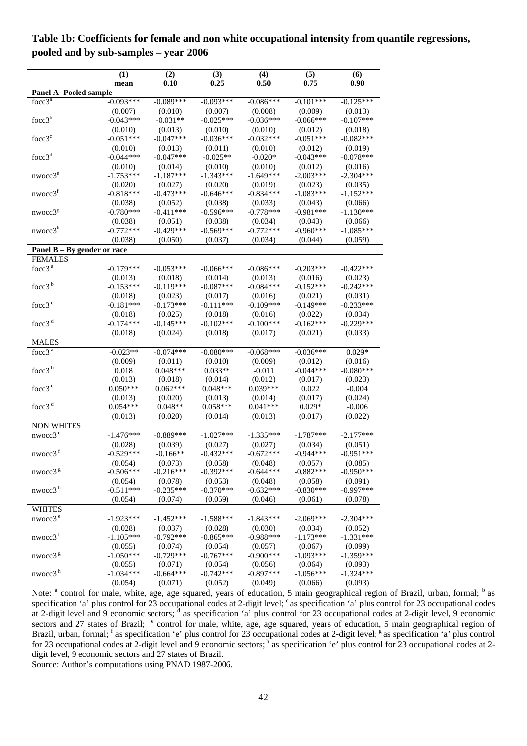**Table 1b: Coefficients for female and non white occupational intensity from quantile regressions, pooled and by sub-samples – year 2006**

| | (1) mean | (2) 0.10 | (3) 0.25 | (4) 0.50 | (5) 0.75 | (6) 0.90 |
|---|---|---|---|---|---|---|
| **Panel A- Pooled sample** | | | | | | |
| focc3[a] | -0.093*** | -0.089*** | -0.093*** | -0.086*** | -0.101*** | -0.125*** |
| | (0.007) | (0.010) | (0.007) | (0.008) | (0.009) | (0.013) |
| focc3[b] | -0.043*** | -0.031** | -0.025*** | -0.036*** | -0.066*** | -0.107*** |
| | (0.010) | (0.013) | (0.010) | (0.010) | (0.012) | (0.018) |
| focc3[c] | -0.051*** | -0.047*** | -0.036*** | -0.032*** | -0.051*** | -0.082*** |
| | (0.010) | (0.013) | (0.011) | (0.010) | (0.012) | (0.019) |
| focc3[d] | -0.044*** | -0.047*** | -0.025** | -0.020* | -0.043*** | -0.078*** |
| | (0.010) | (0.014) | (0.010) | (0.010) | (0.012) | (0.016) |
| nwocc3[e] | -1.753*** | -1.187*** | -1.343*** | -1.649*** | -2.003*** | -2.304*** |
| | (0.020) | (0.027) | (0.020) | (0.019) | (0.023) | (0.035) |
| nwocc3[f] | -0.818*** | -0.473*** | -0.646*** | -0.834*** | -1.083*** | -1.152*** |
| | (0.038) | (0.052) | (0.038) | (0.033) | (0.043) | (0.066) |
| nwocc3[g] | -0.780*** | -0.411*** | -0.596*** | -0.778*** | -0.981*** | -1.130*** |
| | (0.038) | (0.051) | (0.038) | (0.034) | (0.043) | (0.066) |
| nwocc3[h] | -0.772*** | -0.429*** | -0.569*** | -0.772*** | -0.960*** | -1.085*** |
| | (0.038) | (0.050) | (0.037) | (0.034) | (0.044) | (0.059) |
| **Panel B – By gender or race** | | | | | | |
| FEMALES | | | | | | |
| focc3[a] | -0.179*** | -0.053*** | -0.066*** | -0.086*** | -0.203*** | -0.422*** |
| | (0.013) | (0.018) | (0.014) | (0.013) | (0.016) | (0.023) |
| focc3[b] | -0.153*** | -0.119*** | -0.087*** | -0.084*** | -0.152*** | -0.242*** |
| | (0.018) | (0.023) | (0.017) | (0.016) | (0.021) | (0.031) |
| focc3[c] | -0.181*** | -0.173*** | -0.111*** | -0.109*** | -0.149*** | -0.233*** |
| | (0.018) | (0.025) | (0.018) | (0.016) | (0.022) | (0.034) |
| focc3[d] | -0.174*** | -0.145*** | -0.102*** | -0.100*** | -0.162*** | -0.229*** |
| | (0.018) | (0.024) | (0.018) | (0.017) | (0.021) | (0.033) |
| MALES | | | | | | |
| focc3[a] | -0.023** | -0.074*** | -0.080*** | -0.068*** | -0.036*** | 0.029* |
| | (0.009) | (0.011) | (0.010) | (0.009) | (0.012) | (0.016) |
| focc3[b] | 0.018 | 0.048*** | 0.033** | -0.011 | -0.044*** | -0.080*** |
| | (0.013) | (0.018) | (0.014) | (0.012) | (0.017) | (0.023) |
| focc3[c] | 0.050*** | 0.062*** | 0.048*** | 0.039*** | 0.022 | -0.004 |
| | (0.013) | (0.020) | (0.013) | (0.014) | (0.017) | (0.024) |
| focc3[d] | 0.054*** | 0.048** | 0.058*** | 0.041*** | 0.029* | -0.006 |
| | (0.013) | (0.020) | (0.014) | (0.013) | (0.017) | (0.022) |
| NON WHITES | | | | | | |
| nwocc3[e] | -1.476*** | -0.889*** | -1.027*** | -1.335*** | -1.787*** | -2.177*** |
| | (0.028) | (0.039) | (0.027) | (0.027) | (0.034) | (0.051) |
| nwocc3[f] | -0.529*** | -0.166** | -0.432*** | -0.672*** | -0.944*** | -0.951*** |
| | (0.054) | (0.073) | (0.058) | (0.048) | (0.057) | (0.085) |
| nwocc3[g] | -0.506*** | -0.216*** | -0.392*** | -0.644*** | -0.882*** | -0.950*** |
| | (0.054) | (0.078) | (0.053) | (0.048) | (0.058) | (0.091) |
| nwocc3[h] | -0.511*** | -0.235*** | -0.370*** | -0.632*** | -0.830*** | -0.997*** |
| | (0.054) | (0.074) | (0.059) | (0.046) | (0.061) | (0.078) |
| WHITES | | | | | | |
| nwocc3[e] | -1.923*** | -1.452*** | -1.588*** | -1.843*** | -2.069*** | -2.304*** |
| | (0.028) | (0.037) | (0.028) | (0.030) | (0.034) | (0.052) |
| nwocc3[f] | -1.105*** | -0.792*** | -0.865*** | -0.988*** | -1.173*** | -1.331*** |
| | (0.055) | (0.074) | (0.054) | (0.057) | (0.067) | (0.099) |
| nwocc3[g] | -1.050*** | -0.729*** | -0.767*** | -0.900*** | -1.093*** | -1.359*** |
| | (0.055) | (0.071) | (0.054) | (0.056) | (0.064) | (0.093) |
| nwocc3[h] | -1.034*** | -0.664*** | -0.742*** | -0.897*** | -1.056*** | -1.324*** |
| | (0.054) | (0.071) | (0.052) | (0.049) | (0.066) | (0.093) |

Note: [a] control for male, white, age, age squared, years of education, 5 main geographical region of Brazil, urban, formal; [b] as specification 'a' plus control for 23 occupational codes at 2-digit level; [c] as specification 'a' plus control for 23 occupational codes at 2-digit level and 9 economic sectors; [d] as specification 'a' plus control for 23 occupational codes at 2-digit level, 9 economic sectors and 27 states of Brazil; [e] control for male, white, age, age squared, years of education, 5 main geographical region of Brazil, urban, formal; [f] as specification 'e' plus control for 23 occupational codes at 2-digit level; [g] as specification 'a' plus control for 23 occupational codes at 2-digit level and 9 economic sectors; [h] as specification 'e' plus control for 23 occupational codes at 2-digit level, 9 economic sectors and 27 states of Brazil.

Source: Author's computations using PNAD 1987-2006.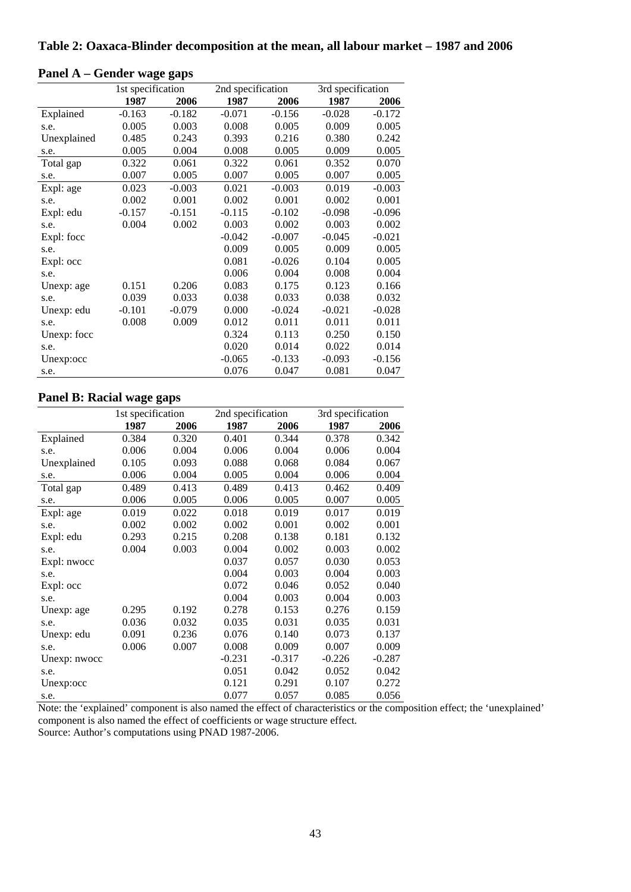### Table 2: Oaxaca-Blinder decomposition at the mean, all labour market – 1987 and 2006

#### Panel A – Gender wage gaps

| | 1st specification | | 2nd specification | | 3rd specification | |
|---|---|---|---|---|---|---|
| | **1987** | **2006** | **1987** | **2006** | **1987** | **2006** |
| Explained | -0.163 | -0.182 | -0.071 | -0.156 | -0.028 | -0.172 |
| s.e. | 0.005 | 0.003 | 0.008 | 0.005 | 0.009 | 0.005 |
| Unexplained | 0.485 | 0.243 | 0.393 | 0.216 | 0.380 | 0.242 |
| s.e. | 0.005 | 0.004 | 0.008 | 0.005 | 0.009 | 0.005 |
| Total gap | 0.322 | 0.061 | 0.322 | 0.061 | 0.352 | 0.070 |
| s.e. | 0.007 | 0.005 | 0.007 | 0.005 | 0.007 | 0.005 |
| Expl: age | 0.023 | -0.003 | 0.021 | -0.003 | 0.019 | -0.003 |
| s.e. | 0.002 | 0.001 | 0.002 | 0.001 | 0.002 | 0.001 |
| Expl: edu | -0.157 | -0.151 | -0.115 | -0.102 | -0.098 | -0.096 |
| s.e. | 0.004 | 0.002 | 0.003 | 0.002 | 0.003 | 0.002 |
| Expl: focc | | | -0.042 | -0.007 | -0.045 | -0.021 |
| s.e. | | | 0.009 | 0.005 | 0.009 | 0.005 |
| Expl: occ | | | 0.081 | -0.026 | 0.104 | 0.005 |
| s.e. | | | 0.006 | 0.004 | 0.008 | 0.004 |
| Unexp: age | 0.151 | 0.206 | 0.083 | 0.175 | 0.123 | 0.166 |
| s.e. | 0.039 | 0.033 | 0.038 | 0.033 | 0.038 | 0.032 |
| Unexp: edu | -0.101 | -0.079 | 0.000 | -0.024 | -0.021 | -0.028 |
| s.e. | 0.008 | 0.009 | 0.012 | 0.011 | 0.011 | 0.011 |
| Unexp: focc | | | 0.324 | 0.113 | 0.250 | 0.150 |
| s.e. | | | 0.020 | 0.014 | 0.022 | 0.014 |
| Unexp:occ | | | -0.065 | -0.133 | -0.093 | -0.156 |
| s.e. | | | 0.076 | 0.047 | 0.081 | 0.047 |

#### Panel B: Racial wage gaps

| | 1st specification | | 2nd specification | | 3rd specification | |
|---|---|---|---|---|---|---|
| | **1987** | **2006** | **1987** | **2006** | **1987** | **2006** |
| Explained | 0.384 | 0.320 | 0.401 | 0.344 | 0.378 | 0.342 |
| s.e. | 0.006 | 0.004 | 0.006 | 0.004 | 0.006 | 0.004 |
| Unexplained | 0.105 | 0.093 | 0.088 | 0.068 | 0.084 | 0.067 |
| s.e. | 0.006 | 0.004 | 0.005 | 0.004 | 0.006 | 0.004 |
| Total gap | 0.489 | 0.413 | 0.489 | 0.413 | 0.462 | 0.409 |
| s.e. | 0.006 | 0.005 | 0.006 | 0.005 | 0.007 | 0.005 |
| Expl: age | 0.019 | 0.022 | 0.018 | 0.019 | 0.017 | 0.019 |
| s.e. | 0.002 | 0.002 | 0.002 | 0.001 | 0.002 | 0.001 |
| Expl: edu | 0.293 | 0.215 | 0.208 | 0.138 | 0.181 | 0.132 |
| s.e. | 0.004 | 0.003 | 0.004 | 0.002 | 0.003 | 0.002 |
| Expl: nwocc | | | 0.037 | 0.057 | 0.030 | 0.053 |
| s.e. | | | 0.004 | 0.003 | 0.004 | 0.003 |
| Expl: occ | | | 0.072 | 0.046 | 0.052 | 0.040 |
| s.e. | | | 0.004 | 0.003 | 0.004 | 0.003 |
| Unexp: age | 0.295 | 0.192 | 0.278 | 0.153 | 0.276 | 0.159 |
| s.e. | 0.036 | 0.032 | 0.035 | 0.031 | 0.035 | 0.031 |
| Unexp: edu | 0.091 | 0.236 | 0.076 | 0.140 | 0.073 | 0.137 |
| s.e. | 0.006 | 0.007 | 0.008 | 0.009 | 0.007 | 0.009 |
| Unexp: nwocc | | | -0.231 | -0.317 | -0.226 | -0.287 |
| s.e. | | | 0.051 | 0.042 | 0.052 | 0.042 |
| Unexp:occ | | | 0.121 | 0.291 | 0.107 | 0.272 |
| s.e. | | | 0.077 | 0.057 | 0.085 | 0.056 |

Note: the 'explained' component is also named the effect of characteristics or the composition effect; the 'unexplained' component is also named the effect of coefficients or wage structure effect.
Source: Author's computations using PNAD 1987-2006.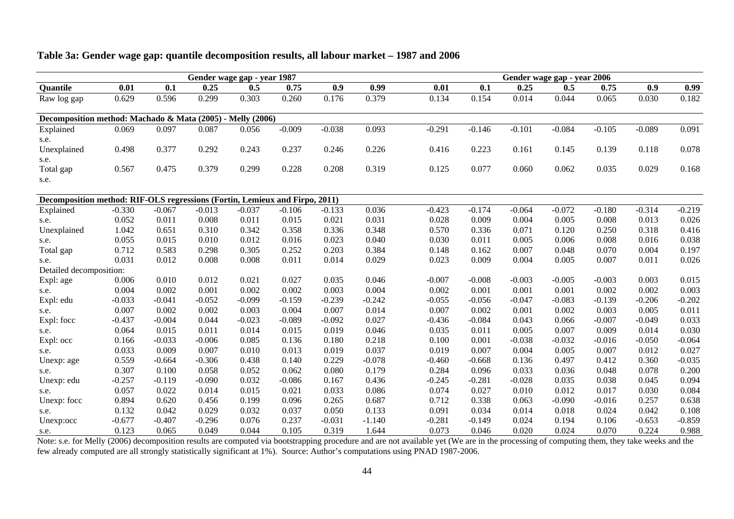**Table 3a: Gender wage gap: quantile decomposition results, all labour market – 1987 and 2006**

| | Gender wage gap - year 1987 | | | | | | | Gender wage gap - year 2006 | | | | | | |
|---|---|---|---|---|---|---|---|---|---|---|---|---|---|---|
| **Quantile** | **0.01** | **0.1** | **0.25** | **0.5** | **0.75** | **0.9** | **0.99** | **0.01** | **0.1** | **0.25** | **0.5** | **0.75** | **0.9** | **0.99** |
| Raw log gap | 0.629 | 0.596 | 0.299 | 0.303 | 0.260 | 0.176 | 0.379 | 0.134 | 0.154 | 0.014 | 0.044 | 0.065 | 0.030 | 0.182 |
| **Decomposition method: Machado & Mata (2005) - Melly (2006)** | | | | | | | | | | | | | | |
| Explained | 0.069 | 0.097 | 0.087 | 0.056 | -0.009 | -0.038 | 0.093 | -0.291 | -0.146 | -0.101 | -0.084 | -0.105 | -0.089 | 0.091 |
| s.e. | | | | | | | | | | | | | | |
| Unexplained | 0.498 | 0.377 | 0.292 | 0.243 | 0.237 | 0.246 | 0.226 | 0.416 | 0.223 | 0.161 | 0.145 | 0.139 | 0.118 | 0.078 |
| s.e. | | | | | | | | | | | | | | |
| Total gap | 0.567 | 0.475 | 0.379 | 0.299 | 0.228 | 0.208 | 0.319 | 0.125 | 0.077 | 0.060 | 0.062 | 0.035 | 0.029 | 0.168 |
| s.e. | | | | | | | | | | | | | | |
| **Decomposition method: RIF-OLS regressions (Fortin, Lemieux and Firpo, 2011)** | | | | | | | | | | | | | | |
| Explained | -0.330 | -0.067 | -0.013 | -0.037 | -0.106 | -0.133 | 0.036 | -0.423 | -0.174 | -0.064 | -0.072 | -0.180 | -0.314 | -0.219 |
| s.e. | 0.052 | 0.011 | 0.008 | 0.011 | 0.015 | 0.021 | 0.031 | 0.028 | 0.009 | 0.004 | 0.005 | 0.008 | 0.013 | 0.026 |
| Unexplained | 1.042 | 0.651 | 0.310 | 0.342 | 0.358 | 0.336 | 0.348 | 0.570 | 0.336 | 0.071 | 0.120 | 0.250 | 0.318 | 0.416 |
| s.e. | 0.055 | 0.015 | 0.010 | 0.012 | 0.016 | 0.023 | 0.040 | 0.030 | 0.011 | 0.005 | 0.006 | 0.008 | 0.016 | 0.038 |
| Total gap | 0.712 | 0.583 | 0.298 | 0.305 | 0.252 | 0.203 | 0.384 | 0.148 | 0.162 | 0.007 | 0.048 | 0.070 | 0.004 | 0.197 |
| s.e. | 0.031 | 0.012 | 0.008 | 0.008 | 0.011 | 0.014 | 0.029 | 0.023 | 0.009 | 0.004 | 0.005 | 0.007 | 0.011 | 0.026 |
| Detailed decomposition: | | | | | | | | | | | | | | |
| Expl: age | 0.006 | 0.010 | 0.012 | 0.021 | 0.027 | 0.035 | 0.046 | -0.007 | -0.008 | -0.003 | -0.005 | -0.003 | 0.003 | 0.015 |
| s.e. | 0.004 | 0.002 | 0.001 | 0.002 | 0.002 | 0.003 | 0.004 | 0.002 | 0.001 | 0.001 | 0.001 | 0.002 | 0.002 | 0.003 |
| Expl: edu | -0.033 | -0.041 | -0.052 | -0.099 | -0.159 | -0.239 | -0.242 | -0.055 | -0.056 | -0.047 | -0.083 | -0.139 | -0.206 | -0.202 |
| s.e. | 0.007 | 0.002 | 0.002 | 0.003 | 0.004 | 0.007 | 0.014 | 0.007 | 0.002 | 0.001 | 0.002 | 0.003 | 0.005 | 0.011 |
| Expl: focc | -0.437 | -0.004 | 0.044 | -0.023 | -0.089 | -0.092 | 0.027 | -0.436 | -0.084 | 0.043 | 0.066 | -0.007 | -0.049 | 0.033 |
| s.e. | 0.064 | 0.015 | 0.011 | 0.014 | 0.015 | 0.019 | 0.046 | 0.035 | 0.011 | 0.005 | 0.007 | 0.009 | 0.014 | 0.030 |
| Expl: occ | 0.166 | -0.033 | -0.006 | 0.085 | 0.136 | 0.180 | 0.218 | 0.100 | 0.001 | -0.038 | -0.032 | -0.016 | -0.050 | -0.064 |
| s.e. | 0.033 | 0.009 | 0.007 | 0.010 | 0.013 | 0.019 | 0.037 | 0.019 | 0.007 | 0.004 | 0.005 | 0.007 | 0.012 | 0.027 |
| Unexp: age | 0.559 | -0.664 | -0.306 | 0.438 | 0.140 | 0.229 | -0.078 | -0.460 | -0.668 | 0.136 | 0.497 | 0.412 | 0.360 | -0.035 |
| s.e. | 0.307 | 0.100 | 0.058 | 0.052 | 0.062 | 0.080 | 0.179 | 0.284 | 0.096 | 0.033 | 0.036 | 0.048 | 0.078 | 0.200 |
| Unexp: edu | -0.257 | -0.119 | -0.090 | 0.032 | -0.086 | 0.167 | 0.436 | -0.245 | -0.281 | -0.028 | 0.035 | 0.038 | 0.045 | 0.094 |
| s.e. | 0.057 | 0.022 | 0.014 | 0.015 | 0.021 | 0.033 | 0.086 | 0.074 | 0.027 | 0.010 | 0.012 | 0.017 | 0.030 | 0.084 |
| Unexp: focc | 0.894 | 0.620 | 0.456 | 0.199 | 0.096 | 0.265 | 0.687 | 0.712 | 0.338 | 0.063 | -0.090 | -0.016 | 0.257 | 0.638 |
| s.e. | 0.132 | 0.042 | 0.029 | 0.032 | 0.037 | 0.050 | 0.133 | 0.091 | 0.034 | 0.014 | 0.018 | 0.024 | 0.042 | 0.108 |
| Unexp:occ | -0.677 | -0.407 | -0.296 | 0.076 | 0.237 | -0.031 | -1.140 | -0.281 | -0.149 | 0.024 | 0.194 | 0.106 | -0.653 | -0.859 |
| s.e. | 0.123 | 0.065 | 0.049 | 0.044 | 0.105 | 0.319 | 1.644 | 0.073 | 0.046 | 0.020 | 0.024 | 0.070 | 0.224 | 0.988 |

Note: s.e. for Melly (2006) decomposition results are computed via bootstrapping procedure and are not available yet (We are in the processing of computing them, they take weeks and the few already computed are all strongly statistically significant at 1%). Source: Author's computations using PNAD 1987-2006.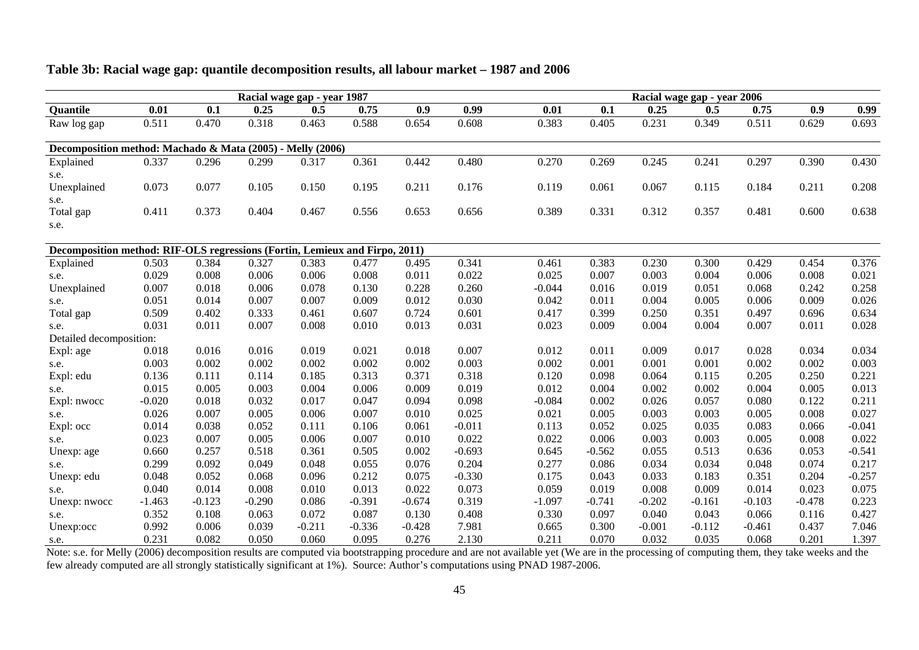**Table 3b: Racial wage gap: quantile decomposition results, all labour market – 1987 and 2006**

| | Racial wage gap - year 1987 | | | | | | | Racial wage gap - year 2006 | | | | | | |
|---|---|---|---|---|---|---|---|---|---|---|---|---|---|---|
| **Quantile** | **0.01** | **0.1** | **0.25** | **0.5** | **0.75** | **0.9** | **0.99** | **0.01** | **0.1** | **0.25** | **0.5** | **0.75** | **0.9** | **0.99** |
| Raw log gap | 0.511 | 0.470 | 0.318 | 0.463 | 0.588 | 0.654 | 0.608 | 0.383 | 0.405 | 0.231 | 0.349 | 0.511 | 0.629 | 0.693 |
| **Decomposition method: Machado & Mata (2005) - Melly (2006)** | | | | | | | | | | | | | | |
| Explained | 0.337 | 0.296 | 0.299 | 0.317 | 0.361 | 0.442 | 0.480 | 0.270 | 0.269 | 0.245 | 0.241 | 0.297 | 0.390 | 0.430 |
| s.e. | | | | | | | | | | | | | | |
| Unexplained | 0.073 | 0.077 | 0.105 | 0.150 | 0.195 | 0.211 | 0.176 | 0.119 | 0.061 | 0.067 | 0.115 | 0.184 | 0.211 | 0.208 |
| s.e. | | | | | | | | | | | | | | |
| Total gap | 0.411 | 0.373 | 0.404 | 0.467 | 0.556 | 0.653 | 0.656 | 0.389 | 0.331 | 0.312 | 0.357 | 0.481 | 0.600 | 0.638 |
| s.e. | | | | | | | | | | | | | | |
| **Decomposition method: RIF-OLS regressions (Fortin, Lemieux and Firpo, 2011)** | | | | | | | | | | | | | | |
| Explained | 0.503 | 0.384 | 0.327 | 0.383 | 0.477 | 0.495 | 0.341 | 0.461 | 0.383 | 0.230 | 0.300 | 0.429 | 0.454 | 0.376 |
| s.e. | 0.029 | 0.008 | 0.006 | 0.006 | 0.008 | 0.011 | 0.022 | 0.025 | 0.007 | 0.003 | 0.004 | 0.006 | 0.008 | 0.021 |
| Unexplained | 0.007 | 0.018 | 0.006 | 0.078 | 0.130 | 0.228 | 0.260 | -0.044 | 0.016 | 0.019 | 0.051 | 0.068 | 0.242 | 0.258 |
| s.e. | 0.051 | 0.014 | 0.007 | 0.007 | 0.009 | 0.012 | 0.030 | 0.042 | 0.011 | 0.004 | 0.005 | 0.006 | 0.009 | 0.026 |
| Total gap | 0.509 | 0.402 | 0.333 | 0.461 | 0.607 | 0.724 | 0.601 | 0.417 | 0.399 | 0.250 | 0.351 | 0.497 | 0.696 | 0.634 |
| s.e. | 0.031 | 0.011 | 0.007 | 0.008 | 0.010 | 0.013 | 0.031 | 0.023 | 0.009 | 0.004 | 0.004 | 0.007 | 0.011 | 0.028 |
| Detailed decomposition: | | | | | | | | | | | | | | |
| Expl: age | 0.018 | 0.016 | 0.016 | 0.019 | 0.021 | 0.018 | 0.007 | 0.012 | 0.011 | 0.009 | 0.017 | 0.028 | 0.034 | 0.034 |
| s.e. | 0.003 | 0.002 | 0.002 | 0.002 | 0.002 | 0.002 | 0.003 | 0.002 | 0.001 | 0.001 | 0.001 | 0.002 | 0.002 | 0.003 |
| Expl: edu | 0.136 | 0.111 | 0.114 | 0.185 | 0.313 | 0.371 | 0.318 | 0.120 | 0.098 | 0.064 | 0.115 | 0.205 | 0.250 | 0.221 |
| s.e. | 0.015 | 0.005 | 0.003 | 0.004 | 0.006 | 0.009 | 0.019 | 0.012 | 0.004 | 0.002 | 0.002 | 0.004 | 0.005 | 0.013 |
| Expl: nwocc | -0.020 | 0.018 | 0.032 | 0.017 | 0.047 | 0.094 | 0.098 | -0.084 | 0.002 | 0.026 | 0.057 | 0.080 | 0.122 | 0.211 |
| s.e. | 0.026 | 0.007 | 0.005 | 0.006 | 0.007 | 0.010 | 0.025 | 0.021 | 0.005 | 0.003 | 0.003 | 0.005 | 0.008 | 0.027 |
| Expl: occ | 0.014 | 0.038 | 0.052 | 0.111 | 0.106 | 0.061 | -0.011 | 0.113 | 0.052 | 0.025 | 0.035 | 0.083 | 0.066 | -0.041 |
| s.e. | 0.023 | 0.007 | 0.005 | 0.006 | 0.007 | 0.010 | 0.022 | 0.022 | 0.006 | 0.003 | 0.003 | 0.005 | 0.008 | 0.022 |
| Unexp: age | 0.660 | 0.257 | 0.518 | 0.361 | 0.505 | 0.002 | -0.693 | 0.645 | -0.562 | 0.055 | 0.513 | 0.636 | 0.053 | -0.541 |
| s.e. | 0.299 | 0.092 | 0.049 | 0.048 | 0.055 | 0.076 | 0.204 | 0.277 | 0.086 | 0.034 | 0.034 | 0.048 | 0.074 | 0.217 |
| Unexp: edu | 0.048 | 0.052 | 0.068 | 0.096 | 0.212 | 0.075 | -0.330 | 0.175 | 0.043 | 0.033 | 0.183 | 0.351 | 0.204 | -0.257 |
| s.e. | 0.040 | 0.014 | 0.008 | 0.010 | 0.013 | 0.022 | 0.073 | 0.059 | 0.019 | 0.008 | 0.009 | 0.014 | 0.023 | 0.075 |
| Unexp: nwocc | -1.463 | -0.123 | -0.290 | 0.086 | -0.391 | -0.674 | 0.319 | -1.097 | -0.741 | -0.202 | -0.161 | -0.103 | -0.478 | 0.223 |
| s.e. | 0.352 | 0.108 | 0.063 | 0.072 | 0.087 | 0.130 | 0.408 | 0.330 | 0.097 | 0.040 | 0.043 | 0.066 | 0.116 | 0.427 |
| Unexp:occ | 0.992 | 0.006 | 0.039 | -0.211 | -0.336 | -0.428 | 7.981 | 0.665 | 0.300 | -0.001 | -0.112 | -0.461 | 0.437 | 7.046 |
| s.e. | 0.231 | 0.082 | 0.050 | 0.060 | 0.095 | 0.276 | 2.130 | 0.211 | 0.070 | 0.032 | 0.035 | 0.068 | 0.201 | 1.397 |

Note: s.e. for Melly (2006) decomposition results are computed via bootstrapping procedure and are not available yet (We are in the processing of computing them, they take weeks and the few already computed are all strongly statistically significant at 1%). Source: Author's computations using PNAD 1987-2006.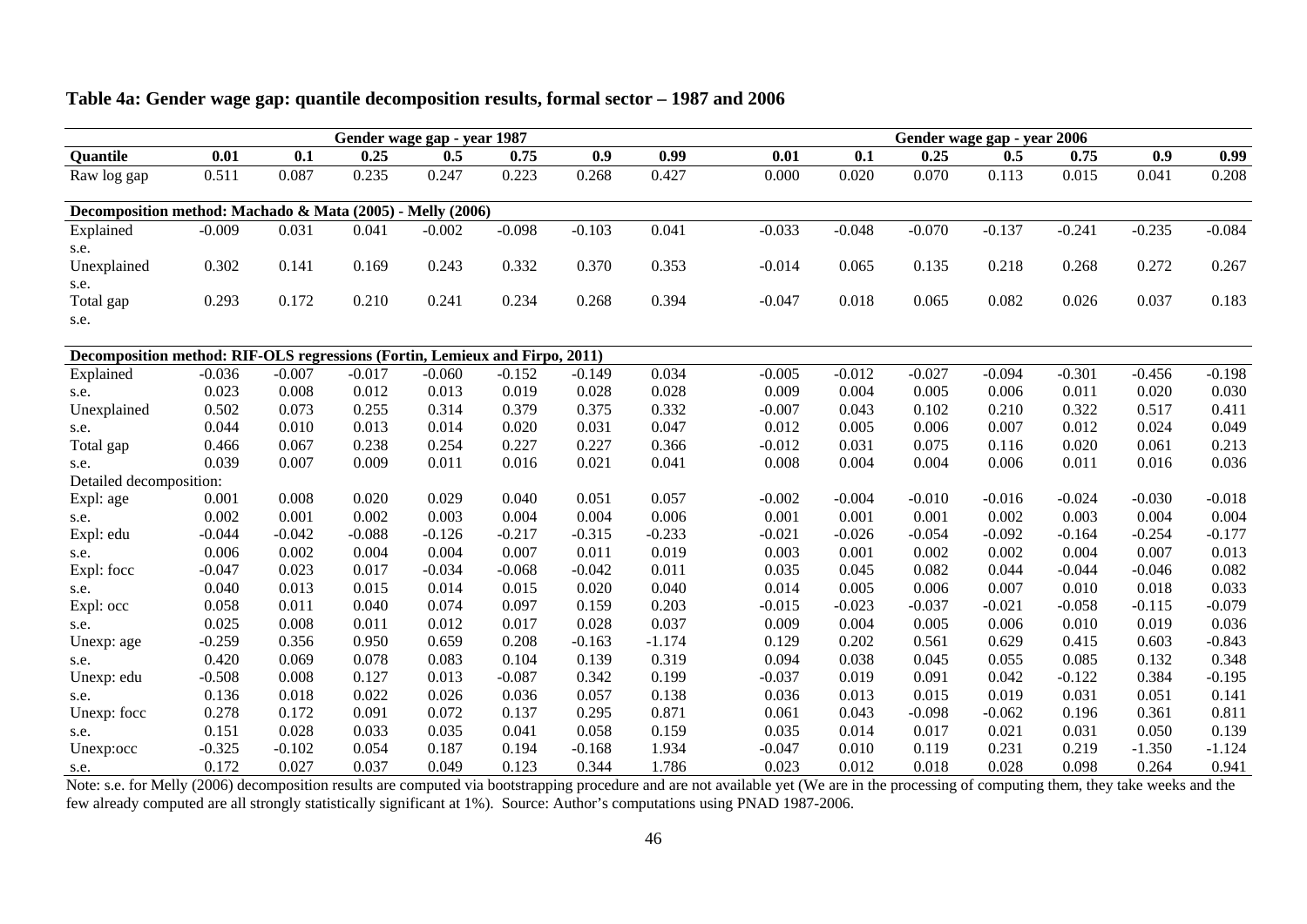## Table 4a: Gender wage gap: quantile decomposition results, formal sector – 1987 and 2006

| | Gender wage gap - year 1987 | | | | | | | Gender wage gap - year 2006 | | | | | | |
|---|---|---|---|---|---|---|---|---|---|---|---|---|---|---|
| **Quantile** | **0.01** | **0.1** | **0.25** | **0.5** | **0.75** | **0.9** | **0.99** | **0.01** | **0.1** | **0.25** | **0.5** | **0.75** | **0.9** | **0.99** |
| Raw log gap | 0.511 | 0.087 | 0.235 | 0.247 | 0.223 | 0.268 | 0.427 | 0.000 | 0.020 | 0.070 | 0.113 | 0.015 | 0.041 | 0.208 |
| **Decomposition method: Machado & Mata (2005) - Melly (2006)** | | | | | | | | | | | | | | |
| Explained | -0.009 | 0.031 | 0.041 | -0.002 | -0.098 | -0.103 | 0.041 | -0.033 | -0.048 | -0.070 | -0.137 | -0.241 | -0.235 | -0.084 |
| s.e. | | | | | | | | | | | | | | |
| Unexplained | 0.302 | 0.141 | 0.169 | 0.243 | 0.332 | 0.370 | 0.353 | -0.014 | 0.065 | 0.135 | 0.218 | 0.268 | 0.272 | 0.267 |
| s.e. | | | | | | | | | | | | | | |
| Total gap | 0.293 | 0.172 | 0.210 | 0.241 | 0.234 | 0.268 | 0.394 | -0.047 | 0.018 | 0.065 | 0.082 | 0.026 | 0.037 | 0.183 |
| s.e. | | | | | | | | | | | | | | |
| **Decomposition method: RIF-OLS regressions (Fortin, Lemieux and Firpo, 2011)** | | | | | | | | | | | | | | |
| Explained | -0.036 | -0.007 | -0.017 | -0.060 | -0.152 | -0.149 | 0.034 | -0.005 | -0.012 | -0.027 | -0.094 | -0.301 | -0.456 | -0.198 |
| s.e. | 0.023 | 0.008 | 0.012 | 0.013 | 0.019 | 0.028 | 0.028 | 0.009 | 0.004 | 0.005 | 0.006 | 0.011 | 0.020 | 0.030 |
| Unexplained | 0.502 | 0.073 | 0.255 | 0.314 | 0.379 | 0.375 | 0.332 | -0.007 | 0.043 | 0.102 | 0.210 | 0.322 | 0.517 | 0.411 |
| s.e. | 0.044 | 0.010 | 0.013 | 0.014 | 0.020 | 0.031 | 0.047 | 0.012 | 0.005 | 0.006 | 0.007 | 0.012 | 0.024 | 0.049 |
| Total gap | 0.466 | 0.067 | 0.238 | 0.254 | 0.227 | 0.227 | 0.366 | -0.012 | 0.031 | 0.075 | 0.116 | 0.020 | 0.061 | 0.213 |
| s.e. | 0.039 | 0.007 | 0.009 | 0.011 | 0.016 | 0.021 | 0.041 | 0.008 | 0.004 | 0.004 | 0.006 | 0.011 | 0.016 | 0.036 |
| Detailed decomposition: | | | | | | | | | | | | | | |
| Expl: age | 0.001 | 0.008 | 0.020 | 0.029 | 0.040 | 0.051 | 0.057 | -0.002 | -0.004 | -0.010 | -0.016 | -0.024 | -0.030 | -0.018 |
| s.e. | 0.002 | 0.001 | 0.002 | 0.003 | 0.004 | 0.004 | 0.006 | 0.001 | 0.001 | 0.001 | 0.002 | 0.003 | 0.004 | 0.004 |
| Expl: edu | -0.044 | -0.042 | -0.088 | -0.126 | -0.217 | -0.315 | -0.233 | -0.021 | -0.026 | -0.054 | -0.092 | -0.164 | -0.254 | -0.177 |
| s.e. | 0.006 | 0.002 | 0.004 | 0.004 | 0.007 | 0.011 | 0.019 | 0.003 | 0.001 | 0.002 | 0.002 | 0.004 | 0.007 | 0.013 |
| Expl: focc | -0.047 | 0.023 | 0.017 | -0.034 | -0.068 | -0.042 | 0.011 | 0.035 | 0.045 | 0.082 | 0.044 | -0.044 | -0.046 | 0.082 |
| s.e. | 0.040 | 0.013 | 0.015 | 0.014 | 0.015 | 0.020 | 0.040 | 0.014 | 0.005 | 0.006 | 0.007 | 0.010 | 0.018 | 0.033 |
| Expl: occ | 0.058 | 0.011 | 0.040 | 0.074 | 0.097 | 0.159 | 0.203 | -0.015 | -0.023 | -0.037 | -0.021 | -0.058 | -0.115 | -0.079 |
| s.e. | 0.025 | 0.008 | 0.011 | 0.012 | 0.017 | 0.028 | 0.037 | 0.009 | 0.004 | 0.005 | 0.006 | 0.010 | 0.019 | 0.036 |
| Unexp: age | -0.259 | 0.356 | 0.950 | 0.659 | 0.208 | -0.163 | -1.174 | 0.129 | 0.202 | 0.561 | 0.629 | 0.415 | 0.603 | -0.843 |
| s.e. | 0.420 | 0.069 | 0.078 | 0.083 | 0.104 | 0.139 | 0.319 | 0.094 | 0.038 | 0.045 | 0.055 | 0.085 | 0.132 | 0.348 |
| Unexp: edu | -0.508 | 0.008 | 0.127 | 0.013 | -0.087 | 0.342 | 0.199 | -0.037 | 0.019 | 0.091 | 0.042 | -0.122 | 0.384 | -0.195 |
| s.e. | 0.136 | 0.018 | 0.022 | 0.026 | 0.036 | 0.057 | 0.138 | 0.036 | 0.013 | 0.015 | 0.019 | 0.031 | 0.051 | 0.141 |
| Unexp: focc | 0.278 | 0.172 | 0.091 | 0.072 | 0.137 | 0.295 | 0.871 | 0.061 | 0.043 | -0.098 | -0.062 | 0.196 | 0.361 | 0.811 |
| s.e. | 0.151 | 0.028 | 0.033 | 0.035 | 0.041 | 0.058 | 0.159 | 0.035 | 0.014 | 0.017 | 0.021 | 0.031 | 0.050 | 0.139 |
| Unexp:occ | -0.325 | -0.102 | 0.054 | 0.187 | 0.194 | -0.168 | 1.934 | -0.047 | 0.010 | 0.119 | 0.231 | 0.219 | -1.350 | -1.124 |
| s.e. | 0.172 | 0.027 | 0.037 | 0.049 | 0.123 | 0.344 | 1.786 | 0.023 | 0.012 | 0.018 | 0.028 | 0.098 | 0.264 | 0.941 |

Note: s.e. for Melly (2006) decomposition results are computed via bootstrapping procedure and are not available yet (We are in the processing of computing them, they take weeks and the few already computed are all strongly statistically significant at 1%). Source: Author's computations using PNAD 1987-2006.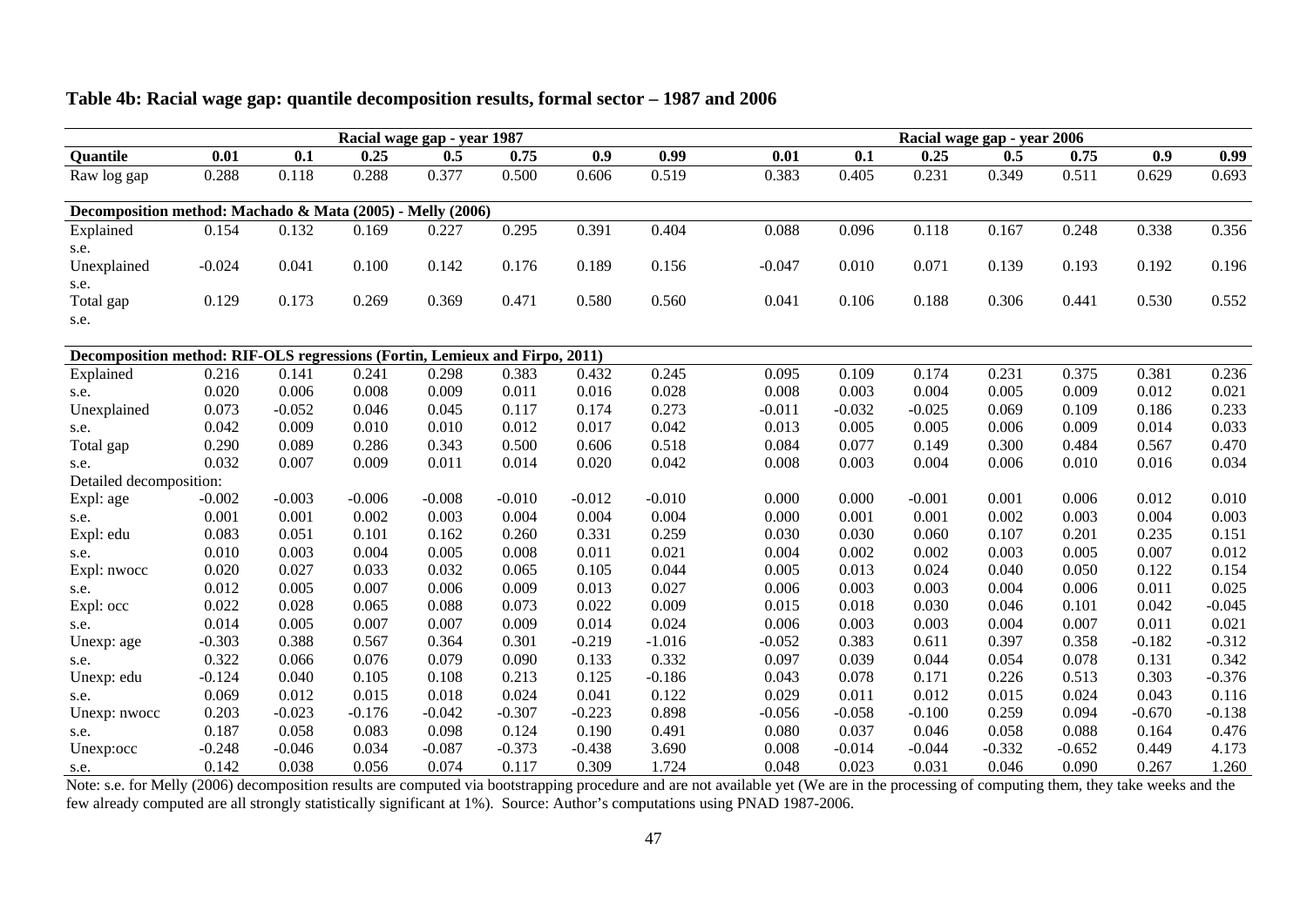**Table 4b: Racial wage gap: quantile decomposition results, formal sector – 1987 and 2006**

| | Racial wage gap - year 1987 | | | | | | | Racial wage gap - year 2006 | | | | | | |
|---|---|---|---|---|---|---|---|---|---|---|---|---|---|---|
| **Quantile** | **0.01** | **0.1** | **0.25** | **0.5** | **0.75** | **0.9** | **0.99** | **0.01** | **0.1** | **0.25** | **0.5** | **0.75** | **0.9** | **0.99** |
| Raw log gap | 0.288 | 0.118 | 0.288 | 0.377 | 0.500 | 0.606 | 0.519 | 0.383 | 0.405 | 0.231 | 0.349 | 0.511 | 0.629 | 0.693 |
| **Decomposition method: Machado & Mata (2005) - Melly (2006)** | | | | | | | | | | | | | | |
| Explained | 0.154 | 0.132 | 0.169 | 0.227 | 0.295 | 0.391 | 0.404 | 0.088 | 0.096 | 0.118 | 0.167 | 0.248 | 0.338 | 0.356 |
| s.e. | | | | | | | | | | | | | | |
| Unexplained | -0.024 | 0.041 | 0.100 | 0.142 | 0.176 | 0.189 | 0.156 | -0.047 | 0.010 | 0.071 | 0.139 | 0.193 | 0.192 | 0.196 |
| s.e. | | | | | | | | | | | | | | |
| Total gap | 0.129 | 0.173 | 0.269 | 0.369 | 0.471 | 0.580 | 0.560 | 0.041 | 0.106 | 0.188 | 0.306 | 0.441 | 0.530 | 0.552 |
| s.e. | | | | | | | | | | | | | | |
| **Decomposition method: RIF-OLS regressions (Fortin, Lemieux and Firpo, 2011)** | | | | | | | | | | | | | | |
| Explained | 0.216 | 0.141 | 0.241 | 0.298 | 0.383 | 0.432 | 0.245 | 0.095 | 0.109 | 0.174 | 0.231 | 0.375 | 0.381 | 0.236 |
| s.e. | 0.020 | 0.006 | 0.008 | 0.009 | 0.011 | 0.016 | 0.028 | 0.008 | 0.003 | 0.004 | 0.005 | 0.009 | 0.012 | 0.021 |
| Unexplained | 0.073 | -0.052 | 0.046 | 0.045 | 0.117 | 0.174 | 0.273 | -0.011 | -0.032 | -0.025 | 0.069 | 0.109 | 0.186 | 0.233 |
| s.e. | 0.042 | 0.009 | 0.010 | 0.010 | 0.012 | 0.017 | 0.042 | 0.013 | 0.005 | 0.005 | 0.006 | 0.009 | 0.014 | 0.033 |
| Total gap | 0.290 | 0.089 | 0.286 | 0.343 | 0.500 | 0.606 | 0.518 | 0.084 | 0.077 | 0.149 | 0.300 | 0.484 | 0.567 | 0.470 |
| s.e. | 0.032 | 0.007 | 0.009 | 0.011 | 0.014 | 0.020 | 0.042 | 0.008 | 0.003 | 0.004 | 0.006 | 0.010 | 0.016 | 0.034 |
| Detailed decomposition: | | | | | | | | | | | | | | |
| Expl: age | -0.002 | -0.003 | -0.006 | -0.008 | -0.010 | -0.012 | -0.010 | 0.000 | 0.000 | -0.001 | 0.001 | 0.006 | 0.012 | 0.010 |
| s.e. | 0.001 | 0.001 | 0.002 | 0.003 | 0.004 | 0.004 | 0.004 | 0.000 | 0.001 | 0.001 | 0.002 | 0.003 | 0.004 | 0.003 |
| Expl: edu | 0.083 | 0.051 | 0.101 | 0.162 | 0.260 | 0.331 | 0.259 | 0.030 | 0.030 | 0.060 | 0.107 | 0.201 | 0.235 | 0.151 |
| s.e. | 0.010 | 0.003 | 0.004 | 0.005 | 0.008 | 0.011 | 0.021 | 0.004 | 0.002 | 0.002 | 0.003 | 0.005 | 0.007 | 0.012 |
| Expl: nwocc | 0.020 | 0.027 | 0.033 | 0.032 | 0.065 | 0.105 | 0.044 | 0.005 | 0.013 | 0.024 | 0.040 | 0.050 | 0.122 | 0.154 |
| s.e. | 0.012 | 0.005 | 0.007 | 0.006 | 0.009 | 0.013 | 0.027 | 0.006 | 0.003 | 0.003 | 0.004 | 0.006 | 0.011 | 0.025 |
| Expl: occ | 0.022 | 0.028 | 0.065 | 0.088 | 0.073 | 0.022 | 0.009 | 0.015 | 0.018 | 0.030 | 0.046 | 0.101 | 0.042 | -0.045 |
| s.e. | 0.014 | 0.005 | 0.007 | 0.007 | 0.009 | 0.014 | 0.024 | 0.006 | 0.003 | 0.003 | 0.004 | 0.007 | 0.011 | 0.021 |
| Unexp: age | -0.303 | 0.388 | 0.567 | 0.364 | 0.301 | -0.219 | -1.016 | -0.052 | 0.383 | 0.611 | 0.397 | 0.358 | -0.182 | -0.312 |
| s.e. | 0.322 | 0.066 | 0.076 | 0.079 | 0.090 | 0.133 | 0.332 | 0.097 | 0.039 | 0.044 | 0.054 | 0.078 | 0.131 | 0.342 |
| Unexp: edu | -0.124 | 0.040 | 0.105 | 0.108 | 0.213 | 0.125 | -0.186 | 0.043 | 0.078 | 0.171 | 0.226 | 0.513 | 0.303 | -0.376 |
| s.e. | 0.069 | 0.012 | 0.015 | 0.018 | 0.024 | 0.041 | 0.122 | 0.029 | 0.011 | 0.012 | 0.015 | 0.024 | 0.043 | 0.116 |
| Unexp: nwocc | 0.203 | -0.023 | -0.176 | -0.042 | -0.307 | -0.223 | 0.898 | -0.056 | -0.058 | -0.100 | 0.259 | 0.094 | -0.670 | -0.138 |
| s.e. | 0.187 | 0.058 | 0.083 | 0.098 | 0.124 | 0.190 | 0.491 | 0.080 | 0.037 | 0.046 | 0.058 | 0.088 | 0.164 | 0.476 |
| Unexp:occ | -0.248 | -0.046 | 0.034 | -0.087 | -0.373 | -0.438 | 3.690 | 0.008 | -0.014 | -0.044 | -0.332 | -0.652 | 0.449 | 4.173 |
| s.e. | 0.142 | 0.038 | 0.056 | 0.074 | 0.117 | 0.309 | 1.724 | 0.048 | 0.023 | 0.031 | 0.046 | 0.090 | 0.267 | 1.260 |

Note: s.e. for Melly (2006) decomposition results are computed via bootstrapping procedure and are not available yet (We are in the processing of computing them, they take weeks and the few already computed are all strongly statistically significant at 1%). Source: Author's computations using PNAD 1987-2006.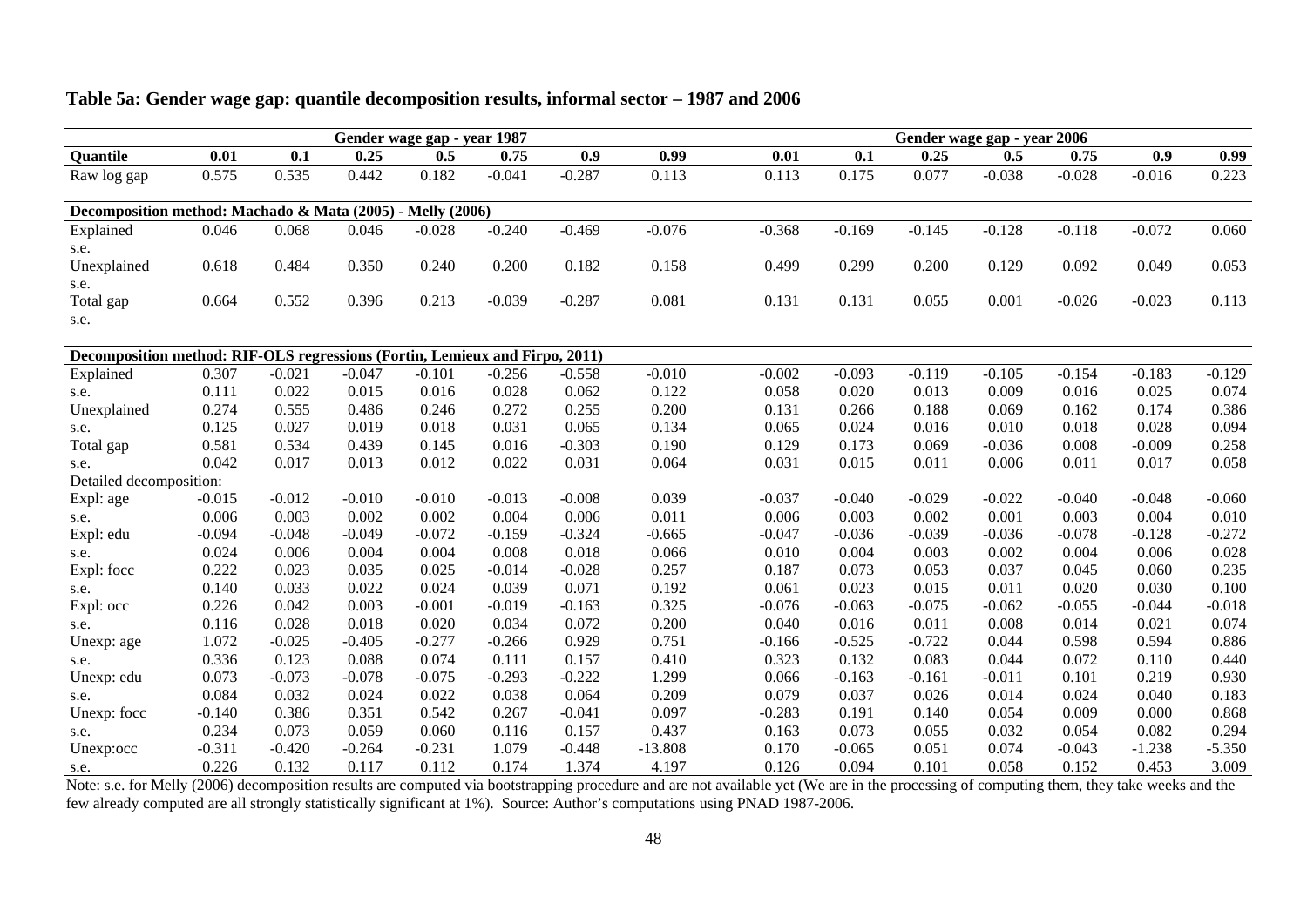**Table 5a: Gender wage gap: quantile decomposition results, informal sector – 1987 and 2006**

| | Gender wage gap - year 1987 | | | | | | | Gender wage gap - year 2006 | | | | | | |
|---|---|---|---|---|---|---|---|---|---|---|---|---|---|---|
| **Quantile** | **0.01** | **0.1** | **0.25** | **0.5** | **0.75** | **0.9** | **0.99** | **0.01** | **0.1** | **0.25** | **0.5** | **0.75** | **0.9** | **0.99** |
| Raw log gap | 0.575 | 0.535 | 0.442 | 0.182 | -0.041 | -0.287 | 0.113 | 0.113 | 0.175 | 0.077 | -0.038 | -0.028 | -0.016 | 0.223 |
| **Decomposition method: Machado & Mata (2005) - Melly (2006)** | | | | | | | | | | | | | | |
| Explained | 0.046 | 0.068 | 0.046 | -0.028 | -0.240 | -0.469 | -0.076 | -0.368 | -0.169 | -0.145 | -0.128 | -0.118 | -0.072 | 0.060 |
| s.e. | | | | | | | | | | | | | | |
| Unexplained | 0.618 | 0.484 | 0.350 | 0.240 | 0.200 | 0.182 | 0.158 | 0.499 | 0.299 | 0.200 | 0.129 | 0.092 | 0.049 | 0.053 |
| s.e. | | | | | | | | | | | | | | |
| Total gap | 0.664 | 0.552 | 0.396 | 0.213 | -0.039 | -0.287 | 0.081 | 0.131 | 0.131 | 0.055 | 0.001 | -0.026 | -0.023 | 0.113 |
| s.e. | | | | | | | | | | | | | | |
| **Decomposition method: RIF-OLS regressions (Fortin, Lemieux and Firpo, 2011)** | | | | | | | | | | | | | | |
| Explained | 0.307 | -0.021 | -0.047 | -0.101 | -0.256 | -0.558 | -0.010 | -0.002 | -0.093 | -0.119 | -0.105 | -0.154 | -0.183 | -0.129 |
| s.e. | 0.111 | 0.022 | 0.015 | 0.016 | 0.028 | 0.062 | 0.122 | 0.058 | 0.020 | 0.013 | 0.009 | 0.016 | 0.025 | 0.074 |
| Unexplained | 0.274 | 0.555 | 0.486 | 0.246 | 0.272 | 0.255 | 0.200 | 0.131 | 0.266 | 0.188 | 0.069 | 0.162 | 0.174 | 0.386 |
| s.e. | 0.125 | 0.027 | 0.019 | 0.018 | 0.031 | 0.065 | 0.134 | 0.065 | 0.024 | 0.016 | 0.010 | 0.018 | 0.028 | 0.094 |
| Total gap | 0.581 | 0.534 | 0.439 | 0.145 | 0.016 | -0.303 | 0.190 | 0.129 | 0.173 | 0.069 | -0.036 | 0.008 | -0.009 | 0.258 |
| s.e. | 0.042 | 0.017 | 0.013 | 0.012 | 0.022 | 0.031 | 0.064 | 0.031 | 0.015 | 0.011 | 0.006 | 0.011 | 0.017 | 0.058 |
| Detailed decomposition: | | | | | | | | | | | | | | |
| Expl: age | -0.015 | -0.012 | -0.010 | -0.010 | -0.013 | -0.008 | 0.039 | -0.037 | -0.040 | -0.029 | -0.022 | -0.040 | -0.048 | -0.060 |
| s.e. | 0.006 | 0.003 | 0.002 | 0.002 | 0.004 | 0.006 | 0.011 | 0.006 | 0.003 | 0.002 | 0.001 | 0.003 | 0.004 | 0.010 |
| Expl: edu | -0.094 | -0.048 | -0.049 | -0.072 | -0.159 | -0.324 | -0.665 | -0.047 | -0.036 | -0.039 | -0.036 | -0.078 | -0.128 | -0.272 |
| s.e. | 0.024 | 0.006 | 0.004 | 0.004 | 0.008 | 0.018 | 0.066 | 0.010 | 0.004 | 0.003 | 0.002 | 0.004 | 0.006 | 0.028 |
| Expl: focc | 0.222 | 0.023 | 0.035 | 0.025 | -0.014 | -0.028 | 0.257 | 0.187 | 0.073 | 0.053 | 0.037 | 0.045 | 0.060 | 0.235 |
| s.e. | 0.140 | 0.033 | 0.022 | 0.024 | 0.039 | 0.071 | 0.192 | 0.061 | 0.023 | 0.015 | 0.011 | 0.020 | 0.030 | 0.100 |
| Expl: occ | 0.226 | 0.042 | 0.003 | -0.001 | -0.019 | -0.163 | 0.325 | -0.076 | -0.063 | -0.075 | -0.062 | -0.055 | -0.044 | -0.018 |
| s.e. | 0.116 | 0.028 | 0.018 | 0.020 | 0.034 | 0.072 | 0.200 | 0.040 | 0.016 | 0.011 | 0.008 | 0.014 | 0.021 | 0.074 |
| Unexp: age | 1.072 | -0.025 | -0.405 | -0.277 | -0.266 | 0.929 | 0.751 | -0.166 | -0.525 | -0.722 | 0.044 | 0.598 | 0.594 | 0.886 |
| s.e. | 0.336 | 0.123 | 0.088 | 0.074 | 0.111 | 0.157 | 0.410 | 0.323 | 0.132 | 0.083 | 0.044 | 0.072 | 0.110 | 0.440 |
| Unexp: edu | 0.073 | -0.073 | -0.078 | -0.075 | -0.293 | -0.222 | 1.299 | 0.066 | -0.163 | -0.161 | -0.011 | 0.101 | 0.219 | 0.930 |
| s.e. | 0.084 | 0.032 | 0.024 | 0.022 | 0.038 | 0.064 | 0.209 | 0.079 | 0.037 | 0.026 | 0.014 | 0.024 | 0.040 | 0.183 |
| Unexp: focc | -0.140 | 0.386 | 0.351 | 0.542 | 0.267 | -0.041 | 0.097 | -0.283 | 0.191 | 0.140 | 0.054 | 0.009 | 0.000 | 0.868 |
| s.e. | 0.234 | 0.073 | 0.059 | 0.060 | 0.116 | 0.157 | 0.437 | 0.163 | 0.073 | 0.055 | 0.032 | 0.054 | 0.082 | 0.294 |
| Unexp:occ | -0.311 | -0.420 | -0.264 | -0.231 | 1.079 | -0.448 | -13.808 | 0.170 | -0.065 | 0.051 | 0.074 | -0.043 | -1.238 | -5.350 |
| s.e. | 0.226 | 0.132 | 0.117 | 0.112 | 0.174 | 1.374 | 4.197 | 0.126 | 0.094 | 0.101 | 0.058 | 0.152 | 0.453 | 3.009 |

Note: s.e. for Melly (2006) decomposition results are computed via bootstrapping procedure and are not available yet (We are in the processing of computing them, they take weeks and the few already computed are all strongly statistically significant at 1%). Source: Author's computations using PNAD 1987-2006.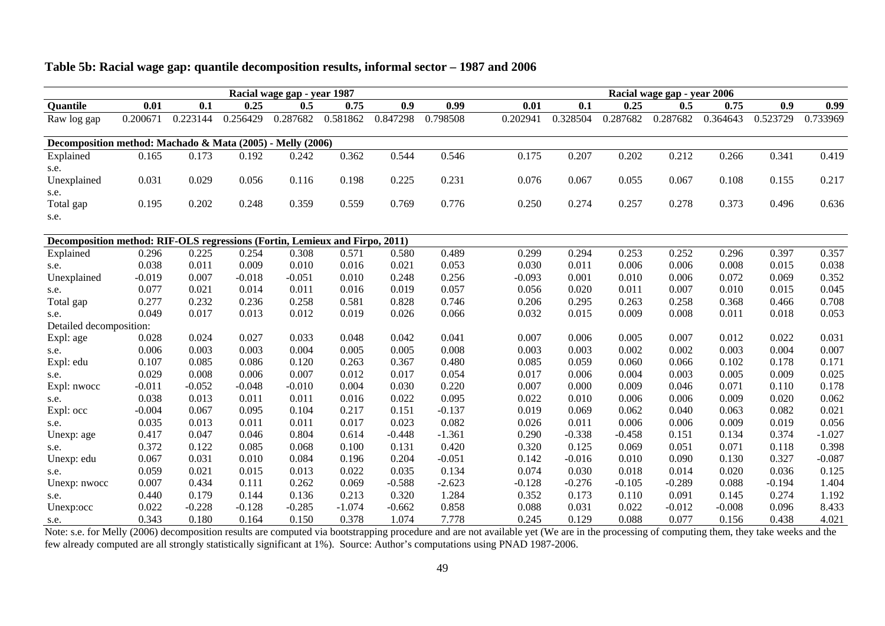**Table 5b: Racial wage gap: quantile decomposition results, informal sector – 1987 and 2006**

| | Racial wage gap - year 1987 | | | | | | | Racial wage gap - year 2006 | | | | | | |
|---|---|---|---|---|---|---|---|---|---|---|---|---|---|---|
| **Quantile** | **0.01** | **0.1** | **0.25** | **0.5** | **0.75** | **0.9** | **0.99** | **0.01** | **0.1** | **0.25** | **0.5** | **0.75** | **0.9** | **0.99** |
| Raw log gap | 0.200671 | 0.223144 | 0.256429 | 0.287682 | 0.581862 | 0.847298 | 0.798508 | 0.202941 | 0.328504 | 0.287682 | 0.287682 | 0.364643 | 0.523729 | 0.733969 |
| **Decomposition method: Machado & Mata (2005) - Melly (2006)** | | | | | | | | | | | | | | |
| Explained | 0.165 | 0.173 | 0.192 | 0.242 | 0.362 | 0.544 | 0.546 | 0.175 | 0.207 | 0.202 | 0.212 | 0.266 | 0.341 | 0.419 |
| s.e. | | | | | | | | | | | | | | |
| Unexplained | 0.031 | 0.029 | 0.056 | 0.116 | 0.198 | 0.225 | 0.231 | 0.076 | 0.067 | 0.055 | 0.067 | 0.108 | 0.155 | 0.217 |
| s.e. | | | | | | | | | | | | | | |
| Total gap | 0.195 | 0.202 | 0.248 | 0.359 | 0.559 | 0.769 | 0.776 | 0.250 | 0.274 | 0.257 | 0.278 | 0.373 | 0.496 | 0.636 |
| s.e. | | | | | | | | | | | | | | |
| **Decomposition method: RIF-OLS regressions (Fortin, Lemieux and Firpo, 2011)** | | | | | | | | | | | | | | |
| Explained | 0.296 | 0.225 | 0.254 | 0.308 | 0.571 | 0.580 | 0.489 | 0.299 | 0.294 | 0.253 | 0.252 | 0.296 | 0.397 | 0.357 |
| s.e. | 0.038 | 0.011 | 0.009 | 0.010 | 0.016 | 0.021 | 0.053 | 0.030 | 0.011 | 0.006 | 0.006 | 0.008 | 0.015 | 0.038 |
| Unexplained | -0.019 | 0.007 | -0.018 | -0.051 | 0.010 | 0.248 | 0.256 | -0.093 | 0.001 | 0.010 | 0.006 | 0.072 | 0.069 | 0.352 |
| s.e. | 0.077 | 0.021 | 0.014 | 0.011 | 0.016 | 0.019 | 0.057 | 0.056 | 0.020 | 0.011 | 0.007 | 0.010 | 0.015 | 0.045 |
| Total gap | 0.277 | 0.232 | 0.236 | 0.258 | 0.581 | 0.828 | 0.746 | 0.206 | 0.295 | 0.263 | 0.258 | 0.368 | 0.466 | 0.708 |
| s.e. | 0.049 | 0.017 | 0.013 | 0.012 | 0.019 | 0.026 | 0.066 | 0.032 | 0.015 | 0.009 | 0.008 | 0.011 | 0.018 | 0.053 |
| Detailed decomposition: | | | | | | | | | | | | | | |
| Expl: age | 0.028 | 0.024 | 0.027 | 0.033 | 0.048 | 0.042 | 0.041 | 0.007 | 0.006 | 0.005 | 0.007 | 0.012 | 0.022 | 0.031 |
| s.e. | 0.006 | 0.003 | 0.003 | 0.004 | 0.005 | 0.005 | 0.008 | 0.003 | 0.003 | 0.002 | 0.002 | 0.003 | 0.004 | 0.007 |
| Expl: edu | 0.107 | 0.085 | 0.086 | 0.120 | 0.263 | 0.367 | 0.480 | 0.085 | 0.059 | 0.060 | 0.066 | 0.102 | 0.178 | 0.171 |
| s.e. | 0.029 | 0.008 | 0.006 | 0.007 | 0.012 | 0.017 | 0.054 | 0.017 | 0.006 | 0.004 | 0.003 | 0.005 | 0.009 | 0.025 |
| Expl: nwocc | -0.011 | -0.052 | -0.048 | -0.010 | 0.004 | 0.030 | 0.220 | 0.007 | 0.000 | 0.009 | 0.046 | 0.071 | 0.110 | 0.178 |
| s.e. | 0.038 | 0.013 | 0.011 | 0.011 | 0.016 | 0.022 | 0.095 | 0.022 | 0.010 | 0.006 | 0.006 | 0.009 | 0.020 | 0.062 |
| Expl: occ | -0.004 | 0.067 | 0.095 | 0.104 | 0.217 | 0.151 | -0.137 | 0.019 | 0.069 | 0.062 | 0.040 | 0.063 | 0.082 | 0.021 |
| s.e. | 0.035 | 0.013 | 0.011 | 0.011 | 0.017 | 0.023 | 0.082 | 0.026 | 0.011 | 0.006 | 0.006 | 0.009 | 0.019 | 0.056 |
| Unexp: age | 0.417 | 0.047 | 0.046 | 0.804 | 0.614 | -0.448 | -1.361 | 0.290 | -0.338 | -0.458 | 0.151 | 0.134 | 0.374 | -1.027 |
| s.e. | 0.372 | 0.122 | 0.085 | 0.068 | 0.100 | 0.131 | 0.420 | 0.320 | 0.125 | 0.069 | 0.051 | 0.071 | 0.118 | 0.398 |
| Unexp: edu | 0.067 | 0.031 | 0.010 | 0.084 | 0.196 | 0.204 | -0.051 | 0.142 | -0.016 | 0.010 | 0.090 | 0.130 | 0.327 | -0.087 |
| s.e. | 0.059 | 0.021 | 0.015 | 0.013 | 0.022 | 0.035 | 0.134 | 0.074 | 0.030 | 0.018 | 0.014 | 0.020 | 0.036 | 0.125 |
| Unexp: nwocc | 0.007 | 0.434 | 0.111 | 0.262 | 0.069 | -0.588 | -2.623 | -0.128 | -0.276 | -0.105 | -0.289 | 0.088 | -0.194 | 1.404 |
| s.e. | 0.440 | 0.179 | 0.144 | 0.136 | 0.213 | 0.320 | 1.284 | 0.352 | 0.173 | 0.110 | 0.091 | 0.145 | 0.274 | 1.192 |
| Unexp:occ | 0.022 | -0.228 | -0.128 | -0.285 | -1.074 | -0.662 | 0.858 | 0.088 | 0.031 | 0.022 | -0.012 | -0.008 | 0.096 | 8.433 |
| s.e. | 0.343 | 0.180 | 0.164 | 0.150 | 0.378 | 1.074 | 7.778 | 0.245 | 0.129 | 0.088 | 0.077 | 0.156 | 0.438 | 4.021 |

Note: s.e. for Melly (2006) decomposition results are computed via bootstrapping procedure and are not available yet (We are in the processing of computing them, they take weeks and the few already computed are all strongly statistically significant at 1%). Source: Author's computations using PNAD 1987-2006.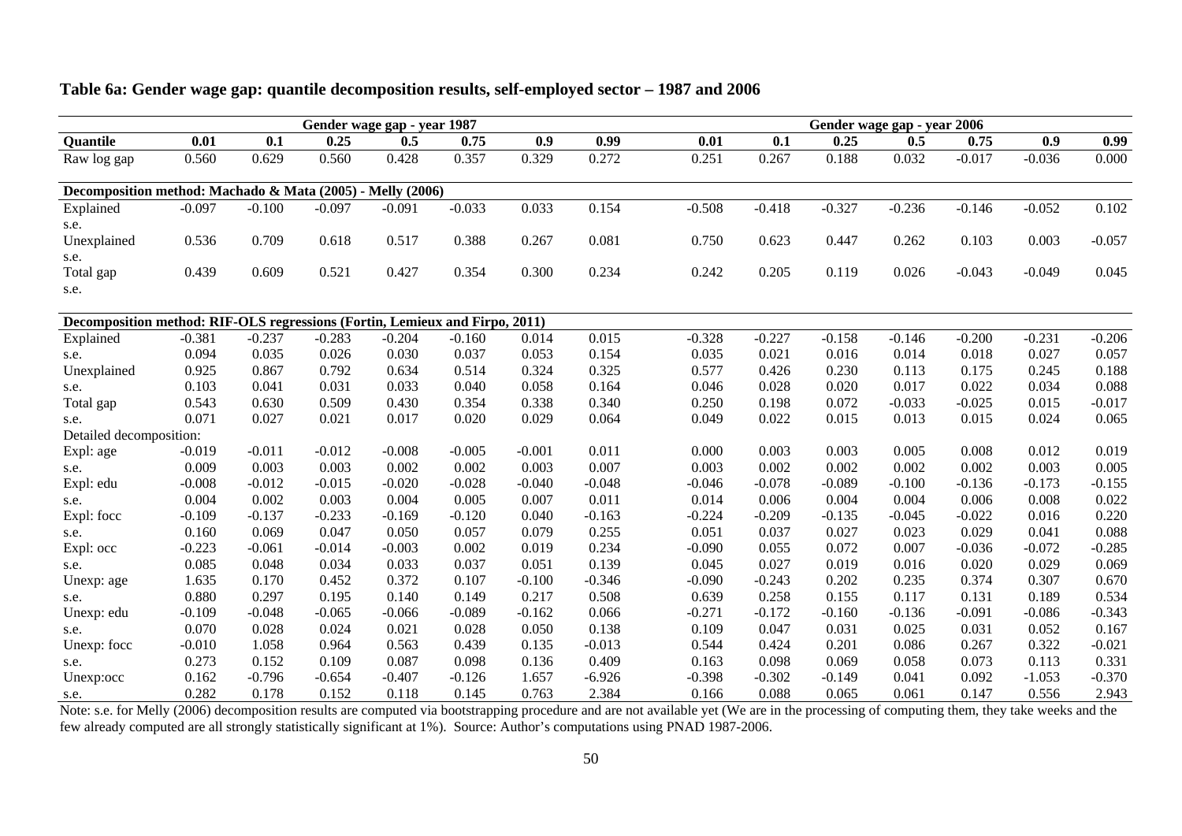**Table 6a: Gender wage gap: quantile decomposition results, self-employed sector – 1987 and 2006**

| | Gender wage gap - year 1987 | | | | | | | Gender wage gap - year 2006 | | | | | | |
|---|---|---|---|---|---|---|---|---|---|---|---|---|---|---|
| **Quantile** | **0.01** | **0.1** | **0.25** | **0.5** | **0.75** | **0.9** | **0.99** | **0.01** | **0.1** | **0.25** | **0.5** | **0.75** | **0.9** | **0.99** |
| Raw log gap | 0.560 | 0.629 | 0.560 | 0.428 | 0.357 | 0.329 | 0.272 | 0.251 | 0.267 | 0.188 | 0.032 | -0.017 | -0.036 | 0.000 |
| **Decomposition method: Machado & Mata (2005) - Melly (2006)** | | | | | | | | | | | | | | |
| Explained | -0.097 | -0.100 | -0.097 | -0.091 | -0.033 | 0.033 | 0.154 | -0.508 | -0.418 | -0.327 | -0.236 | -0.146 | -0.052 | 0.102 |
| s.e. | | | | | | | | | | | | | | |
| Unexplained | 0.536 | 0.709 | 0.618 | 0.517 | 0.388 | 0.267 | 0.081 | 0.750 | 0.623 | 0.447 | 0.262 | 0.103 | 0.003 | -0.057 |
| s.e. | | | | | | | | | | | | | | |
| Total gap | 0.439 | 0.609 | 0.521 | 0.427 | 0.354 | 0.300 | 0.234 | 0.242 | 0.205 | 0.119 | 0.026 | -0.043 | -0.049 | 0.045 |
| s.e. | | | | | | | | | | | | | | |
| **Decomposition method: RIF-OLS regressions (Fortin, Lemieux and Firpo, 2011)** | | | | | | | | | | | | | | |
| Explained | -0.381 | -0.237 | -0.283 | -0.204 | -0.160 | 0.014 | 0.015 | -0.328 | -0.227 | -0.158 | -0.146 | -0.200 | -0.231 | -0.206 |
| s.e. | 0.094 | 0.035 | 0.026 | 0.030 | 0.037 | 0.053 | 0.154 | 0.035 | 0.021 | 0.016 | 0.014 | 0.018 | 0.027 | 0.057 |
| Unexplained | 0.925 | 0.867 | 0.792 | 0.634 | 0.514 | 0.324 | 0.325 | 0.577 | 0.426 | 0.230 | 0.113 | 0.175 | 0.245 | 0.188 |
| s.e. | 0.103 | 0.041 | 0.031 | 0.033 | 0.040 | 0.058 | 0.164 | 0.046 | 0.028 | 0.020 | 0.017 | 0.022 | 0.034 | 0.088 |
| Total gap | 0.543 | 0.630 | 0.509 | 0.430 | 0.354 | 0.338 | 0.340 | 0.250 | 0.198 | 0.072 | -0.033 | -0.025 | 0.015 | -0.017 |
| s.e. | 0.071 | 0.027 | 0.021 | 0.017 | 0.020 | 0.029 | 0.064 | 0.049 | 0.022 | 0.015 | 0.013 | 0.015 | 0.024 | 0.065 |
| Detailed decomposition: | | | | | | | | | | | | | | |
| Expl: age | -0.019 | -0.011 | -0.012 | -0.008 | -0.005 | -0.001 | 0.011 | 0.000 | 0.003 | 0.003 | 0.005 | 0.008 | 0.012 | 0.019 |
| s.e. | 0.009 | 0.003 | 0.003 | 0.002 | 0.002 | 0.003 | 0.007 | 0.003 | 0.002 | 0.002 | 0.002 | 0.002 | 0.003 | 0.005 |
| Expl: edu | -0.008 | -0.012 | -0.015 | -0.020 | -0.028 | -0.040 | -0.048 | -0.046 | -0.078 | -0.089 | -0.100 | -0.136 | -0.173 | -0.155 |
| s.e. | 0.004 | 0.002 | 0.003 | 0.004 | 0.005 | 0.007 | 0.011 | 0.014 | 0.006 | 0.004 | 0.004 | 0.006 | 0.008 | 0.022 |
| Expl: focc | -0.109 | -0.137 | -0.233 | -0.169 | -0.120 | 0.040 | -0.163 | -0.224 | -0.209 | -0.135 | -0.045 | -0.022 | 0.016 | 0.220 |
| s.e. | 0.160 | 0.069 | 0.047 | 0.050 | 0.057 | 0.079 | 0.255 | 0.051 | 0.037 | 0.027 | 0.023 | 0.029 | 0.041 | 0.088 |
| Expl: occ | -0.223 | -0.061 | -0.014 | -0.003 | 0.002 | 0.019 | 0.234 | -0.090 | 0.055 | 0.072 | 0.007 | -0.036 | -0.072 | -0.285 |
| s.e. | 0.085 | 0.048 | 0.034 | 0.033 | 0.037 | 0.051 | 0.139 | 0.045 | 0.027 | 0.019 | 0.016 | 0.020 | 0.029 | 0.069 |
| Unexp: age | 1.635 | 0.170 | 0.452 | 0.372 | 0.107 | -0.100 | -0.346 | -0.090 | -0.243 | 0.202 | 0.235 | 0.374 | 0.307 | 0.670 |
| s.e. | 0.880 | 0.297 | 0.195 | 0.140 | 0.149 | 0.217 | 0.508 | 0.639 | 0.258 | 0.155 | 0.117 | 0.131 | 0.189 | 0.534 |
| Unexp: edu | -0.109 | -0.048 | -0.065 | -0.066 | -0.089 | -0.162 | 0.066 | -0.271 | -0.172 | -0.160 | -0.136 | -0.091 | -0.086 | -0.343 |
| s.e. | 0.070 | 0.028 | 0.024 | 0.021 | 0.028 | 0.050 | 0.138 | 0.109 | 0.047 | 0.031 | 0.025 | 0.031 | 0.052 | 0.167 |
| Unexp: focc | -0.010 | 1.058 | 0.964 | 0.563 | 0.439 | 0.135 | -0.013 | 0.544 | 0.424 | 0.201 | 0.086 | 0.267 | 0.322 | -0.021 |
| s.e. | 0.273 | 0.152 | 0.109 | 0.087 | 0.098 | 0.136 | 0.409 | 0.163 | 0.098 | 0.069 | 0.058 | 0.073 | 0.113 | 0.331 |
| Unexp:occ | 0.162 | -0.796 | -0.654 | -0.407 | -0.126 | 1.657 | -6.926 | -0.398 | -0.302 | -0.149 | 0.041 | 0.092 | -1.053 | -0.370 |
| s.e. | 0.282 | 0.178 | 0.152 | 0.118 | 0.145 | 0.763 | 2.384 | 0.166 | 0.088 | 0.065 | 0.061 | 0.147 | 0.556 | 2.943 |

Note: s.e. for Melly (2006) decomposition results are computed via bootstrapping procedure and are not available yet (We are in the processing of computing them, they take weeks and the few already computed are all strongly statistically significant at 1%). Source: Author's computations using PNAD 1987-2006.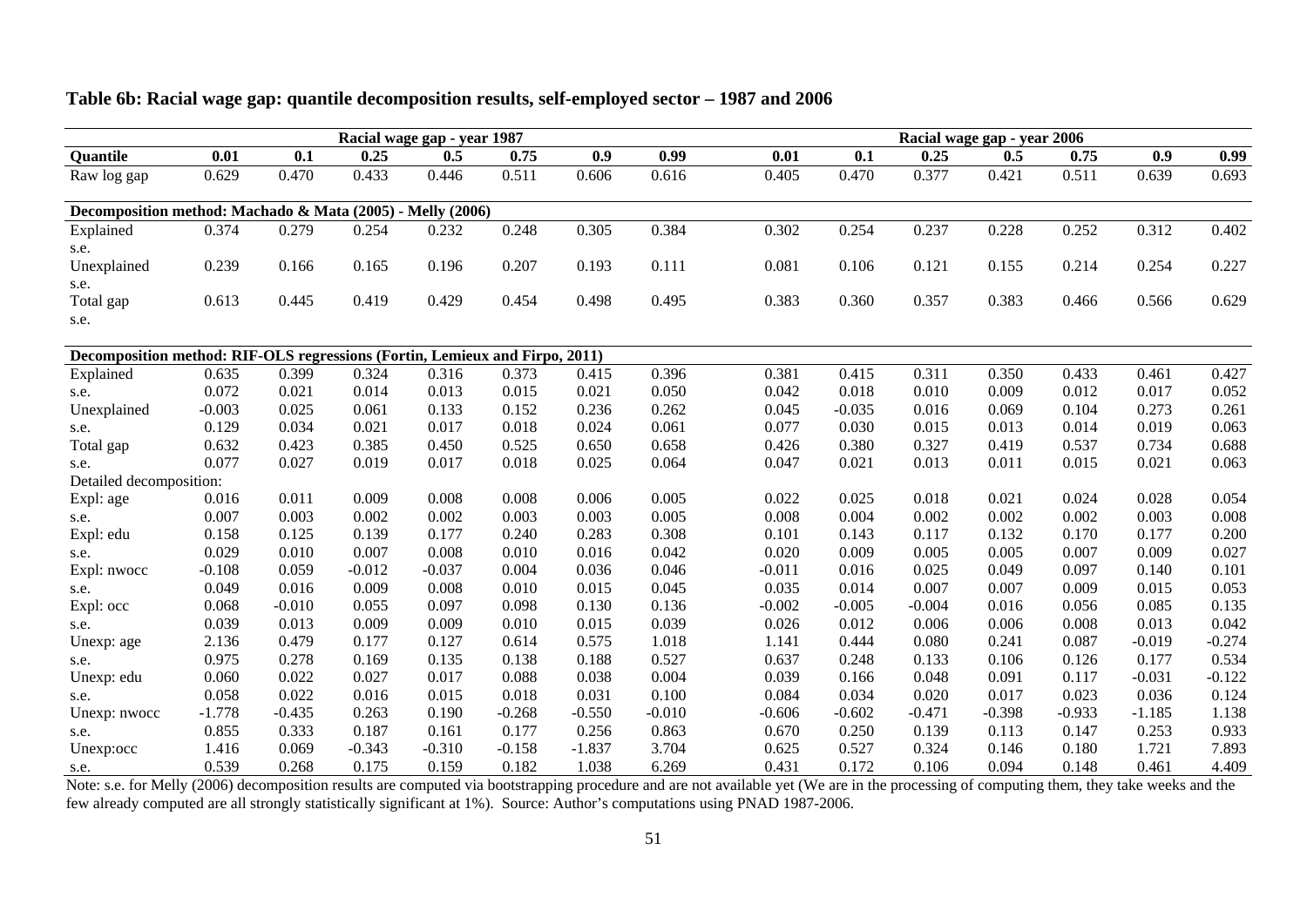## Table 6b: Racial wage gap: quantile decomposition results, self-employed sector – 1987 and 2006

| | Racial wage gap - year 1987 | | | | | | | Racial wage gap - year 2006 | | | | | | |
|---|---|---|---|---|---|---|---|---|---|---|---|---|---|---|
| **Quantile** | **0.01** | **0.1** | **0.25** | **0.5** | **0.75** | **0.9** | **0.99** | **0.01** | **0.1** | **0.25** | **0.5** | **0.75** | **0.9** | **0.99** |
| Raw log gap | 0.629 | 0.470 | 0.433 | 0.446 | 0.511 | 0.606 | 0.616 | 0.405 | 0.470 | 0.377 | 0.421 | 0.511 | 0.639 | 0.693 |
| **Decomposition method: Machado & Mata (2005) - Melly (2006)** | | | | | | | | | | | | | | |
| Explained | 0.374 | 0.279 | 0.254 | 0.232 | 0.248 | 0.305 | 0.384 | 0.302 | 0.254 | 0.237 | 0.228 | 0.252 | 0.312 | 0.402 |
| s.e. | | | | | | | | | | | | | | |
| Unexplained | 0.239 | 0.166 | 0.165 | 0.196 | 0.207 | 0.193 | 0.111 | 0.081 | 0.106 | 0.121 | 0.155 | 0.214 | 0.254 | 0.227 |
| s.e. | | | | | | | | | | | | | | |
| Total gap | 0.613 | 0.445 | 0.419 | 0.429 | 0.454 | 0.498 | 0.495 | 0.383 | 0.360 | 0.357 | 0.383 | 0.466 | 0.566 | 0.629 |
| s.e. | | | | | | | | | | | | | | |
| **Decomposition method: RIF-OLS regressions (Fortin, Lemieux and Firpo, 2011)** | | | | | | | | | | | | | | |
| Explained | 0.635 | 0.399 | 0.324 | 0.316 | 0.373 | 0.415 | 0.396 | 0.381 | 0.415 | 0.311 | 0.350 | 0.433 | 0.461 | 0.427 |
| s.e. | 0.072 | 0.021 | 0.014 | 0.013 | 0.015 | 0.021 | 0.050 | 0.042 | 0.018 | 0.010 | 0.009 | 0.012 | 0.017 | 0.052 |
| Unexplained | -0.003 | 0.025 | 0.061 | 0.133 | 0.152 | 0.236 | 0.262 | 0.045 | -0.035 | 0.016 | 0.069 | 0.104 | 0.273 | 0.261 |
| s.e. | 0.129 | 0.034 | 0.021 | 0.017 | 0.018 | 0.024 | 0.061 | 0.077 | 0.030 | 0.015 | 0.013 | 0.014 | 0.019 | 0.063 |
| Total gap | 0.632 | 0.423 | 0.385 | 0.450 | 0.525 | 0.650 | 0.658 | 0.426 | 0.380 | 0.327 | 0.419 | 0.537 | 0.734 | 0.688 |
| s.e. | 0.077 | 0.027 | 0.019 | 0.017 | 0.018 | 0.025 | 0.064 | 0.047 | 0.021 | 0.013 | 0.011 | 0.015 | 0.021 | 0.063 |
| Detailed decomposition: | | | | | | | | | | | | | | |
| Expl: age | 0.016 | 0.011 | 0.009 | 0.008 | 0.008 | 0.006 | 0.005 | 0.022 | 0.025 | 0.018 | 0.021 | 0.024 | 0.028 | 0.054 |
| s.e. | 0.007 | 0.003 | 0.002 | 0.002 | 0.003 | 0.003 | 0.005 | 0.008 | 0.004 | 0.002 | 0.002 | 0.002 | 0.003 | 0.008 |
| Expl: edu | 0.158 | 0.125 | 0.139 | 0.177 | 0.240 | 0.283 | 0.308 | 0.101 | 0.143 | 0.117 | 0.132 | 0.170 | 0.177 | 0.200 |
| s.e. | 0.029 | 0.010 | 0.007 | 0.008 | 0.010 | 0.016 | 0.042 | 0.020 | 0.009 | 0.005 | 0.005 | 0.007 | 0.009 | 0.027 |
| Expl: nwocc | -0.108 | 0.059 | -0.012 | -0.037 | 0.004 | 0.036 | 0.046 | -0.011 | 0.016 | 0.025 | 0.049 | 0.097 | 0.140 | 0.101 |
| s.e. | 0.049 | 0.016 | 0.009 | 0.008 | 0.010 | 0.015 | 0.045 | 0.035 | 0.014 | 0.007 | 0.007 | 0.009 | 0.015 | 0.053 |
| Expl: occ | 0.068 | -0.010 | 0.055 | 0.097 | 0.098 | 0.130 | 0.136 | -0.002 | -0.005 | -0.004 | 0.016 | 0.056 | 0.085 | 0.135 |
| s.e. | 0.039 | 0.013 | 0.009 | 0.009 | 0.010 | 0.015 | 0.039 | 0.026 | 0.012 | 0.006 | 0.006 | 0.008 | 0.013 | 0.042 |
| Unexp: age | 2.136 | 0.479 | 0.177 | 0.127 | 0.614 | 0.575 | 1.018 | 1.141 | 0.444 | 0.080 | 0.241 | 0.087 | -0.019 | -0.274 |
| s.e. | 0.975 | 0.278 | 0.169 | 0.135 | 0.138 | 0.188 | 0.527 | 0.637 | 0.248 | 0.133 | 0.106 | 0.126 | 0.177 | 0.534 |
| Unexp: edu | 0.060 | 0.022 | 0.027 | 0.017 | 0.088 | 0.038 | 0.004 | 0.039 | 0.166 | 0.048 | 0.091 | 0.117 | -0.031 | -0.122 |
| s.e. | 0.058 | 0.022 | 0.016 | 0.015 | 0.018 | 0.031 | 0.100 | 0.084 | 0.034 | 0.020 | 0.017 | 0.023 | 0.036 | 0.124 |
| Unexp: nwocc | -1.778 | -0.435 | 0.263 | 0.190 | -0.268 | -0.550 | -0.010 | -0.606 | -0.602 | -0.471 | -0.398 | -0.933 | -1.185 | 1.138 |
| s.e. | 0.855 | 0.333 | 0.187 | 0.161 | 0.177 | 0.256 | 0.863 | 0.670 | 0.250 | 0.139 | 0.113 | 0.147 | 0.253 | 0.933 |
| Unexp:occ | 1.416 | 0.069 | -0.343 | -0.310 | -0.158 | -1.837 | 3.704 | 0.625 | 0.527 | 0.324 | 0.146 | 0.180 | 1.721 | 7.893 |
| s.e. | 0.539 | 0.268 | 0.175 | 0.159 | 0.182 | 1.038 | 6.269 | 0.431 | 0.172 | 0.106 | 0.094 | 0.148 | 0.461 | 4.409 |

Note: s.e. for Melly (2006) decomposition results are computed via bootstrapping procedure and are not available yet (We are in the processing of computing them, they take weeks and the few already computed are all strongly statistically significant at 1%). Source: Author's computations using PNAD 1987-2006.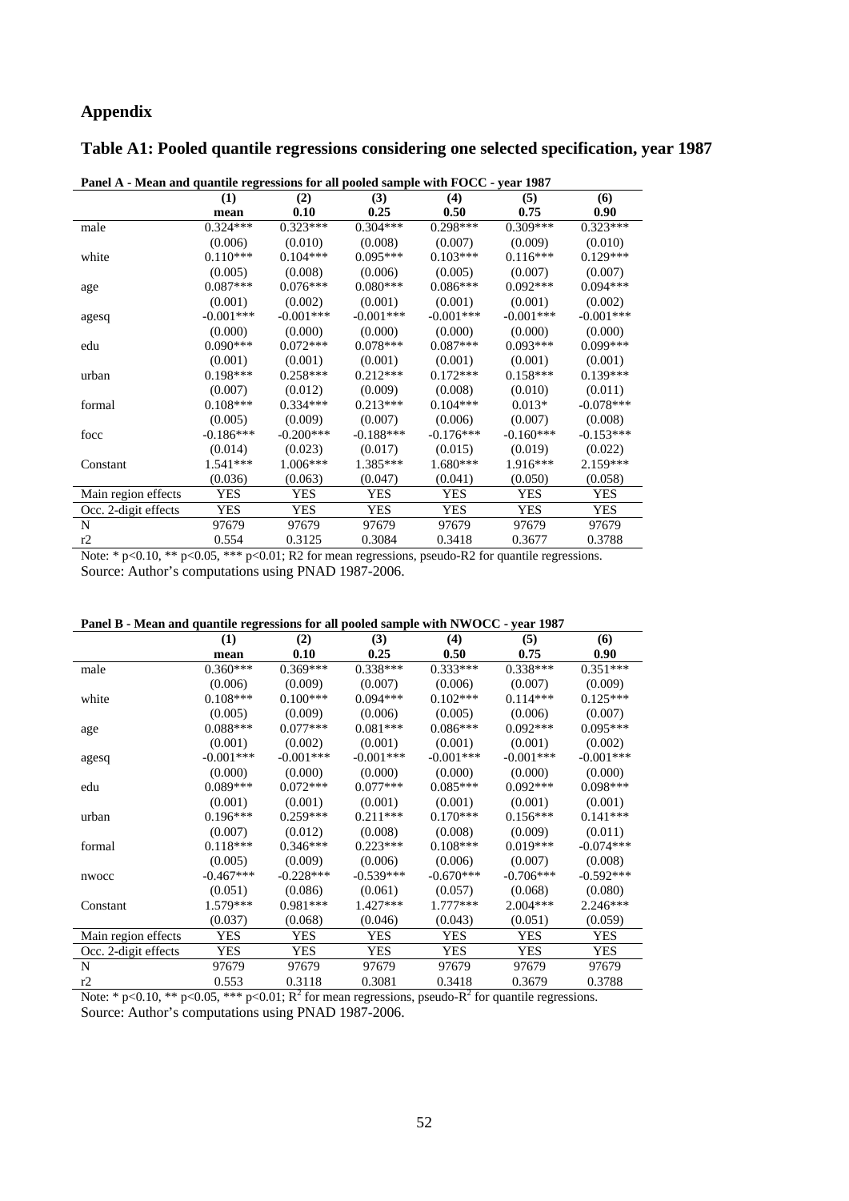## Appendix

## Table A1: Pooled quantile regressions considering one selected specification, year 1987

**Panel A - Mean and quantile regressions for all pooled sample with FOCC - year 1987**

| | (1) | (2) | (3) | (4) | (5) | (6) |
|---|---|---|---|---|---|---|
| | mean | 0.10 | 0.25 | 0.50 | 0.75 | 0.90 |
| male | 0.324*** | 0.323*** | 0.304*** | 0.298*** | 0.309*** | 0.323*** |
| | (0.006) | (0.010) | (0.008) | (0.007) | (0.009) | (0.010) |
| white | 0.110*** | 0.104*** | 0.095*** | 0.103*** | 0.116*** | 0.129*** |
| | (0.005) | (0.008) | (0.006) | (0.005) | (0.007) | (0.007) |
| age | 0.087*** | 0.076*** | 0.080*** | 0.086*** | 0.092*** | 0.094*** |
| | (0.001) | (0.002) | (0.001) | (0.001) | (0.001) | (0.002) |
| agesq | -0.001*** | -0.001*** | -0.001*** | -0.001*** | -0.001*** | -0.001*** |
| | (0.000) | (0.000) | (0.000) | (0.000) | (0.000) | (0.000) |
| edu | 0.090*** | 0.072*** | 0.078*** | 0.087*** | 0.093*** | 0.099*** |
| | (0.001) | (0.001) | (0.001) | (0.001) | (0.001) | (0.001) |
| urban | 0.198*** | 0.258*** | 0.212*** | 0.172*** | 0.158*** | 0.139*** |
| | (0.007) | (0.012) | (0.009) | (0.008) | (0.010) | (0.011) |
| formal | 0.108*** | 0.334*** | 0.213*** | 0.104*** | 0.013* | -0.078*** |
| | (0.005) | (0.009) | (0.007) | (0.006) | (0.007) | (0.008) |
| focc | -0.186*** | -0.200*** | -0.188*** | -0.176*** | -0.160*** | -0.153*** |
| | (0.014) | (0.023) | (0.017) | (0.015) | (0.019) | (0.022) |
| Constant | 1.541*** | 1.006*** | 1.385*** | 1.680*** | 1.916*** | 2.159*** |
| | (0.036) | (0.063) | (0.047) | (0.041) | (0.050) | (0.058) |
| Main region effects | YES | YES | YES | YES | YES | YES |
| Occ. 2-digit effects | YES | YES | YES | YES | YES | YES |
| N | 97679 | 97679 | 97679 | 97679 | 97679 | 97679 |
| r2 | 0.554 | 0.3125 | 0.3084 | 0.3418 | 0.3677 | 0.3788 |

Note: * p<0.10, ** p<0.05, *** p<0.01; R2 for mean regressions, pseudo-R2 for quantile regressions.
Source: Author's computations using PNAD 1987-2006.

**Panel B - Mean and quantile regressions for all pooled sample with NWOCC - year 1987**

| | (1) | (2) | (3) | (4) | (5) | (6) |
|---|---|---|---|---|---|---|
| | mean | 0.10 | 0.25 | 0.50 | 0.75 | 0.90 |
| male | 0.360*** | 0.369*** | 0.338*** | 0.333*** | 0.338*** | 0.351*** |
| | (0.006) | (0.009) | (0.007) | (0.006) | (0.007) | (0.009) |
| white | 0.108*** | 0.100*** | 0.094*** | 0.102*** | 0.114*** | 0.125*** |
| | (0.005) | (0.009) | (0.006) | (0.005) | (0.006) | (0.007) |
| age | 0.088*** | 0.077*** | 0.081*** | 0.086*** | 0.092*** | 0.095*** |
| | (0.001) | (0.002) | (0.001) | (0.001) | (0.001) | (0.002) |
| agesq | -0.001*** | -0.001*** | -0.001*** | -0.001*** | -0.001*** | -0.001*** |
| | (0.000) | (0.000) | (0.000) | (0.000) | (0.000) | (0.000) |
| edu | 0.089*** | 0.072*** | 0.077*** | 0.085*** | 0.092*** | 0.098*** |
| | (0.001) | (0.001) | (0.001) | (0.001) | (0.001) | (0.001) |
| urban | 0.196*** | 0.259*** | 0.211*** | 0.170*** | 0.156*** | 0.141*** |
| | (0.007) | (0.012) | (0.008) | (0.008) | (0.009) | (0.011) |
| formal | 0.118*** | 0.346*** | 0.223*** | 0.108*** | 0.019*** | -0.074*** |
| | (0.005) | (0.009) | (0.006) | (0.006) | (0.007) | (0.008) |
| nwocc | -0.467*** | -0.228*** | -0.539*** | -0.670*** | -0.706*** | -0.592*** |
| | (0.051) | (0.086) | (0.061) | (0.057) | (0.068) | (0.080) |
| Constant | 1.579*** | 0.981*** | 1.427*** | 1.777*** | 2.004*** | 2.246*** |
| | (0.037) | (0.068) | (0.046) | (0.043) | (0.051) | (0.059) |
| Main region effects | YES | YES | YES | YES | YES | YES |
| Occ. 2-digit effects | YES | YES | YES | YES | YES | YES |
| N | 97679 | 97679 | 97679 | 97679 | 97679 | 97679 |
| r2 | 0.553 | 0.3118 | 0.3081 | 0.3418 | 0.3679 | 0.3788 |

Note: * p<0.10, ** p<0.05, *** p<0.01; $R^2$ for mean regressions, pseudo-$R^2$ for quantile regressions.
Source: Author's computations using PNAD 1987-2006.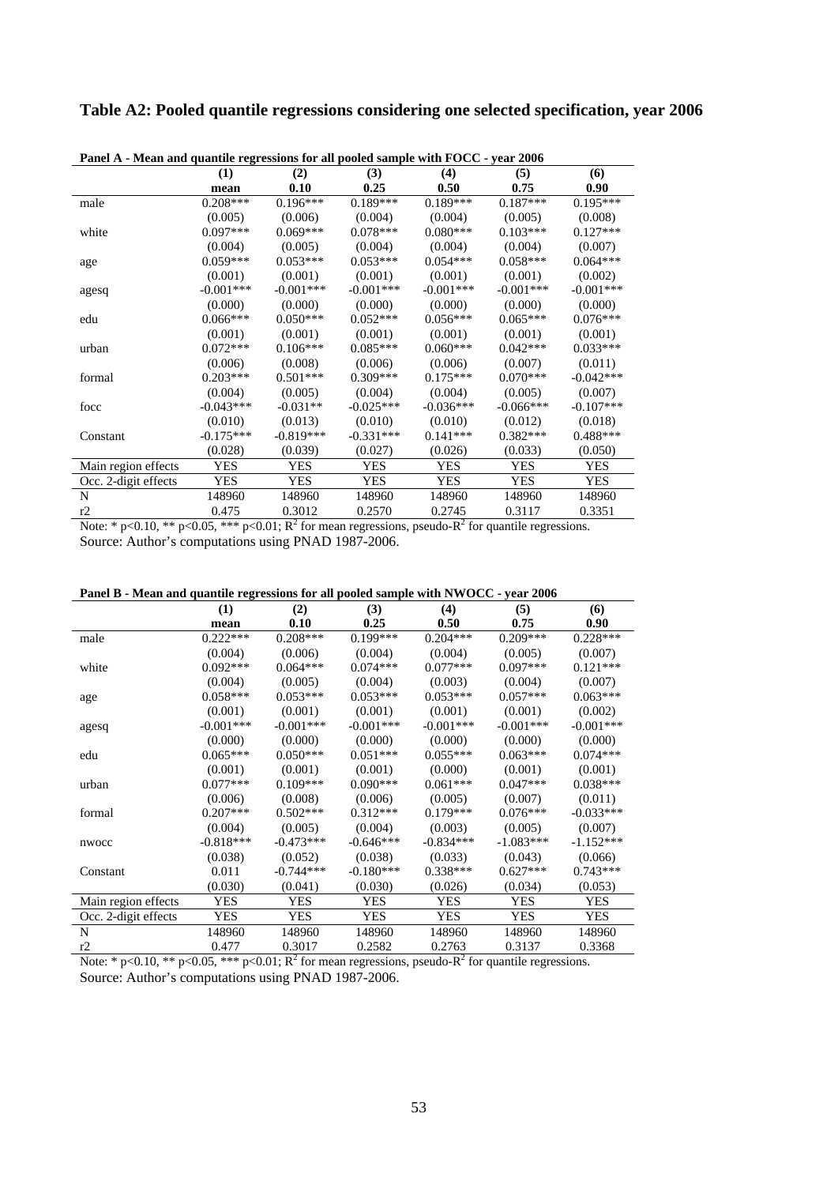# Table A2: Pooled quantile regressions considering one selected specification, year 2006

**Panel A - Mean and quantile regressions for all pooled sample with FOCC - year 2006**

| | (1) | (2) | (3) | (4) | (5) | (6) |
|---|---|---|---|---|---|---|
| | **mean** | **0.10** | **0.25** | **0.50** | **0.75** | **0.90** |
| male | 0.208*** | 0.196*** | 0.189*** | 0.189*** | 0.187*** | 0.195*** |
| | (0.005) | (0.006) | (0.004) | (0.004) | (0.005) | (0.008) |
| white | 0.097*** | 0.069*** | 0.078*** | 0.080*** | 0.103*** | 0.127*** |
| | (0.004) | (0.005) | (0.004) | (0.004) | (0.004) | (0.007) |
| age | 0.059*** | 0.053*** | 0.053*** | 0.054*** | 0.058*** | 0.064*** |
| | (0.001) | (0.001) | (0.001) | (0.001) | (0.001) | (0.002) |
| agesq | -0.001*** | -0.001*** | -0.001*** | -0.001*** | -0.001*** | -0.001*** |
| | (0.000) | (0.000) | (0.000) | (0.000) | (0.000) | (0.000) |
| edu | 0.066*** | 0.050*** | 0.052*** | 0.056*** | 0.065*** | 0.076*** |
| | (0.001) | (0.001) | (0.001) | (0.001) | (0.001) | (0.001) |
| urban | 0.072*** | 0.106*** | 0.085*** | 0.060*** | 0.042*** | 0.033*** |
| | (0.006) | (0.008) | (0.006) | (0.006) | (0.007) | (0.011) |
| formal | 0.203*** | 0.501*** | 0.309*** | 0.175*** | 0.070*** | -0.042*** |
| | (0.004) | (0.005) | (0.004) | (0.004) | (0.005) | (0.007) |
| focc | -0.043*** | -0.031** | -0.025*** | -0.036*** | -0.066*** | -0.107*** |
| | (0.010) | (0.013) | (0.010) | (0.010) | (0.012) | (0.018) |
| Constant | -0.175*** | -0.819*** | -0.331*** | 0.141*** | 0.382*** | 0.488*** |
| | (0.028) | (0.039) | (0.027) | (0.026) | (0.033) | (0.050) |
| Main region effects | YES | YES | YES | YES | YES | YES |
| Occ. 2-digit effects | YES | YES | YES | YES | YES | YES |
| N | 148960 | 148960 | 148960 | 148960 | 148960 | 148960 |
| r2 | 0.475 | 0.3012 | 0.2570 | 0.2745 | 0.3117 | 0.3351 |

Note: * p<0.10, ** p<0.05, *** p<0.01; $R^2$ for mean regressions, pseudo-$R^2$ for quantile regressions.
Source: Author's computations using PNAD 1987-2006.

**Panel B - Mean and quantile regressions for all pooled sample with NWOCC - year 2006**

| | (1) | (2) | (3) | (4) | (5) | (6) |
|---|---|---|---|---|---|---|
| | **mean** | **0.10** | **0.25** | **0.50** | **0.75** | **0.90** |
| male | 0.222*** | 0.208*** | 0.199*** | 0.204*** | 0.209*** | 0.228*** |
| | (0.004) | (0.006) | (0.004) | (0.004) | (0.005) | (0.007) |
| white | 0.092*** | 0.064*** | 0.074*** | 0.077*** | 0.097*** | 0.121*** |
| | (0.004) | (0.005) | (0.004) | (0.003) | (0.004) | (0.007) |
| age | 0.058*** | 0.053*** | 0.053*** | 0.053*** | 0.057*** | 0.063*** |
| | (0.001) | (0.001) | (0.001) | (0.001) | (0.001) | (0.002) |
| agesq | -0.001*** | -0.001*** | -0.001*** | -0.001*** | -0.001*** | -0.001*** |
| | (0.000) | (0.000) | (0.000) | (0.000) | (0.000) | (0.000) |
| edu | 0.065*** | 0.050*** | 0.051*** | 0.055*** | 0.063*** | 0.074*** |
| | (0.001) | (0.001) | (0.001) | (0.000) | (0.001) | (0.001) |
| urban | 0.077*** | 0.109*** | 0.090*** | 0.061*** | 0.047*** | 0.038*** |
| | (0.006) | (0.008) | (0.006) | (0.005) | (0.007) | (0.011) |
| formal | 0.207*** | 0.502*** | 0.312*** | 0.179*** | 0.076*** | -0.033*** |
| | (0.004) | (0.005) | (0.004) | (0.003) | (0.005) | (0.007) |
| nwocc | -0.818*** | -0.473*** | -0.646*** | -0.834*** | -1.083*** | -1.152*** |
| | (0.038) | (0.052) | (0.038) | (0.033) | (0.043) | (0.066) |
| Constant | 0.011 | -0.744*** | -0.180*** | 0.338*** | 0.627*** | 0.743*** |
| | (0.030) | (0.041) | (0.030) | (0.026) | (0.034) | (0.053) |
| Main region effects | YES | YES | YES | YES | YES | YES |
| Occ. 2-digit effects | YES | YES | YES | YES | YES | YES |
| N | 148960 | 148960 | 148960 | 148960 | 148960 | 148960 |
| r2 | 0.477 | 0.3017 | 0.2582 | 0.2763 | 0.3137 | 0.3368 |

Note: * p<0.10, ** p<0.05, *** p<0.01; $R^2$ for mean regressions, pseudo-$R^2$ for quantile regressions.
Source: Author's computations using PNAD 1987-2006.